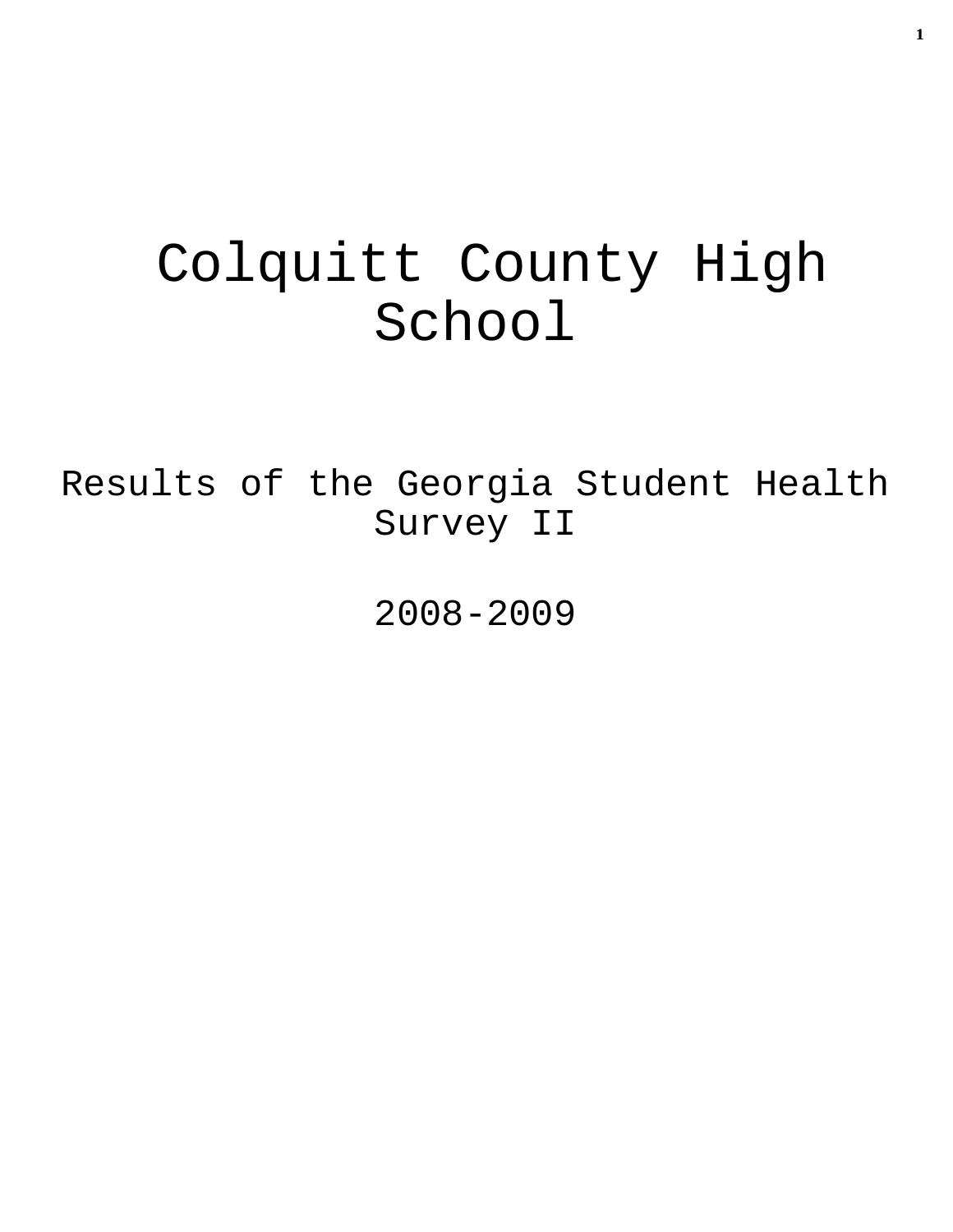# Colquitt County High School

## Results of the Georgia Student Health Survey II

2008-2009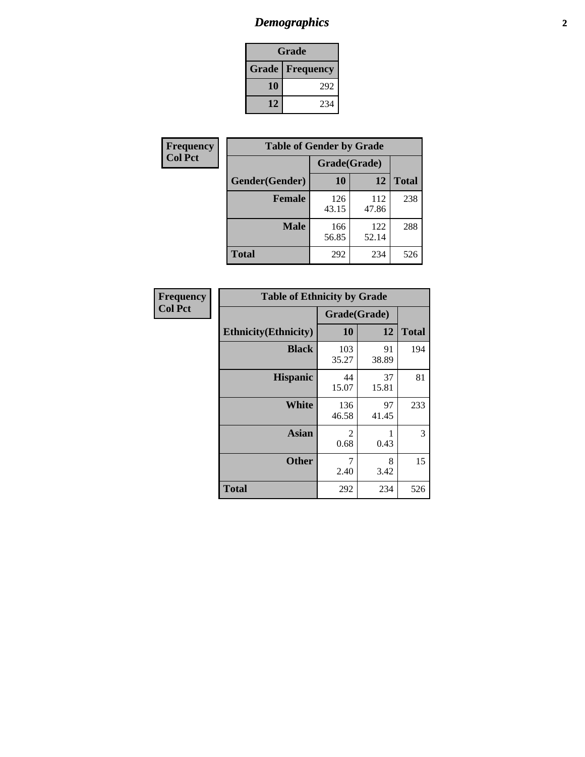# *Demographics*

| Grade | |
|---|---|
| **Grade** | **Frequency** |
| **10** | 292 |
| **12** | 234 |

**Frequency**
**Col Pct**

| Table of Gender by Grade | | | |
|---|---|---|---|
| | Grade(Grade) | | |
| **Gender(Gender)** | **10** | **12** | **Total** |
| **Female** | 126<br>43.15 | 112<br>47.86 | 238 |
| **Male** | 166<br>56.85 | 122<br>52.14 | 288 |
| **Total** | 292 | 234 | 526 |

**Frequency**
**Col Pct**

| Table of Ethnicity by Grade | | | |
|---|---|---|---|
| | Grade(Grade) | | |
| **Ethnicity(Ethnicity)** | **10** | **12** | **Total** |
| **Black** | 103<br>35.27 | 91<br>38.89 | 194 |
| **Hispanic** | 44<br>15.07 | 37<br>15.81 | 81 |
| **White** | 136<br>46.58 | 97<br>41.45 | 233 |
| **Asian** | 2<br>0.68 | 1<br>0.43 | 3 |
| **Other** | 7<br>2.40 | 8<br>3.42 | 15 |
| **Total** | 292 | 234 | 526 |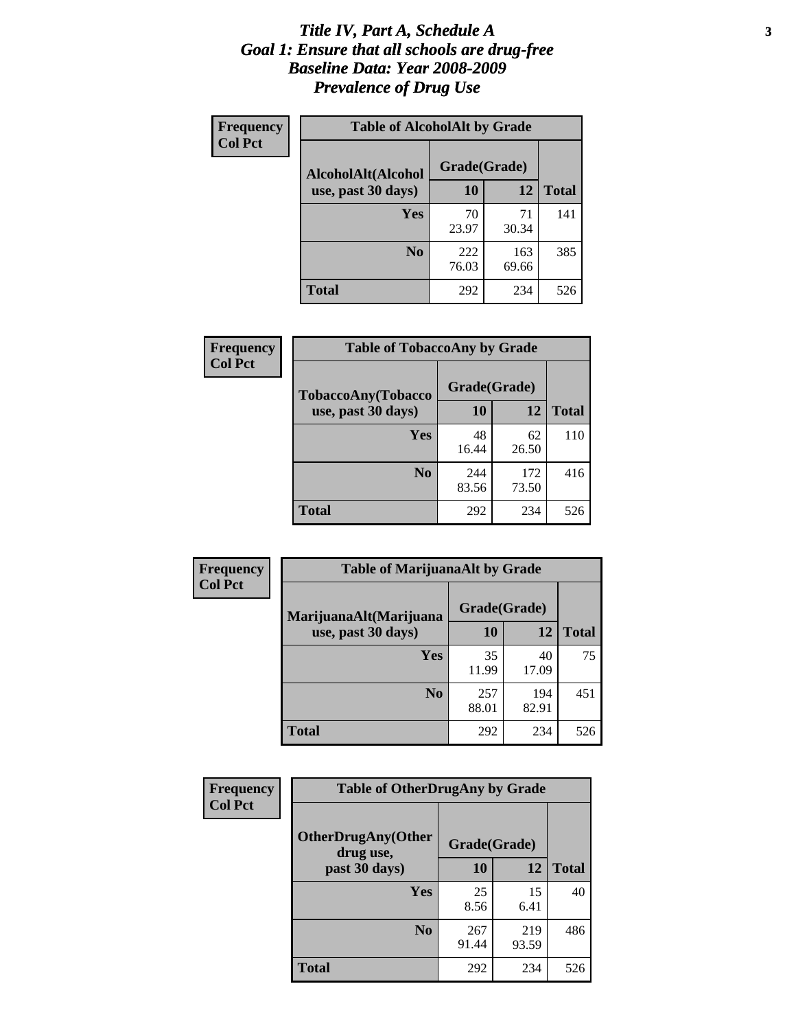# *Title IV, Part A, Schedule A*
## *Goal 1: Ensure that all schools are drug-free*
## *Baseline Data: Year 2008-2009*
## *Prevalence of Drug Use*

**Frequency**
**Col Pct**

**Table of AlcoholAlt by Grade**

| AlcoholAlt(Alcohol use, past 30 days) | Grade(Grade) 10 | 12 | Total |
|---|---|---|---|
| **Yes** | 70<br>23.97 | 71<br>30.34 | 141 |
| **No** | 222<br>76.03 | 163<br>69.66 | 385 |
| **Total** | 292 | 234 | 526 |

**Frequency**
**Col Pct**

**Table of TobaccoAny by Grade**

| TobaccoAny(Tobacco use, past 30 days) | Grade(Grade) 10 | 12 | Total |
|---|---|---|---|
| **Yes** | 48<br>16.44 | 62<br>26.50 | 110 |
| **No** | 244<br>83.56 | 172<br>73.50 | 416 |
| **Total** | 292 | 234 | 526 |

**Frequency**
**Col Pct**

**Table of MarijuanaAlt by Grade**

| MarijuanaAlt(Marijuana use, past 30 days) | Grade(Grade) 10 | 12 | Total |
|---|---|---|---|
| **Yes** | 35<br>11.99 | 40<br>17.09 | 75 |
| **No** | 257<br>88.01 | 194<br>82.91 | 451 |
| **Total** | 292 | 234 | 526 |

**Frequency**
**Col Pct**

**Table of OtherDrugAny by Grade**

| OtherDrugAny(Other drug use, past 30 days) | Grade(Grade) 10 | 12 | Total |
|---|---|---|---|
| **Yes** | 25<br>8.56 | 15<br>6.41 | 40 |
| **No** | 267<br>91.44 | 219<br>93.59 | 486 |
| **Total** | 292 | 234 | 526 |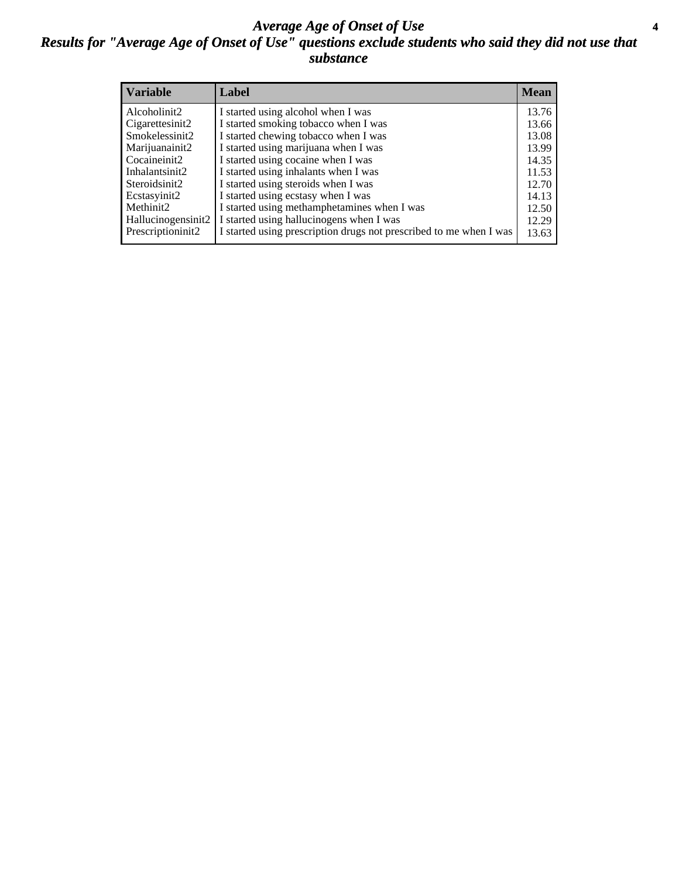# *Average Age of Onset of Use*

## *Results for "Average Age of Onset of Use" questions exclude students who said they did not use that substance*

| Variable | Label | Mean |
|---|---|---|
| Alcoholinit2 | I started using alcohol when I was | 13.76 |
| Cigarettesinit2 | I started smoking tobacco when I was | 13.66 |
| Smokelessinit2 | I started chewing tobacco when I was | 13.08 |
| Marijuanainit2 | I started using marijuana when I was | 13.99 |
| Cocaineinit2 | I started using cocaine when I was | 14.35 |
| Inhalantsinit2 | I started using inhalants when I was | 11.53 |
| Steroidsinit2 | I started using steroids when I was | 12.70 |
| Ecstasyinit2 | I started using ecstasy when I was | 14.13 |
| Methinit2 | I started using methamphetamines when I was | 12.50 |
| Hallucinogensinit2 | I started using hallucinogens when I was | 12.29 |
| Prescriptioninit2 | I started using prescription drugs not prescribed to me when I was | 13.63 |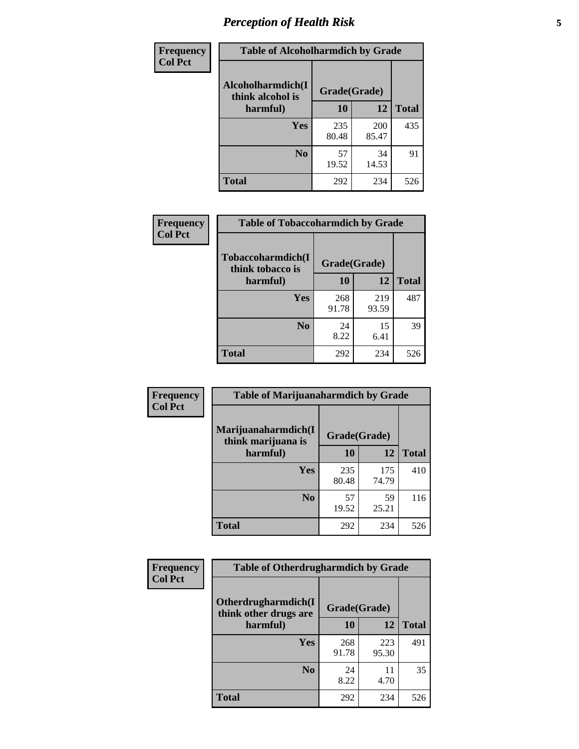# Perception of Health Risk

| Frequency Col Pct | Table of Alcoholharmdich by Grade | | |
|---|---|---|---|
| Alcoholharmdich(I think alcohol is harmful) | Grade(Grade) | | |
| | 10 | 12 | Total |
| Yes | 235<br>80.48 | 200<br>85.47 | 435 |
| No | 57<br>19.52 | 34<br>14.53 | 91 |
| Total | 292 | 234 | 526 |

| Frequency Col Pct | Table of Tobaccoharmdich by Grade | | |
|---|---|---|---|
| Tobaccoharmdich(I think tobacco is harmful) | Grade(Grade) | | |
| | 10 | 12 | Total |
| Yes | 268<br>91.78 | 219<br>93.59 | 487 |
| No | 24<br>8.22 | 15<br>6.41 | 39 |
| Total | 292 | 234 | 526 |

| Frequency Col Pct | Table of Marijuanaharmdich by Grade | | |
|---|---|---|---|
| Marijuanaharmdich(I think marijuana is harmful) | Grade(Grade) | | |
| | 10 | 12 | Total |
| Yes | 235<br>80.48 | 175<br>74.79 | 410 |
| No | 57<br>19.52 | 59<br>25.21 | 116 |
| Total | 292 | 234 | 526 |

| Frequency Col Pct | Table of Otherdrugharmdich by Grade | | |
|---|---|---|---|
| Otherdrugharmdich(I think other drugs are harmful) | Grade(Grade) | | |
| | 10 | 12 | Total |
| Yes | 268<br>91.78 | 223<br>95.30 | 491 |
| No | 24<br>8.22 | 11<br>4.70 | 35 |
| Total | 292 | 234 | 526 |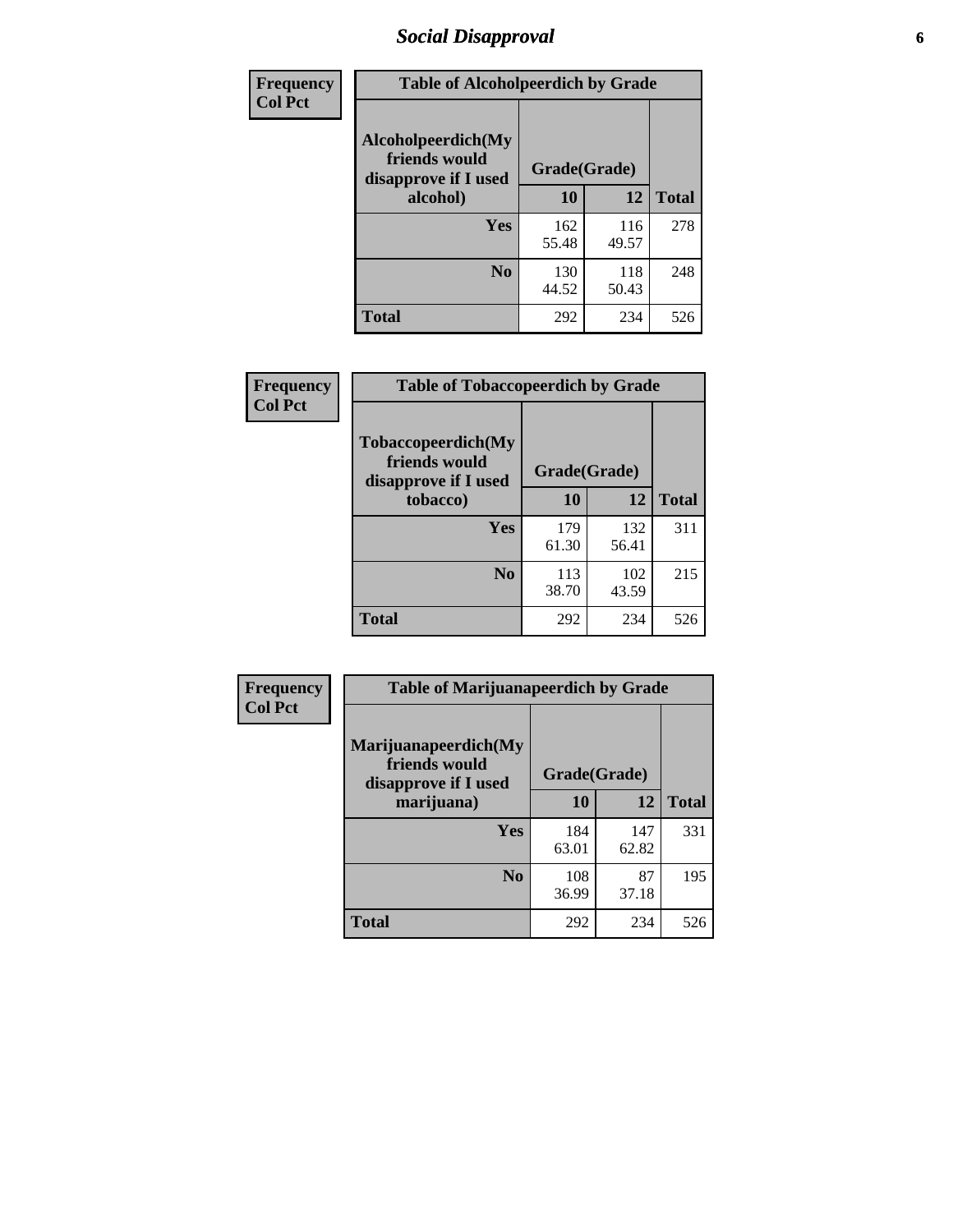# Social Disapproval

| Frequency Col Pct | Table of Alcoholpeerdich by Grade | | |
|---|---|---|---|
| Alcoholpeerdich(My friends would disapprove if I used alcohol) | Grade(Grade) | | |
| | 10 | 12 | Total |
| Yes | 162<br>55.48 | 116<br>49.57 | 278 |
| No | 130<br>44.52 | 118<br>50.43 | 248 |
| Total | 292 | 234 | 526 |

| Frequency Col Pct | Table of Tobaccopeerdich by Grade | | |
|---|---|---|---|
| Tobaccopeerdich(My friends would disapprove if I used tobacco) | Grade(Grade) | | |
| | 10 | 12 | Total |
| Yes | 179<br>61.30 | 132<br>56.41 | 311 |
| No | 113<br>38.70 | 102<br>43.59 | 215 |
| Total | 292 | 234 | 526 |

| Frequency Col Pct | Table of Marijuanapeerdich by Grade | | |
|---|---|---|---|
| Marijuanapeerdich(My friends would disapprove if I used marijuana) | Grade(Grade) | | |
| | 10 | 12 | Total |
| Yes | 184<br>63.01 | 147<br>62.82 | 331 |
| No | 108<br>36.99 | 87<br>37.18 | 195 |
| Total | 292 | 234 | 526 |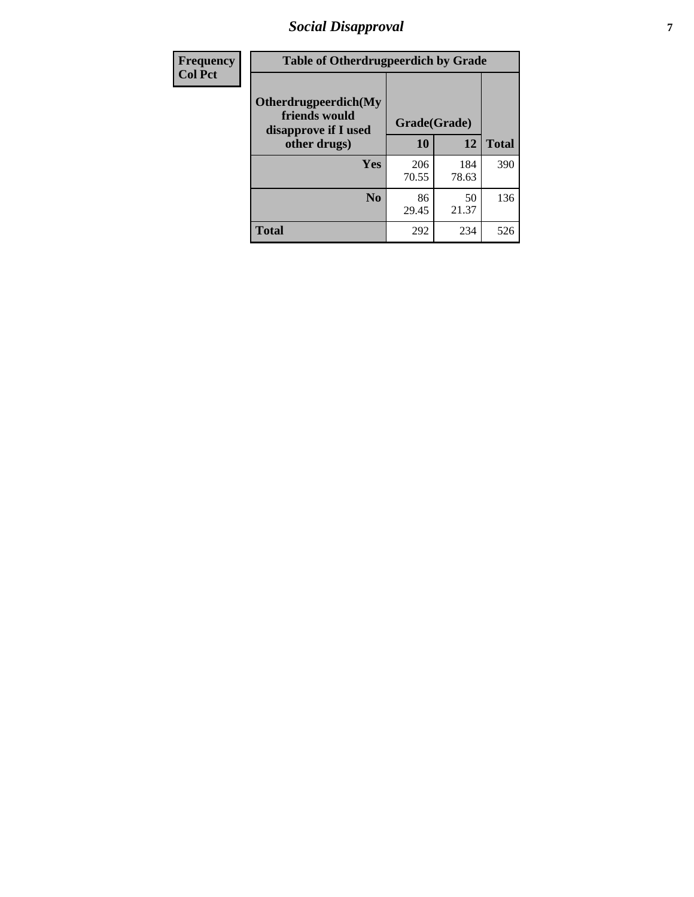| Frequency Col Pct | Table of Otherdrugpeerdich by Grade | | |
|---|---|---|---|
| Otherdrugpeerdich(My friends would disapprove if I used other drugs) | Grade(Grade) | | |
| | 10 | 12 | Total |
| Yes | 206<br>70.55 | 184<br>78.63 | 390 |
| No | 86<br>29.45 | 50<br>21.37 | 136 |
| Total | 292 | 234 | 526 |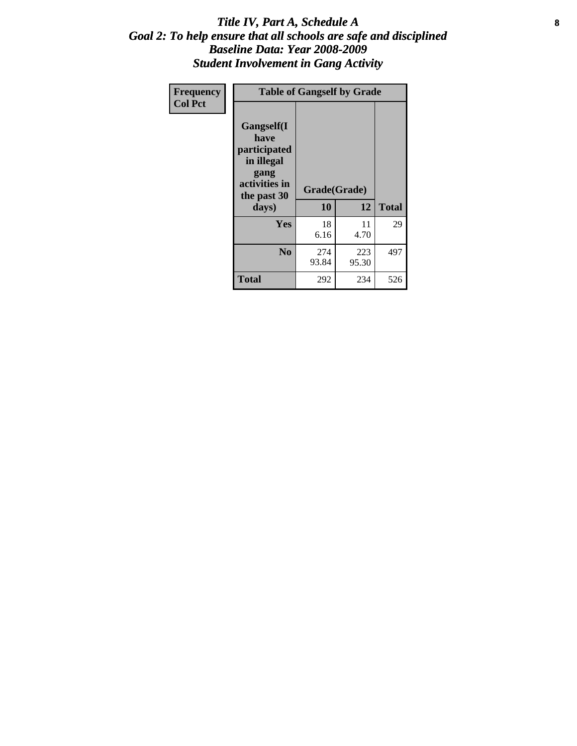# *Title IV, Part A, Schedule A*
## *Goal 2: To help ensure that all schools are safe and disciplined*
## *Baseline Data: Year 2008-2009*
## *Student Involvement in Gang Activity*

| Frequency<br>Col Pct | Table of Gangself by Grade | | |
|---|---|---|---|
| **Gangself(I have participated in illegal gang activities in the past 30 days)** | **Grade(Grade)** | | |
| | **10** | **12** | **Total** |
| **Yes** | 18<br>6.16 | 11<br>4.70 | 29 |
| **No** | 274<br>93.84 | 223<br>95.30 | 497 |
| **Total** | 292 | 234 | 526 |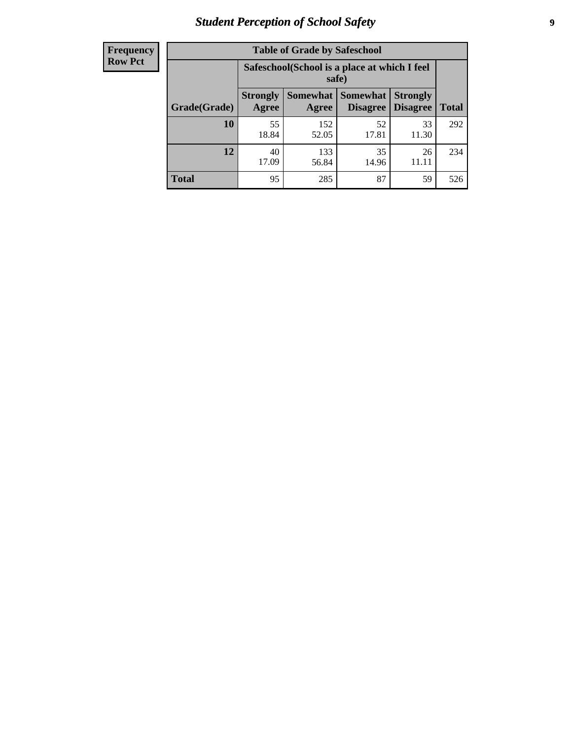| Frequency Row Pct | Table of Grade by Safeschool | | | | |
|---|---|---|---|---|---|
| | Safeschool(School is a place at which I feel safe) | | | | |
| Grade(Grade) | Strongly Agree | Somewhat Agree | Somewhat Disagree | Strongly Disagree | Total |
| 10 | 55<br>18.84 | 152<br>52.05 | 52<br>17.81 | 33<br>11.30 | 292 |
| 12 | 40<br>17.09 | 133<br>56.84 | 35<br>14.96 | 26<br>11.11 | 234 |
| Total | 95 | 285 | 87 | 59 | 526 |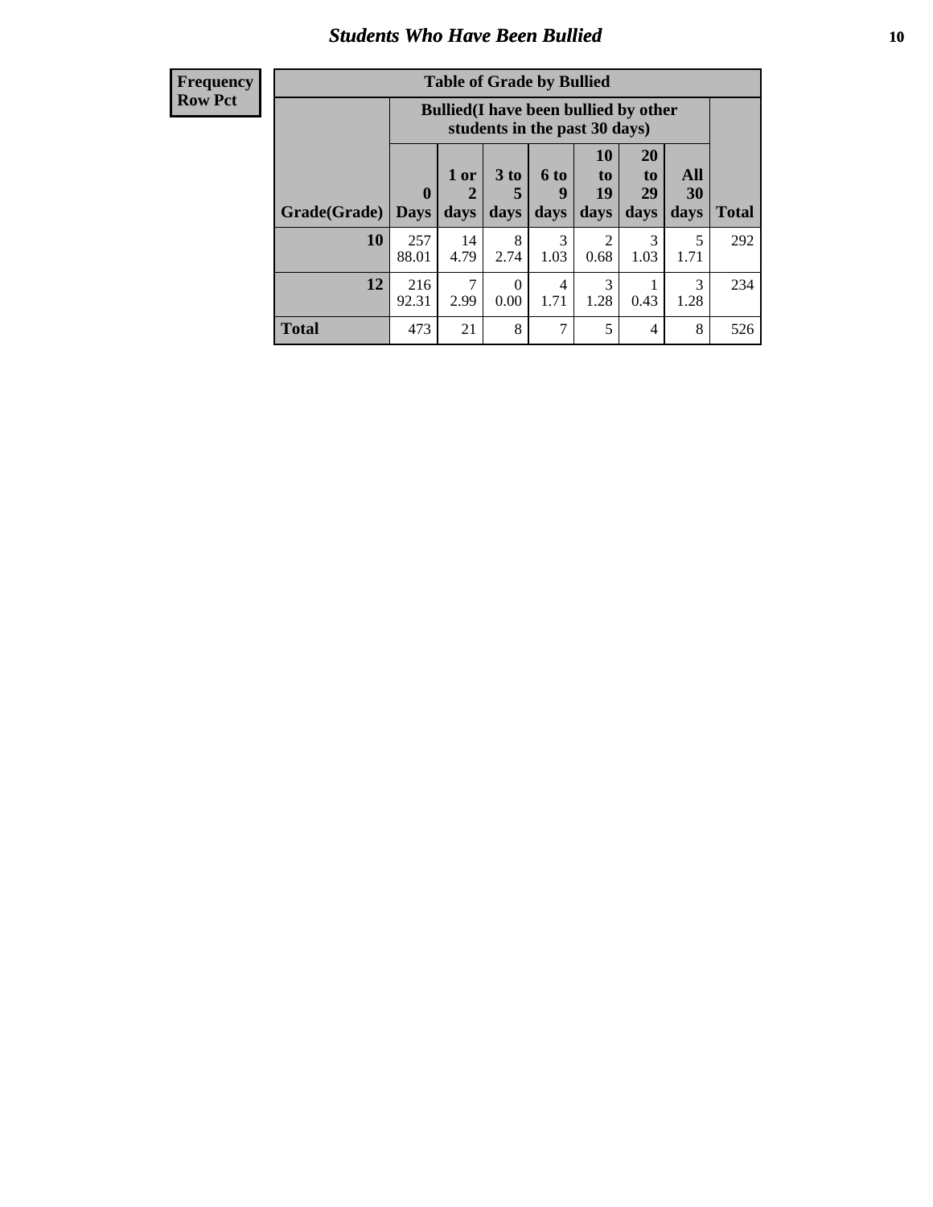# Students Who Have Been Bullied

**Frequency**
**Row Pct**

| Table of Grade by Bullied | | | | | | | | |
|---|---|---|---|---|---|---|---|---|
| | Bullied(I have been bullied by other students in the past 30 days) | | | | | | | |
| Grade(Grade) | 0 Days | 1 or 2 days | 3 to 5 days | 6 to 9 days | 10 to 19 days | 20 to 29 days | All 30 days | Total |
| **10** | 257<br>88.01 | 14<br>4.79 | 8<br>2.74 | 3<br>1.03 | 2<br>0.68 | 3<br>1.03 | 5<br>1.71 | 292 |
| **12** | 216<br>92.31 | 7<br>2.99 | 0<br>0.00 | 4<br>1.71 | 3<br>1.28 | 1<br>0.43 | 3<br>1.28 | 234 |
| **Total** | 473 | 21 | 8 | 7 | 5 | 4 | 8 | 526 |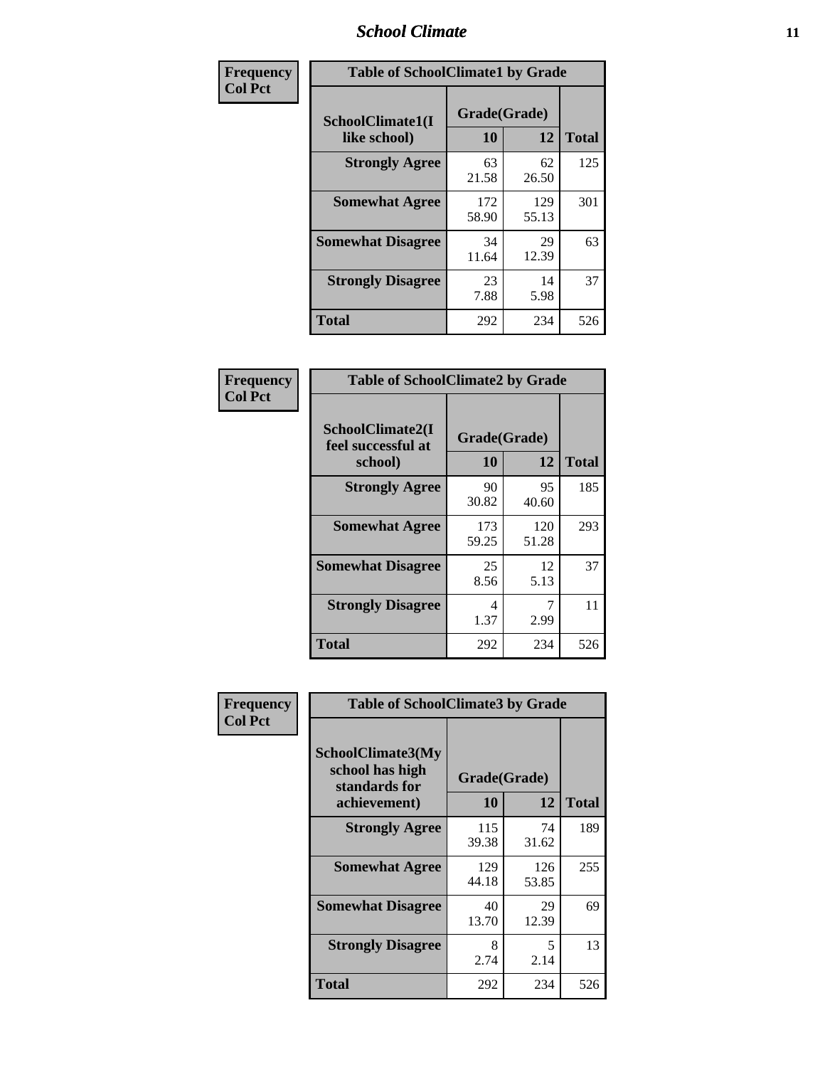# School Climate

**Frequency**
**Col Pct**

| Table of SchoolClimate1 by Grade | | | |
|---|---|---|---|
| SchoolClimate1(I like school) | Grade(Grade) | | |
| | 10 | 12 | Total |
| Strongly Agree | 63<br>21.58 | 62<br>26.50 | 125 |
| Somewhat Agree | 172<br>58.90 | 129<br>55.13 | 301 |
| Somewhat Disagree | 34<br>11.64 | 29<br>12.39 | 63 |
| Strongly Disagree | 23<br>7.88 | 14<br>5.98 | 37 |
| Total | 292 | 234 | 526 |

**Frequency**
**Col Pct**

| Table of SchoolClimate2 by Grade | | | |
|---|---|---|---|
| SchoolClimate2(I feel successful at school) | Grade(Grade) | | |
| | 10 | 12 | Total |
| Strongly Agree | 90<br>30.82 | 95<br>40.60 | 185 |
| Somewhat Agree | 173<br>59.25 | 120<br>51.28 | 293 |
| Somewhat Disagree | 25<br>8.56 | 12<br>5.13 | 37 |
| Strongly Disagree | 4<br>1.37 | 7<br>2.99 | 11 |
| Total | 292 | 234 | 526 |

**Frequency**
**Col Pct**

| Table of SchoolClimate3 by Grade | | | |
|---|---|---|---|
| SchoolClimate3(My school has high standards for achievement) | Grade(Grade) | | |
| | 10 | 12 | Total |
| Strongly Agree | 115<br>39.38 | 74<br>31.62 | 189 |
| Somewhat Agree | 129<br>44.18 | 126<br>53.85 | 255 |
| Somewhat Disagree | 40<br>13.70 | 29<br>12.39 | 69 |
| Strongly Disagree | 8<br>2.74 | 5<br>2.14 | 13 |
| Total | 292 | 234 | 526 |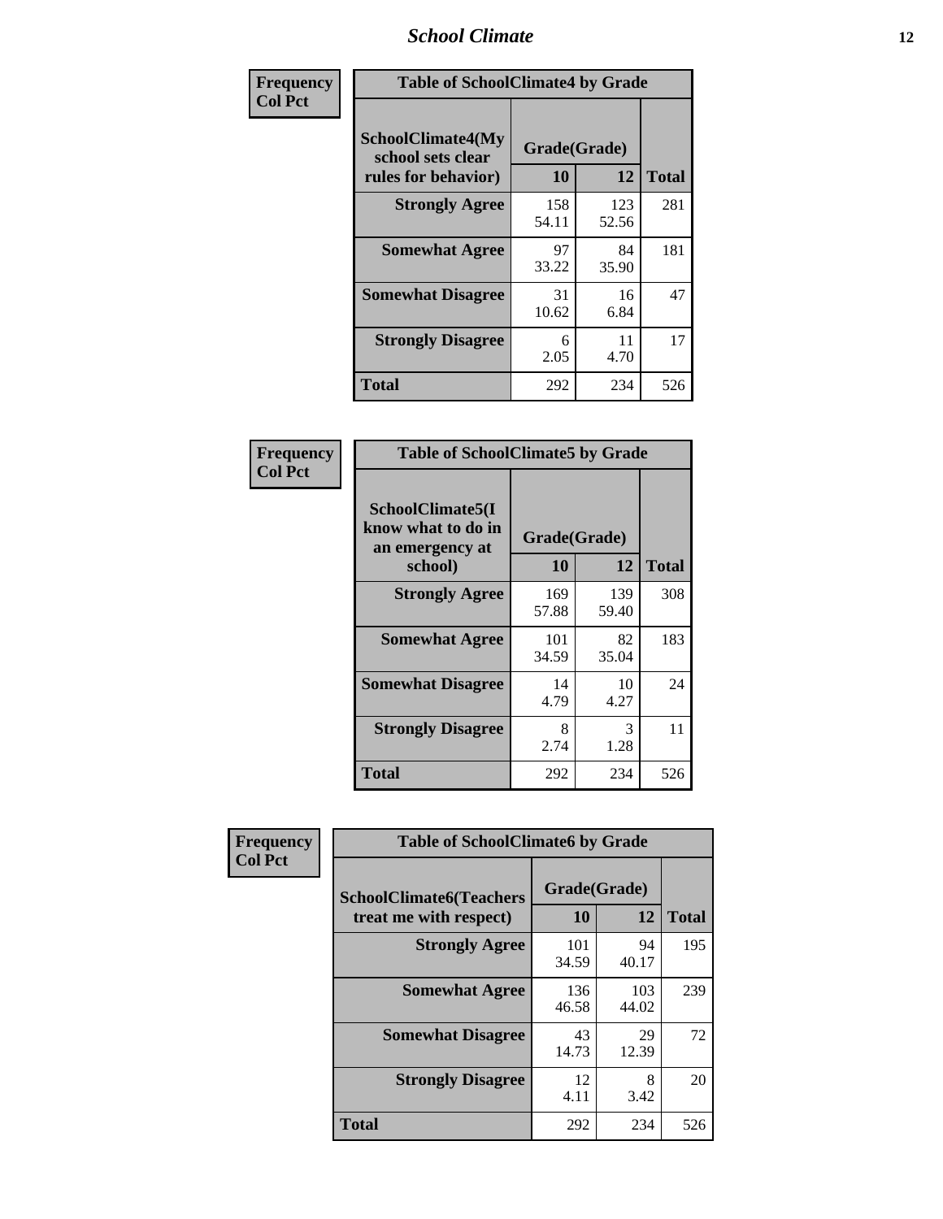**Frequency**
**Col Pct**

| Table of SchoolClimate4 by Grade | | | |
|---|---|---|---|
| SchoolClimate4(My school sets clear rules for behavior) | Grade(Grade) | | Total |
| | 10 | 12 | |
| **Strongly Agree** | 158<br>54.11 | 123<br>52.56 | 281 |
| **Somewhat Agree** | 97<br>33.22 | 84<br>35.90 | 181 |
| **Somewhat Disagree** | 31<br>10.62 | 16<br>6.84 | 47 |
| **Strongly Disagree** | 6<br>2.05 | 11<br>4.70 | 17 |
| **Total** | 292 | 234 | 526 |

**Frequency**
**Col Pct**

| Table of SchoolClimate5 by Grade | | | |
|---|---|---|---|
| SchoolClimate5(I know what to do in an emergency at school) | Grade(Grade) | | Total |
| | 10 | 12 | |
| **Strongly Agree** | 169<br>57.88 | 139<br>59.40 | 308 |
| **Somewhat Agree** | 101<br>34.59 | 82<br>35.04 | 183 |
| **Somewhat Disagree** | 14<br>4.79 | 10<br>4.27 | 24 |
| **Strongly Disagree** | 8<br>2.74 | 3<br>1.28 | 11 |
| **Total** | 292 | 234 | 526 |

**Frequency**
**Col Pct**

| Table of SchoolClimate6 by Grade | | | |
|---|---|---|---|
| SchoolClimate6(Teachers treat me with respect) | Grade(Grade) | | Total |
| | 10 | 12 | |
| **Strongly Agree** | 101<br>34.59 | 94<br>40.17 | 195 |
| **Somewhat Agree** | 136<br>46.58 | 103<br>44.02 | 239 |
| **Somewhat Disagree** | 43<br>14.73 | 29<br>12.39 | 72 |
| **Strongly Disagree** | 12<br>4.11 | 8<br>3.42 | 20 |
| **Total** | 292 | 234 | 526 |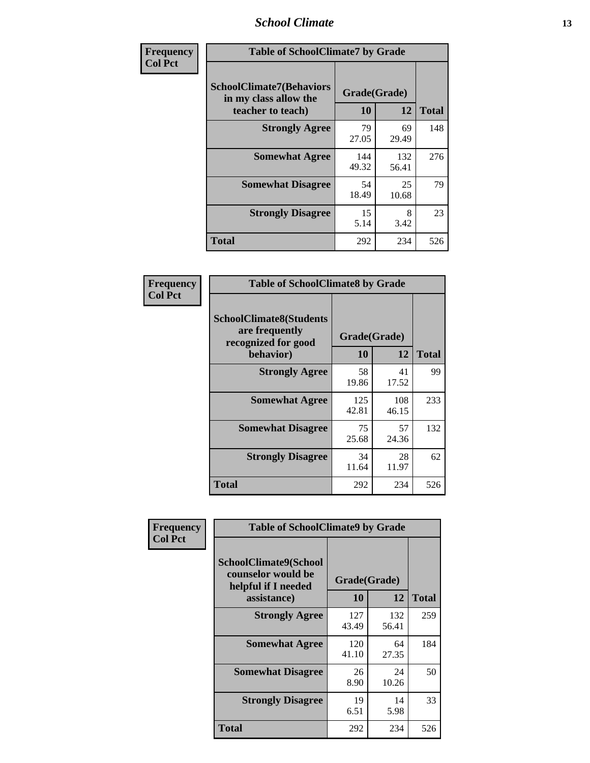| Frequency<br>Col Pct |
|---|

**Table of SchoolClimate7 by Grade**

| SchoolClimate7(Behaviors in my class allow the teacher to teach) | Grade(Grade) | | Total |
|---|---|---|---|
| | 10 | 12 | |
| **Strongly Agree** | 79<br>27.05 | 69<br>29.49 | 148 |
| **Somewhat Agree** | 144<br>49.32 | 132<br>56.41 | 276 |
| **Somewhat Disagree** | 54<br>18.49 | 25<br>10.68 | 79 |
| **Strongly Disagree** | 15<br>5.14 | 8<br>3.42 | 23 |
| **Total** | 292 | 234 | 526 |

| Frequency<br>Col Pct |
|---|

**Table of SchoolClimate8 by Grade**

| SchoolClimate8(Students are frequently recognized for good behavior) | Grade(Grade) | | Total |
|---|---|---|---|
| | 10 | 12 | |
| **Strongly Agree** | 58<br>19.86 | 41<br>17.52 | 99 |
| **Somewhat Agree** | 125<br>42.81 | 108<br>46.15 | 233 |
| **Somewhat Disagree** | 75<br>25.68 | 57<br>24.36 | 132 |
| **Strongly Disagree** | 34<br>11.64 | 28<br>11.97 | 62 |
| **Total** | 292 | 234 | 526 |

| Frequency<br>Col Pct |
|---|

**Table of SchoolClimate9 by Grade**

| SchoolClimate9(School counselor would be helpful if I needed assistance) | Grade(Grade) | | Total |
|---|---|---|---|
| | 10 | 12 | |
| **Strongly Agree** | 127<br>43.49 | 132<br>56.41 | 259 |
| **Somewhat Agree** | 120<br>41.10 | 64<br>27.35 | 184 |
| **Somewhat Disagree** | 26<br>8.90 | 24<br>10.26 | 50 |
| **Strongly Disagree** | 19<br>6.51 | 14<br>5.98 | 33 |
| **Total** | 292 | 234 | 526 |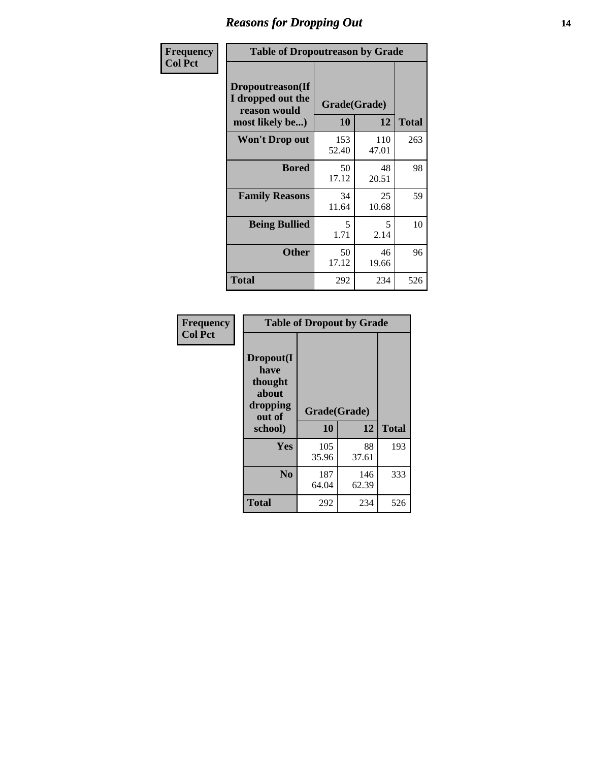## Reasons for Dropping Out

**Frequency**
**Col Pct**

**Table of Dropoutreason by Grade**

| Dropoutreason(If I dropped out the reason would most likely be...) | Grade(Grade) | | Total |
|---|---|---|---|
| | 10 | 12 | |
| Won't Drop out | 153<br>52.40 | 110<br>47.01 | 263 |
| Bored | 50<br>17.12 | 48<br>20.51 | 98 |
| Family Reasons | 34<br>11.64 | 25<br>10.68 | 59 |
| Being Bullied | 5<br>1.71 | 5<br>2.14 | 10 |
| Other | 50<br>17.12 | 46<br>19.66 | 96 |
| Total | 292 | 234 | 526 |

**Frequency**
**Col Pct**

**Table of Dropout by Grade**

| Dropout(I have thought about dropping out of school) | Grade(Grade) | | Total |
|---|---|---|---|
| | 10 | 12 | |
| Yes | 105<br>35.96 | 88<br>37.61 | 193 |
| No | 187<br>64.04 | 146<br>62.39 | 333 |
| Total | 292 | 234 | 526 |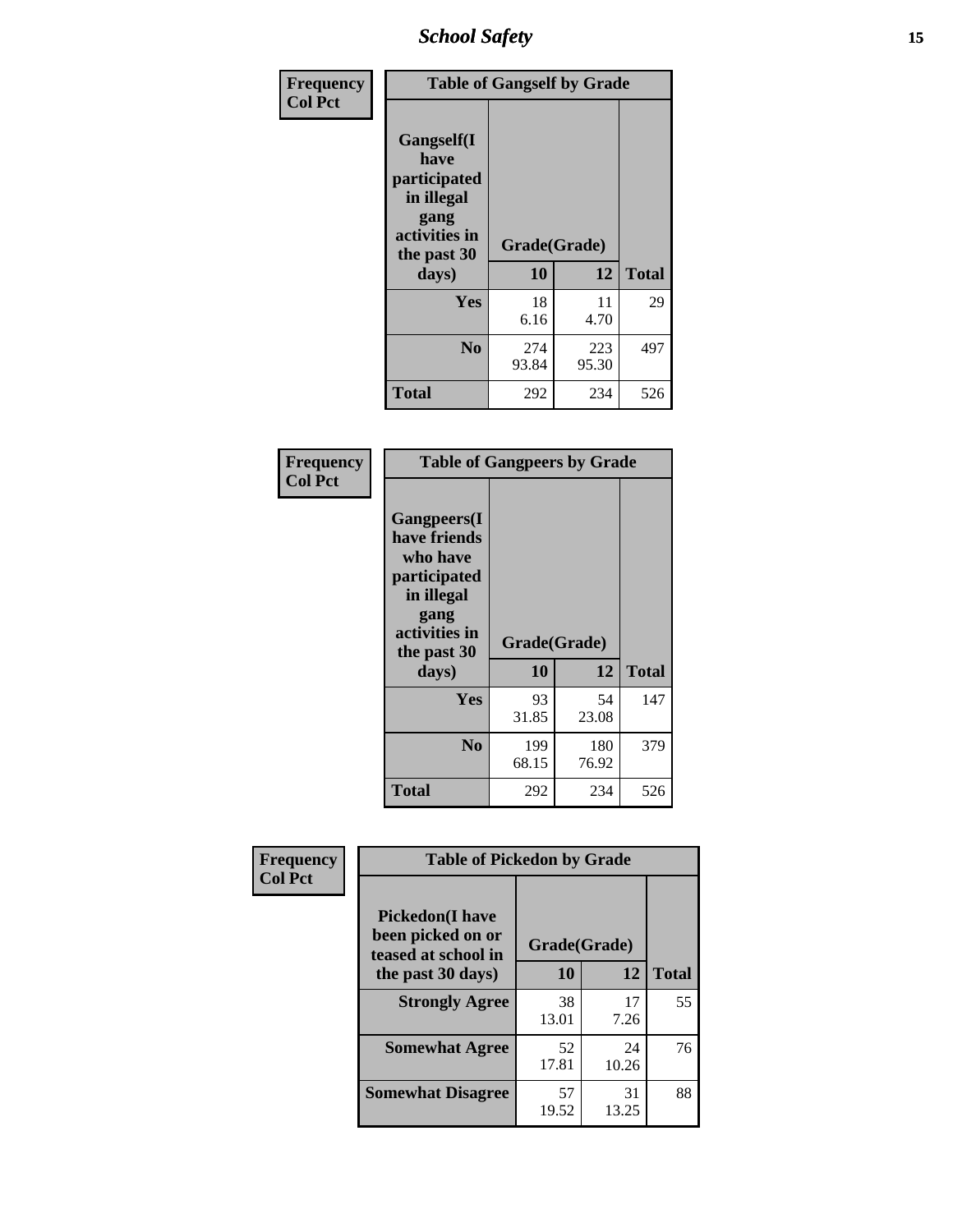| Frequency<br>Col Pct | Table of Gangself by Grade | | |
|---|---|---|---|
| Gangself(I have participated in illegal gang activities in the past 30 days) | Grade(Grade) | | |
| | 10 | 12 | Total |
| Yes | 18<br>6.16 | 11<br>4.70 | 29 |
| No | 274<br>93.84 | 223<br>95.30 | 497 |
| Total | 292 | 234 | 526 |

| Frequency<br>Col Pct | Table of Gangpeers by Grade | | |
|---|---|---|---|
| Gangpeers(I have friends who have participated in illegal gang activities in the past 30 days) | Grade(Grade) | | |
| | 10 | 12 | Total |
| Yes | 93<br>31.85 | 54<br>23.08 | 147 |
| No | 199<br>68.15 | 180<br>76.92 | 379 |
| Total | 292 | 234 | 526 |

| Frequency<br>Col Pct | Table of Pickedon by Grade | | |
|---|---|---|---|
| Pickedon(I have been picked on or teased at school in the past 30 days) | Grade(Grade) | | |
| | 10 | 12 | Total |
| Strongly Agree | 38<br>13.01 | 17<br>7.26 | 55 |
| Somewhat Agree | 52<br>17.81 | 24<br>10.26 | 76 |
| Somewhat Disagree | 57<br>19.52 | 31<br>13.25 | 88 |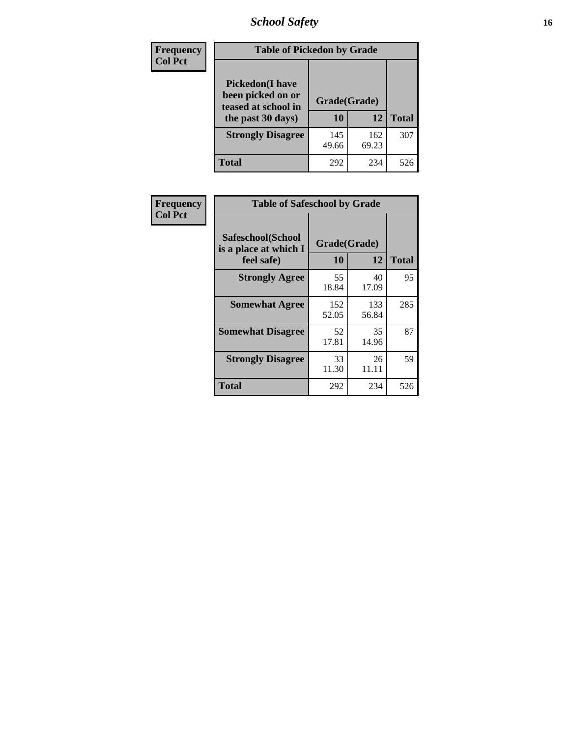# School Safety

| Frequency Col Pct | Table of Pickedon by Grade | | |
|---|---|---|---|
| Pickedon(I have been picked on or teased at school in the past 30 days) | Grade(Grade) | | |
| | 10 | 12 | Total |
| Strongly Disagree | 145<br>49.66 | 162<br>69.23 | 307 |
| Total | 292 | 234 | 526 |

| Frequency Col Pct | Table of Safeschool by Grade | | |
|---|---|---|---|
| Safeschool(School is a place at which I feel safe) | Grade(Grade) | | |
| | 10 | 12 | Total |
| Strongly Agree | 55<br>18.84 | 40<br>17.09 | 95 |
| Somewhat Agree | 152<br>52.05 | 133<br>56.84 | 285 |
| Somewhat Disagree | 52<br>17.81 | 35<br>14.96 | 87 |
| Strongly Disagree | 33<br>11.30 | 26<br>11.11 | 59 |
| Total | 292 | 234 | 526 |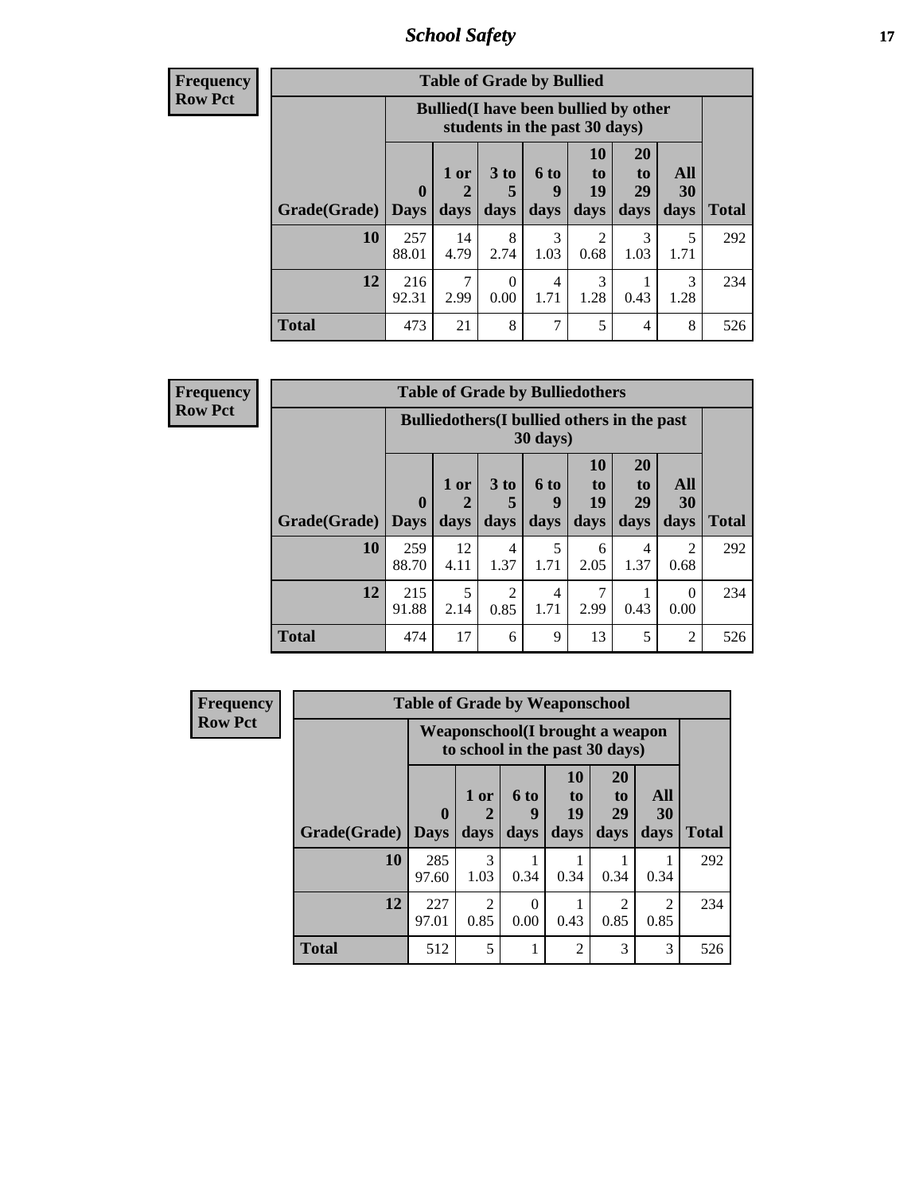| Frequency<br>Row Pct | | | | | | | | |
|---|---|---|---|---|---|---|---|---|

**Table of Grade by Bullied**

| Grade(Grade) | Bullied(I have been bullied by other students in the past 30 days) | | | | | | | Total |
|---|---|---|---|---|---|---|---|---|
| | 0 Days | 1 or 2 days | 3 to 5 days | 6 to 9 days | 10 to 19 days | 20 to 29 days | All 30 days | |
| **10** | 257<br>88.01 | 14<br>4.79 | 8<br>2.74 | 3<br>1.03 | 2<br>0.68 | 3<br>1.03 | 5<br>1.71 | 292 |
| **12** | 216<br>92.31 | 7<br>2.99 | 0<br>0.00 | 4<br>1.71 | 3<br>1.28 | 1<br>0.43 | 3<br>1.28 | 234 |
| **Total** | 473 | 21 | 8 | 7 | 5 | 4 | 8 | 526 |

**Frequency**
**Row Pct**

**Table of Grade by Bulliedothers**

| Grade(Grade) | Bulliedothers(I bullied others in the past 30 days) | | | | | | | Total |
|---|---|---|---|---|---|---|---|---|
| | 0 Days | 1 or 2 days | 3 to 5 days | 6 to 9 days | 10 to 19 days | 20 to 29 days | All 30 days | |
| **10** | 259<br>88.70 | 12<br>4.11 | 4<br>1.37 | 5<br>1.71 | 6<br>2.05 | 4<br>1.37 | 2<br>0.68 | 292 |
| **12** | 215<br>91.88 | 5<br>2.14 | 2<br>0.85 | 4<br>1.71 | 7<br>2.99 | 1<br>0.43 | 0<br>0.00 | 234 |
| **Total** | 474 | 17 | 6 | 9 | 13 | 5 | 2 | 526 |

**Frequency**
**Row Pct**

**Table of Grade by Weaponschool**

| Grade(Grade) | Weaponschool(I brought a weapon to school in the past 30 days) | | | | | | Total |
|---|---|---|---|---|---|---|---|
| | 0 Days | 1 or 2 days | 6 to 9 days | 10 to 19 days | 20 to 29 days | All 30 days | |
| **10** | 285<br>97.60 | 3<br>1.03 | 1<br>0.34 | 1<br>0.34 | 1<br>0.34 | 1<br>0.34 | 292 |
| **12** | 227<br>97.01 | 2<br>0.85 | 0<br>0.00 | 1<br>0.43 | 2<br>0.85 | 2<br>0.85 | 234 |
| **Total** | 512 | 5 | 1 | 2 | 3 | 3 | 526 |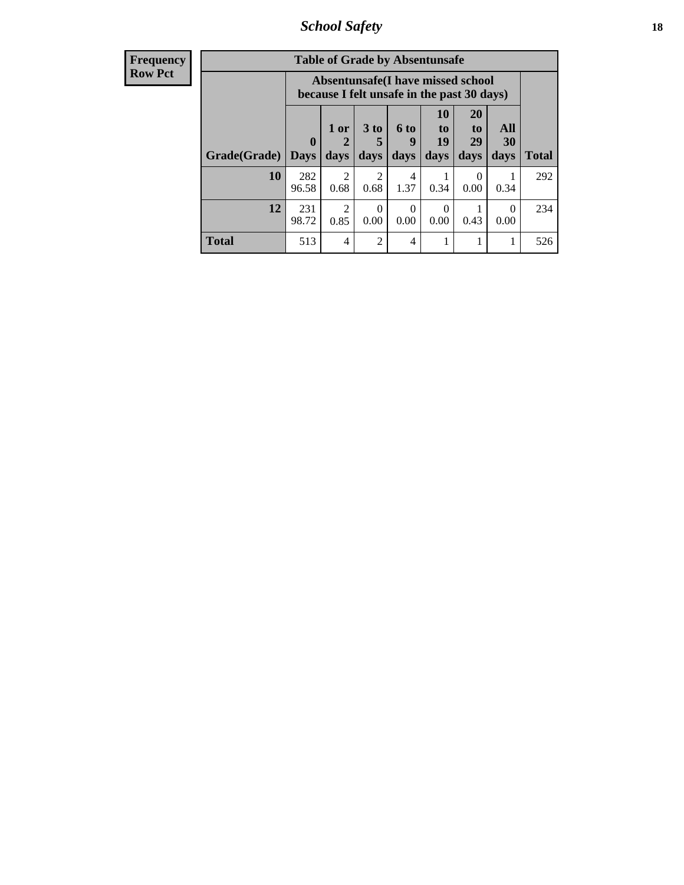## School Safety

| Frequency<br>Row Pct | Table of Grade by Absentunsafe | | | | | | | |
|---|---|---|---|---|---|---|---|---|
| | Absentunsafe(I have missed school because I felt unsafe in the past 30 days) | | | | | | | |
| Grade(Grade) | 0 Days | 1 or 2 days | 3 to 5 days | 6 to 9 days | 10 to 19 days | 20 to 29 days | All 30 days | Total |
| 10 | 282<br>96.58 | 2<br>0.68 | 2<br>0.68 | 4<br>1.37 | 1<br>0.34 | 0<br>0.00 | 1<br>0.34 | 292 |
| 12 | 231<br>98.72 | 2<br>0.85 | 0<br>0.00 | 0<br>0.00 | 0<br>0.00 | 1<br>0.43 | 0<br>0.00 | 234 |
| Total | 513 | 4 | 2 | 4 | 1 | 1 | 1 | 526 |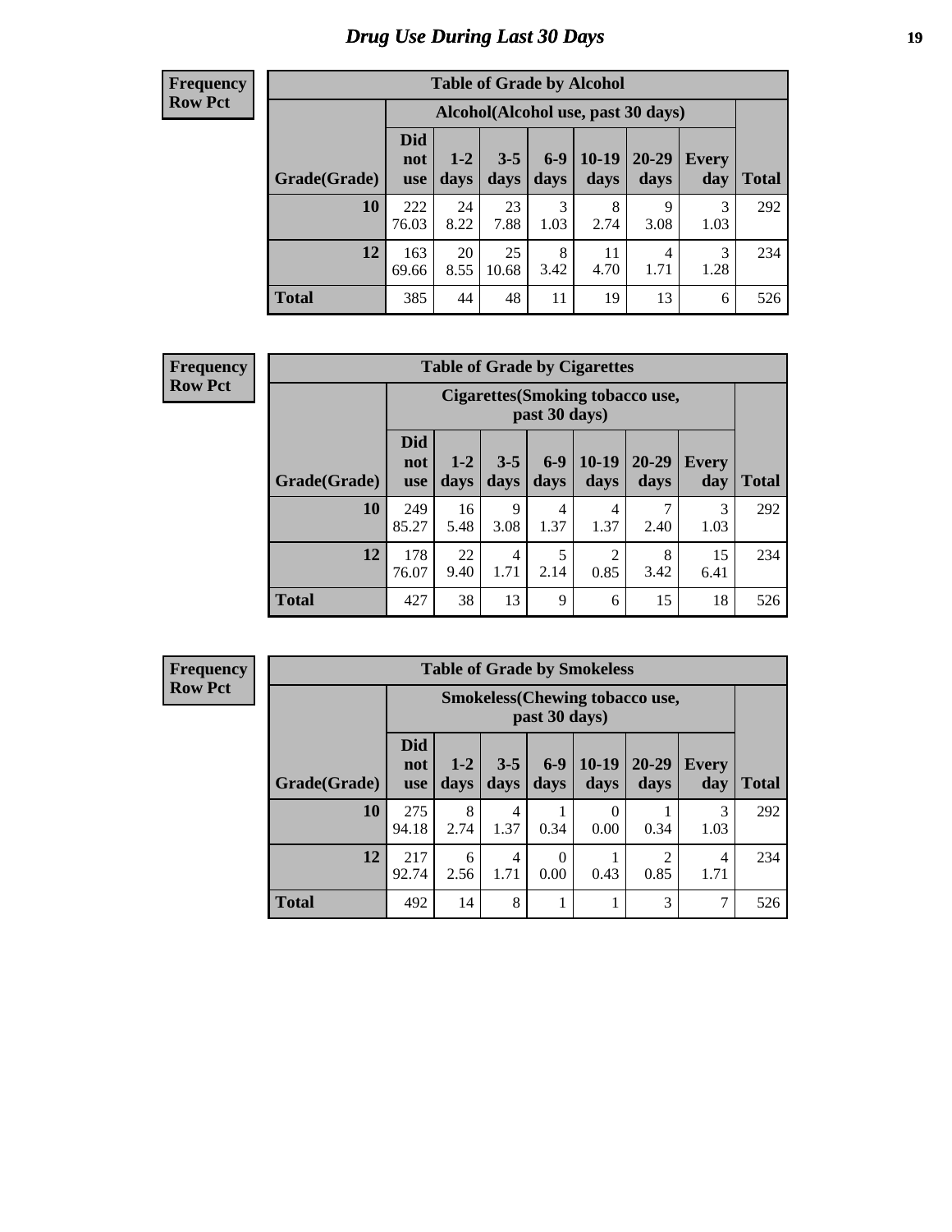# Drug Use During Last 30 Days

**Frequency**
**Row Pct**

| Table of Grade by Alcohol | | | | | | | | |
|---|---|---|---|---|---|---|---|---|
| | Alcohol(Alcohol use, past 30 days) | | | | | | | |
| Grade(Grade) | Did not use | 1-2 days | 3-5 days | 6-9 days | 10-19 days | 20-29 days | Every day | Total |
| 10 | 222<br>76.03 | 24<br>8.22 | 23<br>7.88 | 3<br>1.03 | 8<br>2.74 | 9<br>3.08 | 3<br>1.03 | 292 |
| 12 | 163<br>69.66 | 20<br>8.55 | 25<br>10.68 | 8<br>3.42 | 11<br>4.70 | 4<br>1.71 | 3<br>1.28 | 234 |
| Total | 385 | 44 | 48 | 11 | 19 | 13 | 6 | 526 |

**Frequency**
**Row Pct**

| Table of Grade by Cigarettes | | | | | | | | |
|---|---|---|---|---|---|---|---|---|
| | Cigarettes(Smoking tobacco use, past 30 days) | | | | | | | |
| Grade(Grade) | Did not use | 1-2 days | 3-5 days | 6-9 days | 10-19 days | 20-29 days | Every day | Total |
| 10 | 249<br>85.27 | 16<br>5.48 | 9<br>3.08 | 4<br>1.37 | 4<br>1.37 | 7<br>2.40 | 3<br>1.03 | 292 |
| 12 | 178<br>76.07 | 22<br>9.40 | 4<br>1.71 | 5<br>2.14 | 2<br>0.85 | 8<br>3.42 | 15<br>6.41 | 234 |
| Total | 427 | 38 | 13 | 9 | 6 | 15 | 18 | 526 |

**Frequency**
**Row Pct**

| Table of Grade by Smokeless | | | | | | | | |
|---|---|---|---|---|---|---|---|---|
| | Smokeless(Chewing tobacco use, past 30 days) | | | | | | | |
| Grade(Grade) | Did not use | 1-2 days | 3-5 days | 6-9 days | 10-19 days | 20-29 days | Every day | Total |
| 10 | 275<br>94.18 | 8<br>2.74 | 4<br>1.37 | 1<br>0.34 | 0<br>0.00 | 1<br>0.34 | 3<br>1.03 | 292 |
| 12 | 217<br>92.74 | 6<br>2.56 | 4<br>1.71 | 0<br>0.00 | 1<br>0.43 | 2<br>0.85 | 4<br>1.71 | 234 |
| Total | 492 | 14 | 8 | 1 | 1 | 3 | 7 | 526 |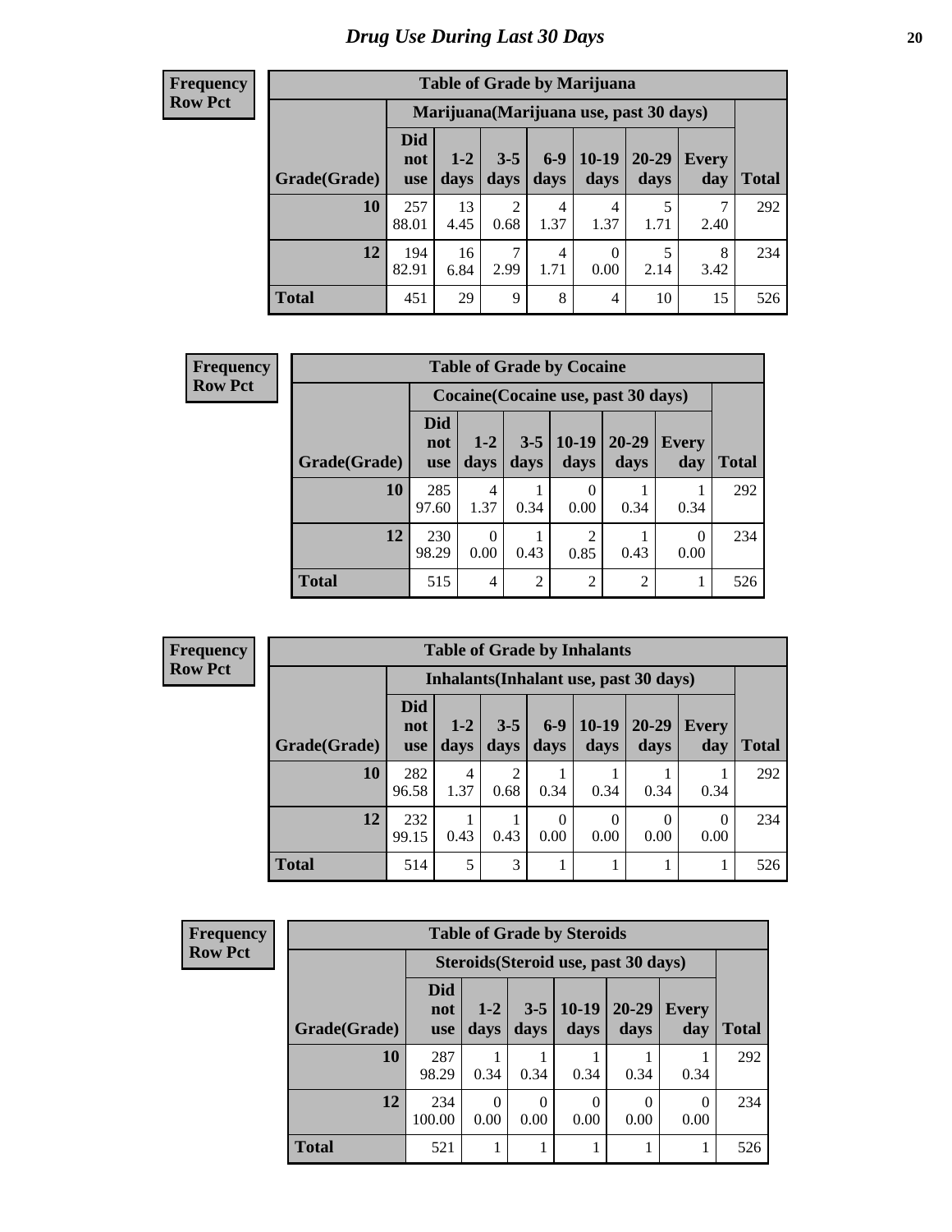# Drug Use During Last 30 Days

**Frequency**
**Row Pct**

| Table of Grade by Marijuana | | | | | | | | |
|---|---|---|---|---|---|---|---|---|
| | Marijuana(Marijuana use, past 30 days) | | | | | | | |
| Grade(Grade) | Did not use | 1-2 days | 3-5 days | 6-9 days | 10-19 days | 20-29 days | Every day | Total |
| **10** | 257<br>88.01 | 13<br>4.45 | 2<br>0.68 | 4<br>1.37 | 4<br>1.37 | 5<br>1.71 | 7<br>2.40 | 292 |
| **12** | 194<br>82.91 | 16<br>6.84 | 7<br>2.99 | 4<br>1.71 | 0<br>0.00 | 5<br>2.14 | 8<br>3.42 | 234 |
| **Total** | 451 | 29 | 9 | 8 | 4 | 10 | 15 | 526 |

**Frequency**
**Row Pct**

| Table of Grade by Cocaine | | | | | | | |
|---|---|---|---|---|---|---|---|
| | Cocaine(Cocaine use, past 30 days) | | | | | | |
| Grade(Grade) | Did not use | 1-2 days | 3-5 days | 10-19 days | 20-29 days | Every day | Total |
| **10** | 285<br>97.60 | 4<br>1.37 | 1<br>0.34 | 0<br>0.00 | 1<br>0.34 | 1<br>0.34 | 292 |
| **12** | 230<br>98.29 | 0<br>0.00 | 1<br>0.43 | 2<br>0.85 | 1<br>0.43 | 0<br>0.00 | 234 |
| **Total** | 515 | 4 | 2 | 2 | 2 | 1 | 526 |

**Frequency**
**Row Pct**

| Table of Grade by Inhalants | | | | | | | | |
|---|---|---|---|---|---|---|---|---|
| | Inhalants(Inhalant use, past 30 days) | | | | | | | |
| Grade(Grade) | Did not use | 1-2 days | 3-5 days | 6-9 days | 10-19 days | 20-29 days | Every day | Total |
| **10** | 282<br>96.58 | 4<br>1.37 | 2<br>0.68 | 1<br>0.34 | 1<br>0.34 | 1<br>0.34 | 1<br>0.34 | 292 |
| **12** | 232<br>99.15 | 1<br>0.43 | 1<br>0.43 | 0<br>0.00 | 0<br>0.00 | 0<br>0.00 | 0<br>0.00 | 234 |
| **Total** | 514 | 5 | 3 | 1 | 1 | 1 | 1 | 526 |

**Frequency**
**Row Pct**

| Table of Grade by Steroids | | | | | | | |
|---|---|---|---|---|---|---|---|
| | Steroids(Steroid use, past 30 days) | | | | | | |
| Grade(Grade) | Did not use | 1-2 days | 3-5 days | 10-19 days | 20-29 days | Every day | Total |
| **10** | 287<br>98.29 | 1<br>0.34 | 1<br>0.34 | 1<br>0.34 | 1<br>0.34 | 1<br>0.34 | 292 |
| **12** | 234<br>100.00 | 0<br>0.00 | 0<br>0.00 | 0<br>0.00 | 0<br>0.00 | 0<br>0.00 | 234 |
| **Total** | 521 | 1 | 1 | 1 | 1 | 1 | 526 |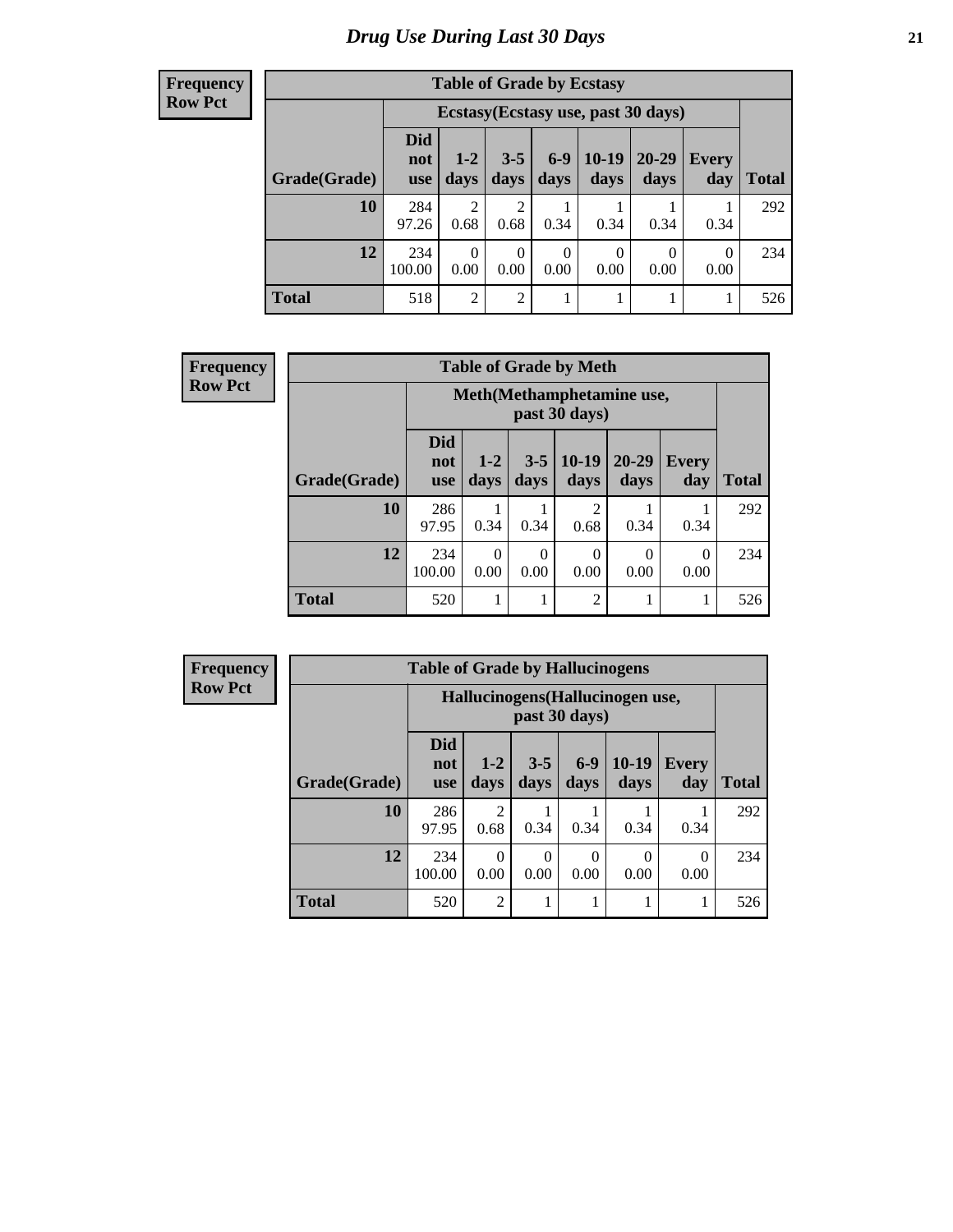# Drug Use During Last 30 Days

**Frequency**
**Row Pct**

| Table of Grade by Ecstasy | | | | | | | | |
|---|---|---|---|---|---|---|---|---|
| | Ecstasy(Ecstasy use, past 30 days) | | | | | | | |
| Grade(Grade) | Did not use | 1-2 days | 3-5 days | 6-9 days | 10-19 days | 20-29 days | Every day | Total |
| 10 | 284<br>97.26 | 2<br>0.68 | 2<br>0.68 | 1<br>0.34 | 1<br>0.34 | 1<br>0.34 | 1<br>0.34 | 292 |
| 12 | 234<br>100.00 | 0<br>0.00 | 0<br>0.00 | 0<br>0.00 | 0<br>0.00 | 0<br>0.00 | 0<br>0.00 | 234 |
| Total | 518 | 2 | 2 | 1 | 1 | 1 | 1 | 526 |

**Frequency**
**Row Pct**

| Table of Grade by Meth | | | | | | | |
|---|---|---|---|---|---|---|---|
| | Meth(Methamphetamine use, past 30 days) | | | | | | |
| Grade(Grade) | Did not use | 1-2 days | 3-5 days | 10-19 days | 20-29 days | Every day | Total |
| 10 | 286<br>97.95 | 1<br>0.34 | 1<br>0.34 | 2<br>0.68 | 1<br>0.34 | 1<br>0.34 | 292 |
| 12 | 234<br>100.00 | 0<br>0.00 | 0<br>0.00 | 0<br>0.00 | 0<br>0.00 | 0<br>0.00 | 234 |
| Total | 520 | 1 | 1 | 2 | 1 | 1 | 526 |

**Frequency**
**Row Pct**

| Table of Grade by Hallucinogens | | | | | | | |
|---|---|---|---|---|---|---|---|
| | Hallucinogens(Hallucinogen use, past 30 days) | | | | | | |
| Grade(Grade) | Did not use | 1-2 days | 3-5 days | 6-9 days | 10-19 days | Every day | Total |
| 10 | 286<br>97.95 | 2<br>0.68 | 1<br>0.34 | 1<br>0.34 | 1<br>0.34 | 1<br>0.34 | 292 |
| 12 | 234<br>100.00 | 0<br>0.00 | 0<br>0.00 | 0<br>0.00 | 0<br>0.00 | 0<br>0.00 | 234 |
| Total | 520 | 2 | 1 | 1 | 1 | 1 | 526 |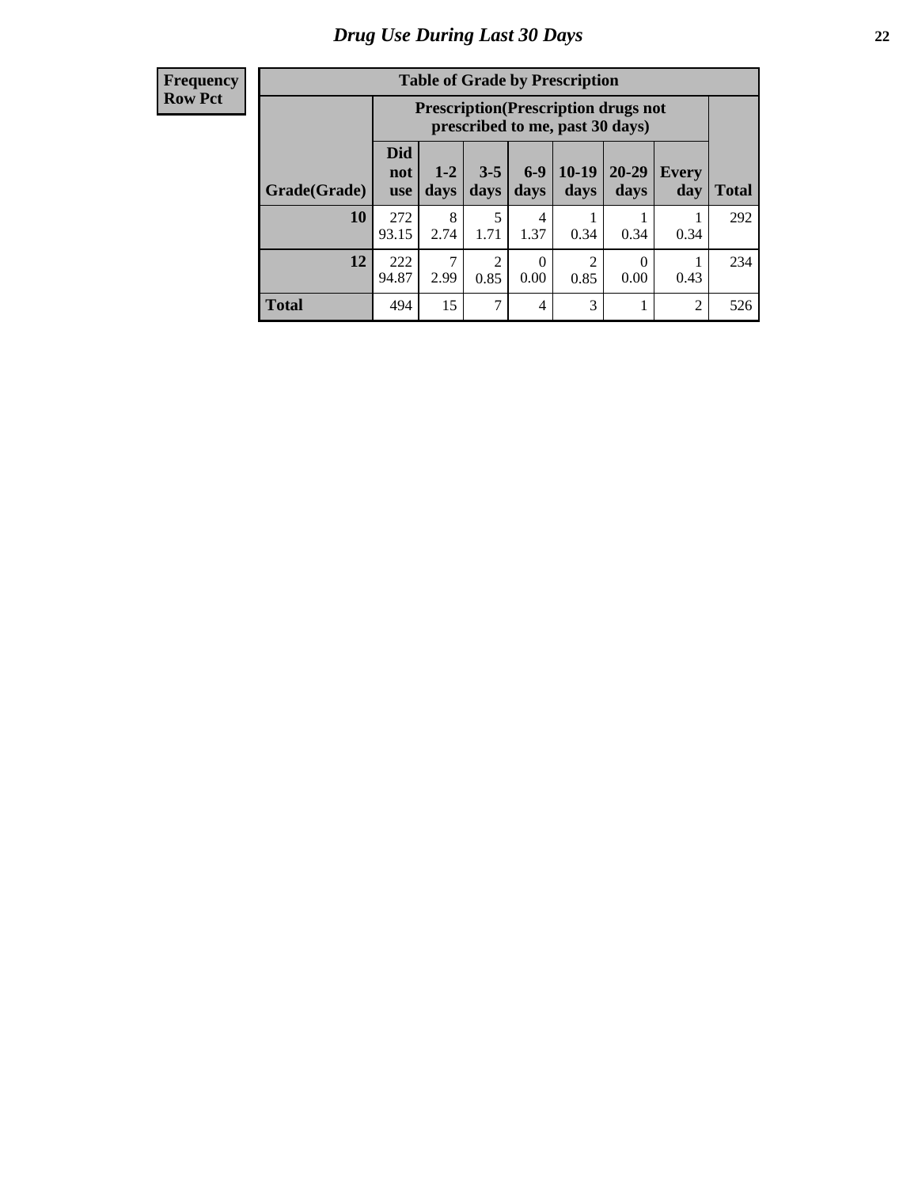# Drug Use During Last 30 Days

**Frequency**
**Row Pct**

**Table of Grade by Prescription**

| Grade(Grade) | Prescription(Prescription drugs not prescribed to me, past 30 days) | | | | | | | Total |
|---|---|---|---|---|---|---|---|---|
| | Did not use | 1-2 days | 3-5 days | 6-9 days | 10-19 days | 20-29 days | Every day | |
| **10** | 272<br>93.15 | 8<br>2.74 | 5<br>1.71 | 4<br>1.37 | 1<br>0.34 | 1<br>0.34 | 1<br>0.34 | 292 |
| **12** | 222<br>94.87 | 7<br>2.99 | 2<br>0.85 | 0<br>0.00 | 2<br>0.85 | 0<br>0.00 | 1<br>0.43 | 234 |
| **Total** | 494 | 15 | 7 | 4 | 3 | 1 | 2 | 526 |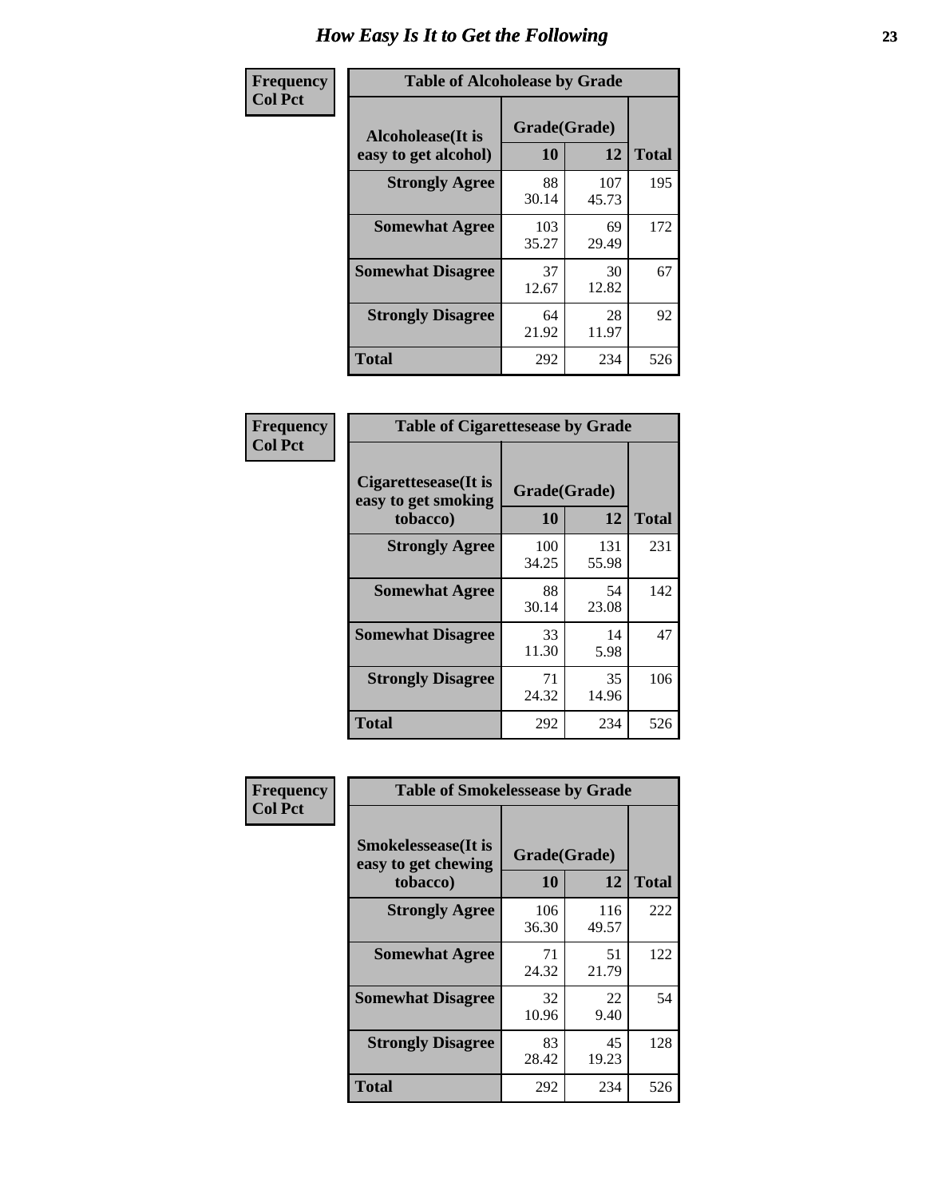# How Easy Is It to Get the Following

**Frequency**
**Col Pct**

| Table of Alcoholease by Grade | | | |
|---|---|---|---|
| Alcoholease(It is easy to get alcohol) | Grade(Grade) | | Total |
| | 10 | 12 | |
| **Strongly Agree** | 88<br>30.14 | 107<br>45.73 | 195 |
| **Somewhat Agree** | 103<br>35.27 | 69<br>29.49 | 172 |
| **Somewhat Disagree** | 37<br>12.67 | 30<br>12.82 | 67 |
| **Strongly Disagree** | 64<br>21.92 | 28<br>11.97 | 92 |
| **Total** | 292 | 234 | 526 |

**Frequency**
**Col Pct**

| Table of Cigarettesease by Grade | | | |
|---|---|---|---|
| Cigarettesease(It is easy to get smoking tobacco) | Grade(Grade) | | Total |
| | 10 | 12 | |
| **Strongly Agree** | 100<br>34.25 | 131<br>55.98 | 231 |
| **Somewhat Agree** | 88<br>30.14 | 54<br>23.08 | 142 |
| **Somewhat Disagree** | 33<br>11.30 | 14<br>5.98 | 47 |
| **Strongly Disagree** | 71<br>24.32 | 35<br>14.96 | 106 |
| **Total** | 292 | 234 | 526 |

**Frequency**
**Col Pct**

| Table of Smokelessease by Grade | | | |
|---|---|---|---|
| Smokelessease(It is easy to get chewing tobacco) | Grade(Grade) | | Total |
| | 10 | 12 | |
| **Strongly Agree** | 106<br>36.30 | 116<br>49.57 | 222 |
| **Somewhat Agree** | 71<br>24.32 | 51<br>21.79 | 122 |
| **Somewhat Disagree** | 32<br>10.96 | 22<br>9.40 | 54 |
| **Strongly Disagree** | 83<br>28.42 | 45<br>19.23 | 128 |
| **Total** | 292 | 234 | 526 |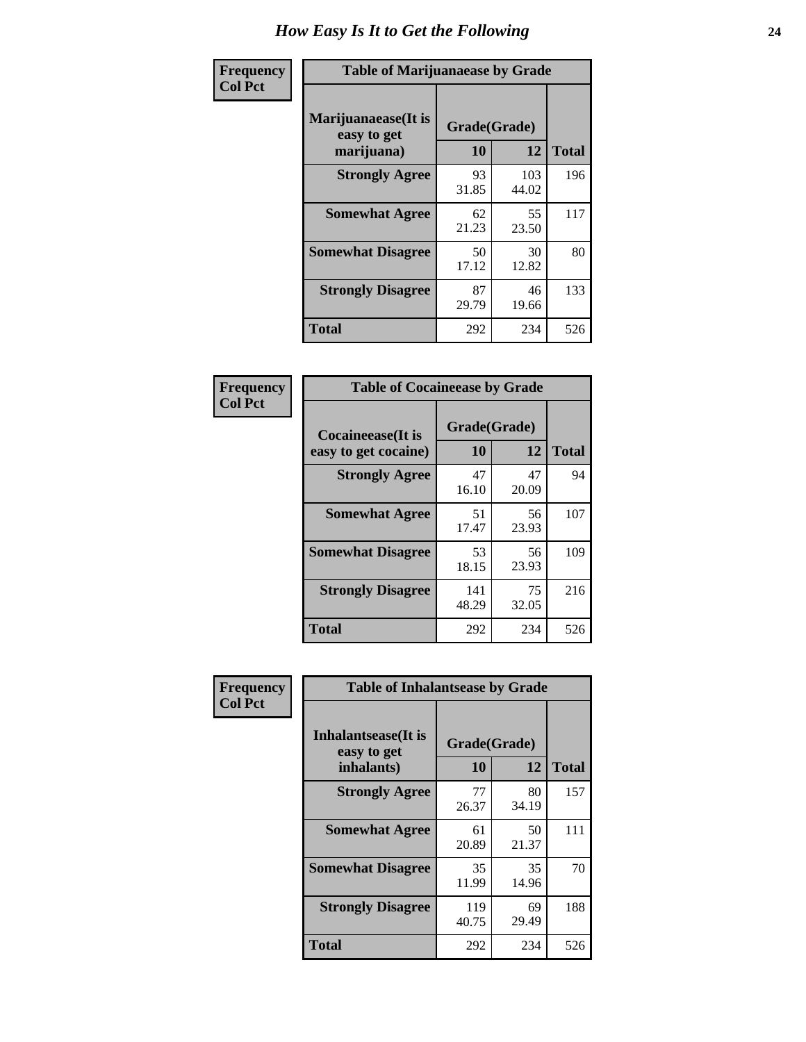# How Easy Is It to Get the Following

**Frequency**
**Col Pct**

| Table of Marijuanaease by Grade | | | |
|---|---|---|---|
| **Marijuanaease(It is easy to get marijuana)** | **Grade(Grade)** | | **Total** |
| | **10** | **12** | |
| **Strongly Agree** | 93<br>31.85 | 103<br>44.02 | 196 |
| **Somewhat Agree** | 62<br>21.23 | 55<br>23.50 | 117 |
| **Somewhat Disagree** | 50<br>17.12 | 30<br>12.82 | 80 |
| **Strongly Disagree** | 87<br>29.79 | 46<br>19.66 | 133 |
| **Total** | 292 | 234 | 526 |

**Frequency**
**Col Pct**

| Table of Cocaineease by Grade | | | |
|---|---|---|---|
| **Cocaineease(It is easy to get cocaine)** | **Grade(Grade)** | | **Total** |
| | **10** | **12** | |
| **Strongly Agree** | 47<br>16.10 | 47<br>20.09 | 94 |
| **Somewhat Agree** | 51<br>17.47 | 56<br>23.93 | 107 |
| **Somewhat Disagree** | 53<br>18.15 | 56<br>23.93 | 109 |
| **Strongly Disagree** | 141<br>48.29 | 75<br>32.05 | 216 |
| **Total** | 292 | 234 | 526 |

**Frequency**
**Col Pct**

| Table of Inhalantsease by Grade | | | |
|---|---|---|---|
| **Inhalantsease(It is easy to get inhalants)** | **Grade(Grade)** | | **Total** |
| | **10** | **12** | |
| **Strongly Agree** | 77<br>26.37 | 80<br>34.19 | 157 |
| **Somewhat Agree** | 61<br>20.89 | 50<br>21.37 | 111 |
| **Somewhat Disagree** | 35<br>11.99 | 35<br>14.96 | 70 |
| **Strongly Disagree** | 119<br>40.75 | 69<br>29.49 | 188 |
| **Total** | 292 | 234 | 526 |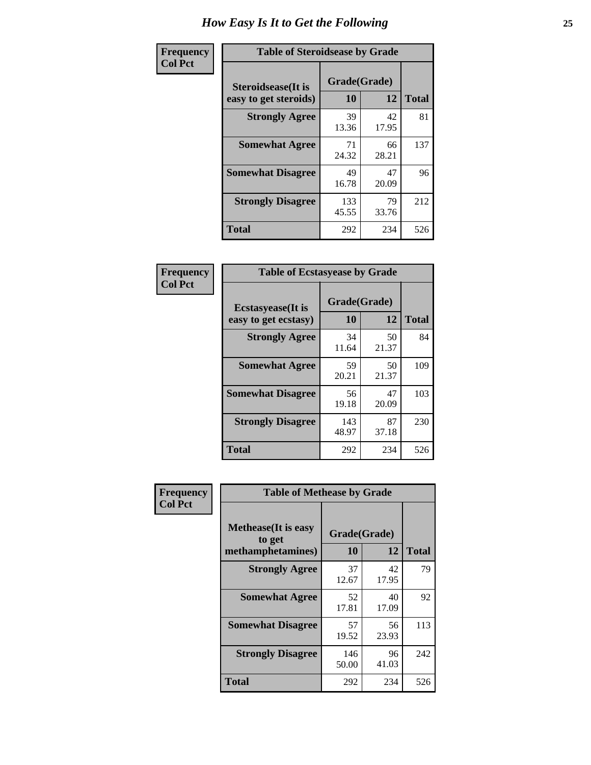# How Easy Is It to Get the Following

| Frequency<br>Col Pct | Table of Steroidsease by Grade | | |
|---|---|---|---|
| Steroidsease(It is easy to get steroids) | Grade(Grade) 10 | 12 | Total |
| Strongly Agree | 39<br>13.36 | 42<br>17.95 | 81 |
| Somewhat Agree | 71<br>24.32 | 66<br>28.21 | 137 |
| Somewhat Disagree | 49<br>16.78 | 47<br>20.09 | 96 |
| Strongly Disagree | 133<br>45.55 | 79<br>33.76 | 212 |
| Total | 292 | 234 | 526 |

| Frequency<br>Col Pct | Table of Ecstasyease by Grade | | |
|---|---|---|---|
| Ecstasyease(It is easy to get ecstasy) | Grade(Grade) 10 | 12 | Total |
| Strongly Agree | 34<br>11.64 | 50<br>21.37 | 84 |
| Somewhat Agree | 59<br>20.21 | 50<br>21.37 | 109 |
| Somewhat Disagree | 56<br>19.18 | 47<br>20.09 | 103 |
| Strongly Disagree | 143<br>48.97 | 87<br>37.18 | 230 |
| Total | 292 | 234 | 526 |

| Frequency<br>Col Pct | Table of Methease by Grade | | |
|---|---|---|---|
| Methease(It is easy to get methamphetamines) | Grade(Grade) 10 | 12 | Total |
| Strongly Agree | 37<br>12.67 | 42<br>17.95 | 79 |
| Somewhat Agree | 52<br>17.81 | 40<br>17.09 | 92 |
| Somewhat Disagree | 57<br>19.52 | 56<br>23.93 | 113 |
| Strongly Disagree | 146<br>50.00 | 96<br>41.03 | 242 |
| Total | 292 | 234 | 526 |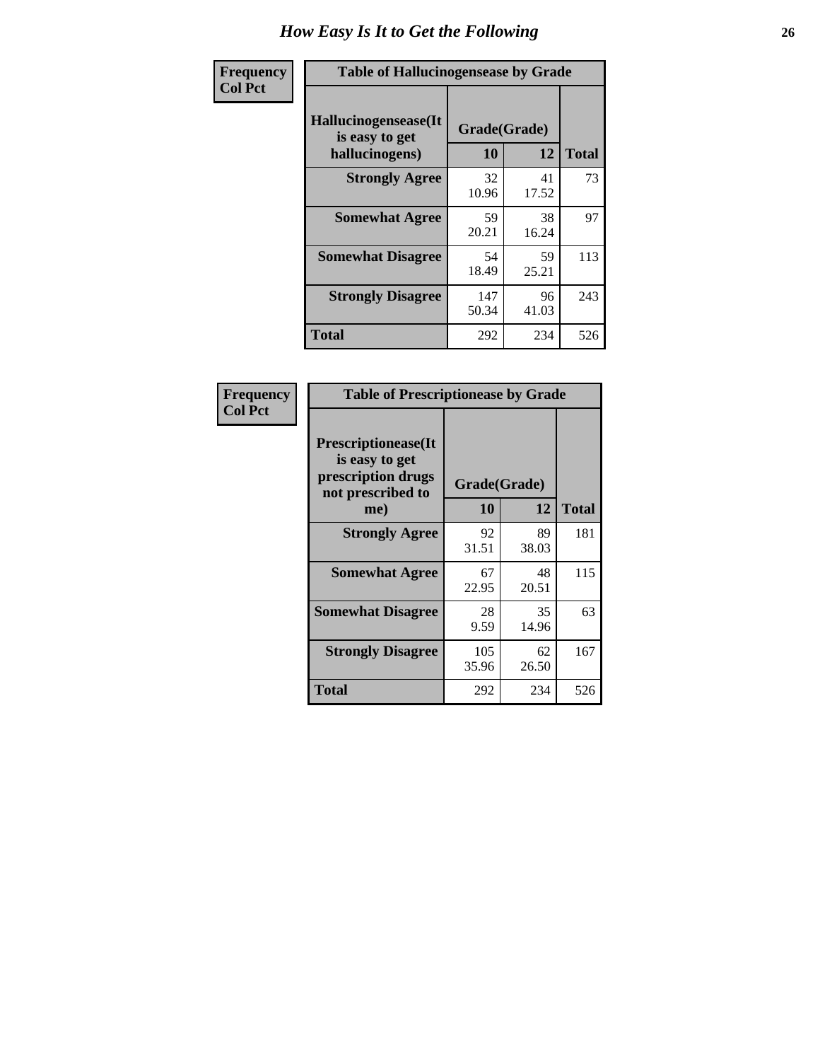# How Easy Is It to Get the Following

**Frequency**
**Col Pct**

| Table of Hallucinogensease by Grade | | | |
|---|---|---|---|
| **Hallucinogensease(It is easy to get hallucinogens)** | **Grade(Grade)** | | **Total** |
| | **10** | **12** | |
| **Strongly Agree** | 32<br>10.96 | 41<br>17.52 | 73 |
| **Somewhat Agree** | 59<br>20.21 | 38<br>16.24 | 97 |
| **Somewhat Disagree** | 54<br>18.49 | 59<br>25.21 | 113 |
| **Strongly Disagree** | 147<br>50.34 | 96<br>41.03 | 243 |
| **Total** | 292 | 234 | 526 |

**Frequency**
**Col Pct**

| Table of Prescriptionease by Grade | | | |
|---|---|---|---|
| **Prescriptionease(It is easy to get prescription drugs not prescribed to me)** | **Grade(Grade)** | | **Total** |
| | **10** | **12** | |
| **Strongly Agree** | 92<br>31.51 | 89<br>38.03 | 181 |
| **Somewhat Agree** | 67<br>22.95 | 48<br>20.51 | 115 |
| **Somewhat Disagree** | 28<br>9.59 | 35<br>14.96 | 63 |
| **Strongly Disagree** | 105<br>35.96 | 62<br>26.50 | 167 |
| **Total** | 292 | 234 | 526 |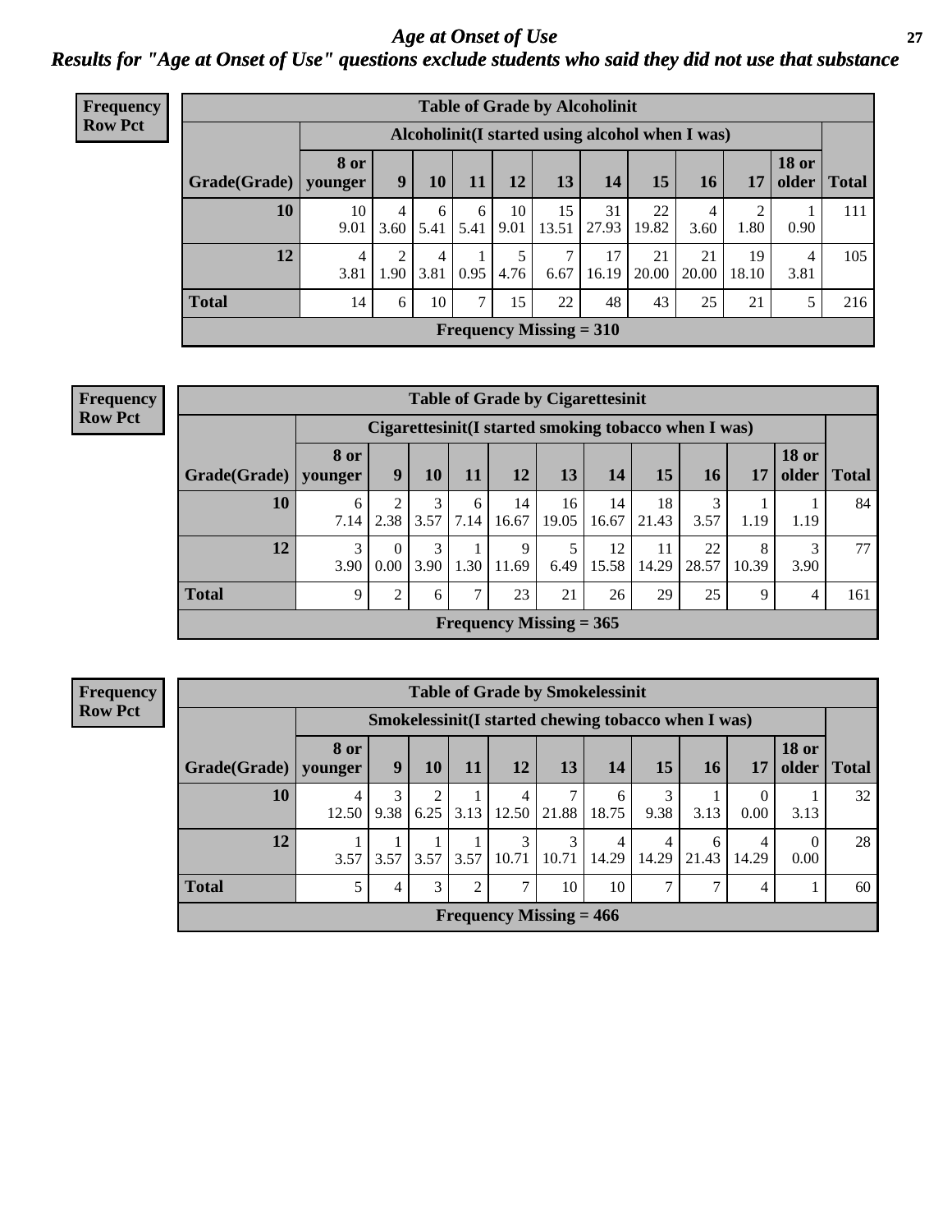# Age at Onset of Use

## Results for "Age at Onset of Use" questions exclude students who said they did not use that substance

**Frequency**
**Row Pct**

| Table of Grade by Alcoholinit | | | | | | | | | | | | |
|---|---|---|---|---|---|---|---|---|---|---|---|---|
| | Alcoholinit(I started using alcohol when I was) | | | | | | | | | | | |
| Grade(Grade) | 8 or younger | 9 | 10 | 11 | 12 | 13 | 14 | 15 | 16 | 17 | 18 or older | Total |
| 10 | 10<br>9.01 | 4<br>3.60 | 6<br>5.41 | 6<br>5.41 | 10<br>9.01 | 15<br>13.51 | 31<br>27.93 | 22<br>19.82 | 4<br>3.60 | 2<br>1.80 | 1<br>0.90 | 111 |
| 12 | 4<br>3.81 | 2<br>1.90 | 4<br>3.81 | 1<br>0.95 | 5<br>4.76 | 7<br>6.67 | 17<br>16.19 | 21<br>20.00 | 21<br>20.00 | 19<br>18.10 | 4<br>3.81 | 105 |
| Total | 14 | 6 | 10 | 7 | 15 | 22 | 48 | 43 | 25 | 21 | 5 | 216 |
| Frequency Missing = 310 | | | | | | | | | | | | |

**Frequency**
**Row Pct**

| Table of Grade by Cigarettesinit | | | | | | | | | | | | |
|---|---|---|---|---|---|---|---|---|---|---|---|---|
| | Cigarettesinit(I started smoking tobacco when I was) | | | | | | | | | | | |
| Grade(Grade) | 8 or younger | 9 | 10 | 11 | 12 | 13 | 14 | 15 | 16 | 17 | 18 or older | Total |
| 10 | 6<br>7.14 | 2<br>2.38 | 3<br>3.57 | 6<br>7.14 | 14<br>16.67 | 16<br>19.05 | 14<br>16.67 | 18<br>21.43 | 3<br>3.57 | 1<br>1.19 | 1<br>1.19 | 84 |
| 12 | 3<br>3.90 | 0<br>0.00 | 3<br>3.90 | 1<br>1.30 | 9<br>11.69 | 5<br>6.49 | 12<br>15.58 | 11<br>14.29 | 22<br>28.57 | 8<br>10.39 | 3<br>3.90 | 77 |
| Total | 9 | 2 | 6 | 7 | 23 | 21 | 26 | 29 | 25 | 9 | 4 | 161 |
| Frequency Missing = 365 | | | | | | | | | | | | |

**Frequency**
**Row Pct**

| Table of Grade by Smokelessinit | | | | | | | | | | | | |
|---|---|---|---|---|---|---|---|---|---|---|---|---|
| | Smokelessinit(I started chewing tobacco when I was) | | | | | | | | | | | |
| Grade(Grade) | 8 or younger | 9 | 10 | 11 | 12 | 13 | 14 | 15 | 16 | 17 | 18 or older | Total |
| 10 | 4<br>12.50 | 3<br>9.38 | 2<br>6.25 | 1<br>3.13 | 4<br>12.50 | 7<br>21.88 | 6<br>18.75 | 3<br>9.38 | 1<br>3.13 | 0<br>0.00 | 1<br>3.13 | 32 |
| 12 | 1<br>3.57 | 1<br>3.57 | 1<br>3.57 | 1<br>3.57 | 3<br>10.71 | 3<br>10.71 | 4<br>14.29 | 4<br>14.29 | 6<br>21.43 | 4<br>14.29 | 0<br>0.00 | 28 |
| Total | 5 | 4 | 3 | 2 | 7 | 10 | 10 | 7 | 7 | 4 | 1 | 60 |
| Frequency Missing = 466 | | | | | | | | | | | | |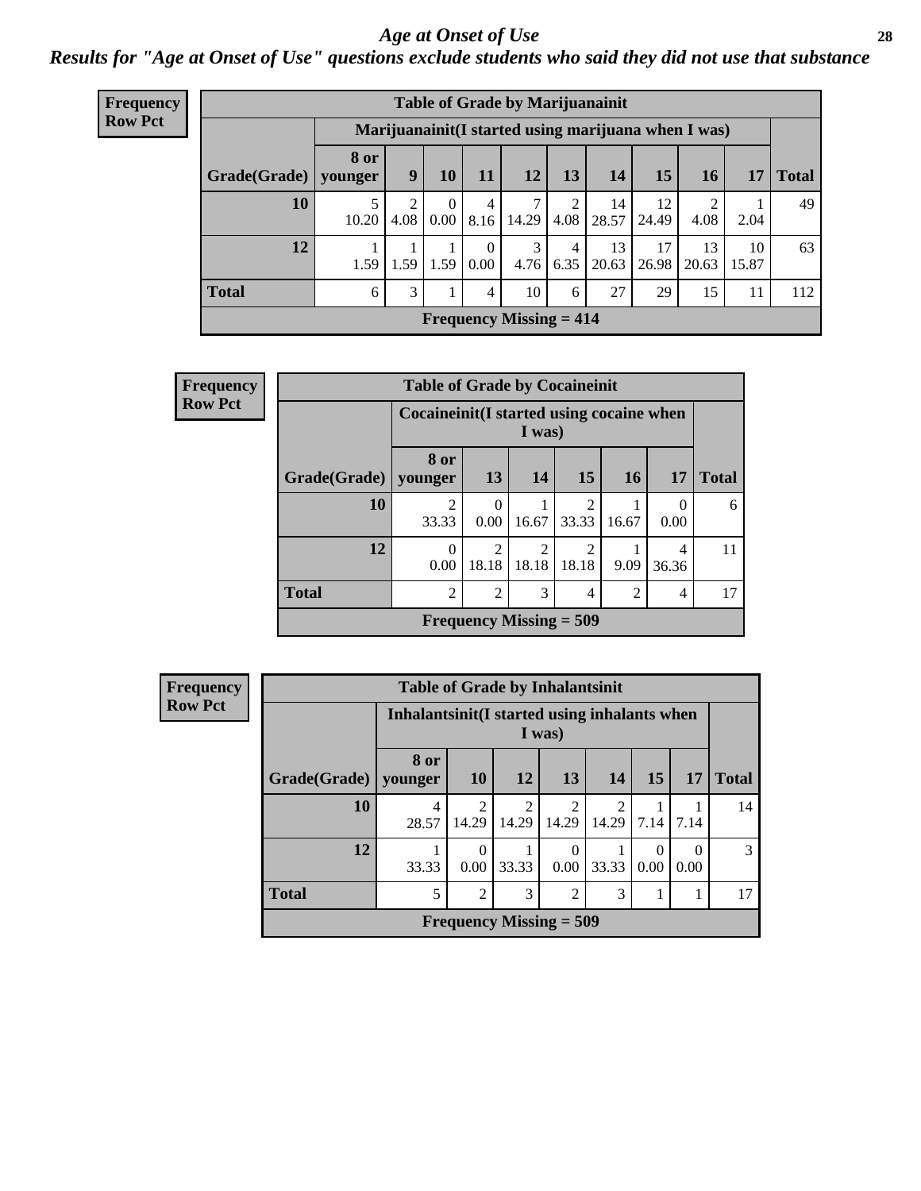# Age at Onset of Use

## Results for "Age at Onset of Use" questions exclude students who said they did not use that substance

**Frequency**
**Row Pct**

| Table of Grade by Marijuanainit | | | | | | | | | | | |
|---|---|---|---|---|---|---|---|---|---|---|---|
| | Marijuanainit(I started using marijuana when I was) | | | | | | | | | | |
| Grade(Grade) | 8 or younger | 9 | 10 | 11 | 12 | 13 | 14 | 15 | 16 | 17 | Total |
| 10 | 5<br>10.20 | 2<br>4.08 | 0<br>0.00 | 4<br>8.16 | 7<br>14.29 | 2<br>4.08 | 14<br>28.57 | 12<br>24.49 | 2<br>4.08 | 1<br>2.04 | 49 |
| 12 | 1<br>1.59 | 1<br>1.59 | 1<br>1.59 | 0<br>0.00 | 3<br>4.76 | 4<br>6.35 | 13<br>20.63 | 17<br>26.98 | 13<br>20.63 | 10<br>15.87 | 63 |
| Total | 6 | 3 | 1 | 4 | 10 | 6 | 27 | 29 | 15 | 11 | 112 |
| Frequency Missing = 414 | | | | | | | | | | | |

**Frequency**
**Row Pct**

| Table of Grade by Cocaineinit | | | | | | | |
|---|---|---|---|---|---|---|---|
| | Cocaineinit(I started using cocaine when I was) | | | | | | |
| Grade(Grade) | 8 or younger | 13 | 14 | 15 | 16 | 17 | Total |
| 10 | 2<br>33.33 | 0<br>0.00 | 1<br>16.67 | 2<br>33.33 | 1<br>16.67 | 0<br>0.00 | 6 |
| 12 | 0<br>0.00 | 2<br>18.18 | 2<br>18.18 | 2<br>18.18 | 1<br>9.09 | 4<br>36.36 | 11 |
| Total | 2 | 2 | 3 | 4 | 2 | 4 | 17 |
| Frequency Missing = 509 | | | | | | | |

**Frequency**
**Row Pct**

| Table of Grade by Inhalantsinit | | | | | | | | |
|---|---|---|---|---|---|---|---|---|
| | Inhalantsinit(I started using inhalants when I was) | | | | | | | |
| Grade(Grade) | 8 or younger | 10 | 12 | 13 | 14 | 15 | 17 | Total |
| 10 | 4<br>28.57 | 2<br>14.29 | 2<br>14.29 | 2<br>14.29 | 2<br>14.29 | 1<br>7.14 | 1<br>7.14 | 14 |
| 12 | 1<br>33.33 | 0<br>0.00 | 1<br>33.33 | 0<br>0.00 | 1<br>33.33 | 0<br>0.00 | 0<br>0.00 | 3 |
| Total | 5 | 2 | 3 | 2 | 3 | 1 | 1 | 17 |
| Frequency Missing = 509 | | | | | | | | |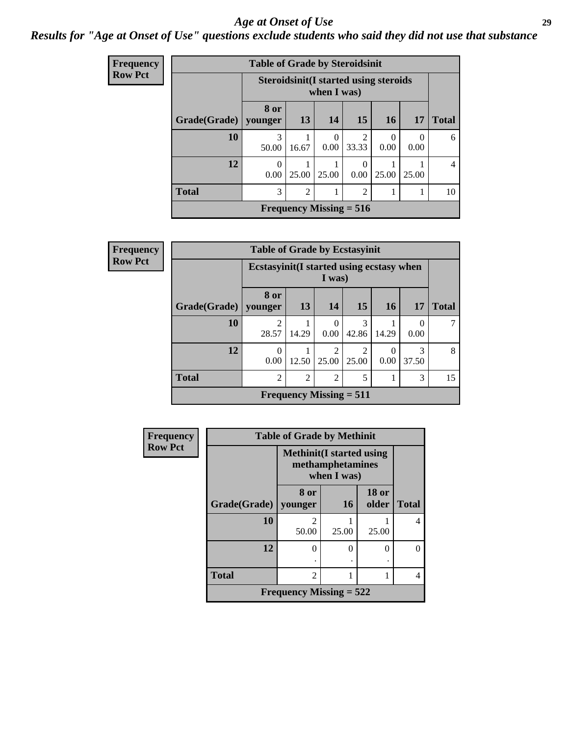# *Age at Onset of Use*

***Results for "Age at Onset of Use" questions exclude students who said they did not use that substance***

**Frequency**
**Row Pct**

| Table of Grade by Steroidsinit | | | | | | | |
|---|---|---|---|---|---|---|---|
| | Steroidsinit(I started using steroids when I was) | | | | | | |
| Grade(Grade) | 8 or younger | 13 | 14 | 15 | 16 | 17 | Total |
| 10 | 3<br>50.00 | 1<br>16.67 | 0<br>0.00 | 2<br>33.33 | 0<br>0.00 | 0<br>0.00 | 6 |
| 12 | 0<br>0.00 | 1<br>25.00 | 1<br>25.00 | 0<br>0.00 | 1<br>25.00 | 1<br>25.00 | 4 |
| Total | 3 | 2 | 1 | 2 | 1 | 1 | 10 |
| Frequency Missing = 516 | | | | | | | |

**Frequency**
**Row Pct**

| Table of Grade by Ecstasyinit | | | | | | | |
|---|---|---|---|---|---|---|---|
| | Ecstasyinit(I started using ecstasy when I was) | | | | | | |
| Grade(Grade) | 8 or younger | 13 | 14 | 15 | 16 | 17 | Total |
| 10 | 2<br>28.57 | 1<br>14.29 | 0<br>0.00 | 3<br>42.86 | 1<br>14.29 | 0<br>0.00 | 7 |
| 12 | 0<br>0.00 | 1<br>12.50 | 2<br>25.00 | 2<br>25.00 | 0<br>0.00 | 3<br>37.50 | 8 |
| Total | 2 | 2 | 2 | 5 | 1 | 3 | 15 |
| Frequency Missing = 511 | | | | | | | |

**Frequency**
**Row Pct**

| Table of Grade by Methinit | | | | |
|---|---|---|---|---|
| | Methinit(I started using methamphetamines when I was) | | | |
| Grade(Grade) | 8 or younger | 16 | 18 or older | Total |
| 10 | 2<br>50.00 | 1<br>25.00 | 1<br>25.00 | 4 |
| 12 | 0<br>. | 0<br>. | 0<br>. | 0 |
| Total | 2 | 1 | 1 | 4 |
| Frequency Missing = 522 | | | | |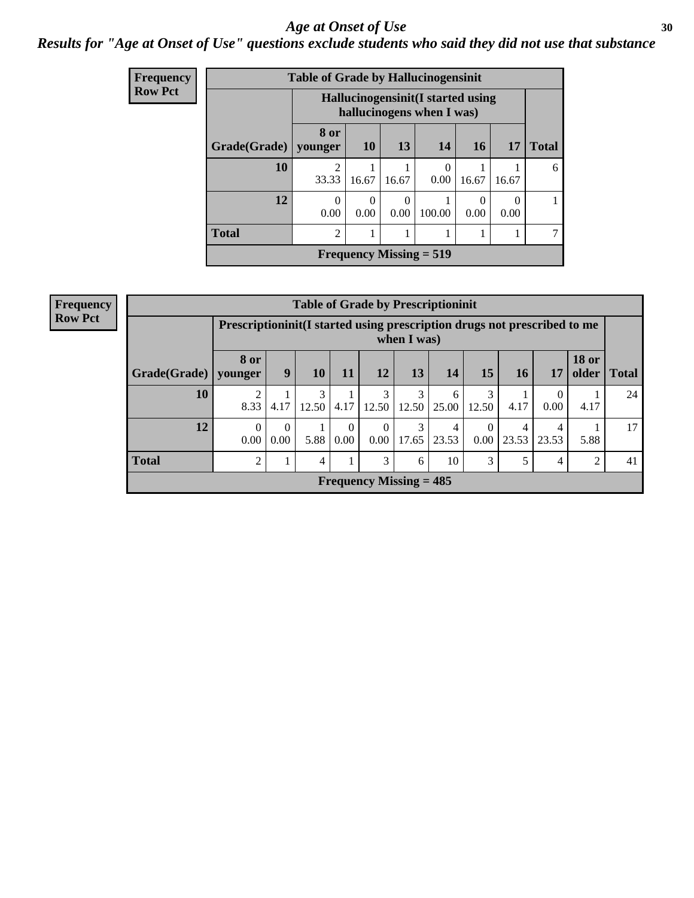# *Age at Onset of Use*

## *Results for "Age at Onset of Use" questions exclude students who said they did not use that substance*

**Frequency Row Pct**

**Table of Grade by Hallucinogensinit**

| Grade(Grade) | Hallucinogensinit(I started using hallucinogens when I was) | | | | | | Total |
|---|---|---|---|---|---|---|---|
| | 8 or younger | 10 | 13 | 14 | 16 | 17 | |
| 10 | 2<br>33.33 | 1<br>16.67 | 1<br>16.67 | 0<br>0.00 | 1<br>16.67 | 1<br>16.67 | 6 |
| 12 | 0<br>0.00 | 0<br>0.00 | 0<br>0.00 | 1<br>100.00 | 0<br>0.00 | 0<br>0.00 | 1 |
| Total | 2 | 1 | 1 | 1 | 1 | 1 | 7 |

**Frequency Missing = 519**

**Frequency Row Pct**

**Table of Grade by Prescriptioninit**

| Grade(Grade) | Prescriptioninit(I started using prescription drugs not prescribed to me when I was) | | | | | | | | | | | Total |
|---|---|---|---|---|---|---|---|---|---|---|---|---|
| | 8 or younger | 9 | 10 | 11 | 12 | 13 | 14 | 15 | 16 | 17 | 18 or older | |
| 10 | 2<br>8.33 | 1<br>4.17 | 3<br>12.50 | 1<br>4.17 | 3<br>12.50 | 3<br>12.50 | 6<br>25.00 | 3<br>12.50 | 1<br>4.17 | 0<br>0.00 | 1<br>4.17 | 24 |
| 12 | 0<br>0.00 | 0<br>0.00 | 1<br>5.88 | 0<br>0.00 | 0<br>0.00 | 3<br>17.65 | 4<br>23.53 | 0<br>0.00 | 4<br>23.53 | 4<br>23.53 | 1<br>5.88 | 17 |
| Total | 2 | 1 | 4 | 1 | 3 | 6 | 10 | 3 | 5 | 4 | 2 | 41 |

**Frequency Missing = 485**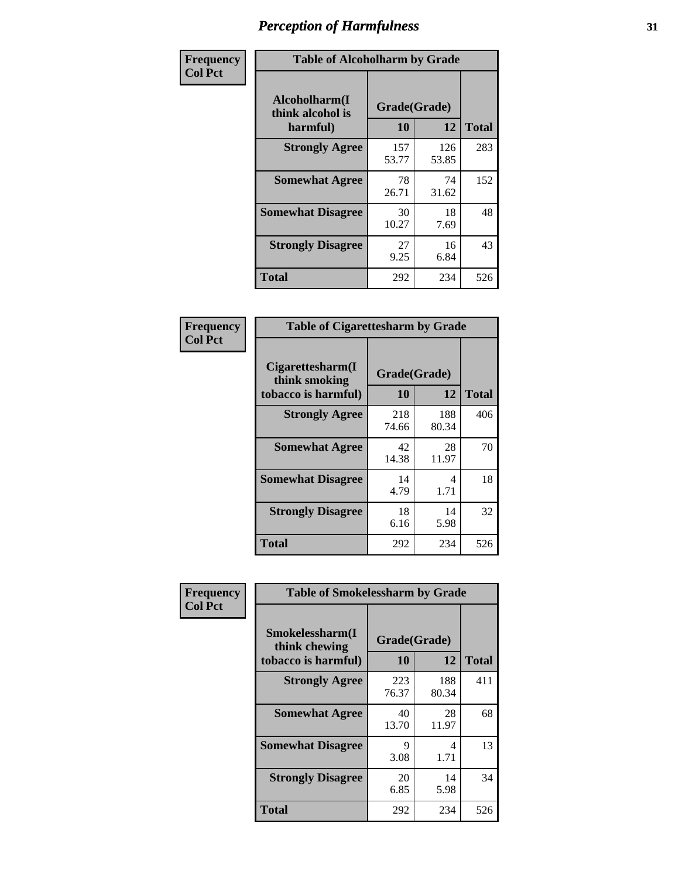# Perception of Harmfulness

**Frequency**
**Col Pct**

**Table of Alcoholharm by Grade**

| Alcoholharm(I think alcohol is harmful) | Grade(Grade) | | Total |
|---|---|---|---|
| | 10 | 12 | |
| **Strongly Agree** | 157<br>53.77 | 126<br>53.85 | 283 |
| **Somewhat Agree** | 78<br>26.71 | 74<br>31.62 | 152 |
| **Somewhat Disagree** | 30<br>10.27 | 18<br>7.69 | 48 |
| **Strongly Disagree** | 27<br>9.25 | 16<br>6.84 | 43 |
| **Total** | 292 | 234 | 526 |

**Frequency**
**Col Pct**

**Table of Cigarettesharm by Grade**

| Cigarettesharm(I think smoking tobacco is harmful) | Grade(Grade) | | Total |
|---|---|---|---|
| | 10 | 12 | |
| **Strongly Agree** | 218<br>74.66 | 188<br>80.34 | 406 |
| **Somewhat Agree** | 42<br>14.38 | 28<br>11.97 | 70 |
| **Somewhat Disagree** | 14<br>4.79 | 4<br>1.71 | 18 |
| **Strongly Disagree** | 18<br>6.16 | 14<br>5.98 | 32 |
| **Total** | 292 | 234 | 526 |

**Frequency**
**Col Pct**

**Table of Smokelessharm by Grade**

| Smokelessharm(I think chewing tobacco is harmful) | Grade(Grade) | | Total |
|---|---|---|---|
| | 10 | 12 | |
| **Strongly Agree** | 223<br>76.37 | 188<br>80.34 | 411 |
| **Somewhat Agree** | 40<br>13.70 | 28<br>11.97 | 68 |
| **Somewhat Disagree** | 9<br>3.08 | 4<br>1.71 | 13 |
| **Strongly Disagree** | 20<br>6.85 | 14<br>5.98 | 34 |
| **Total** | 292 | 234 | 526 |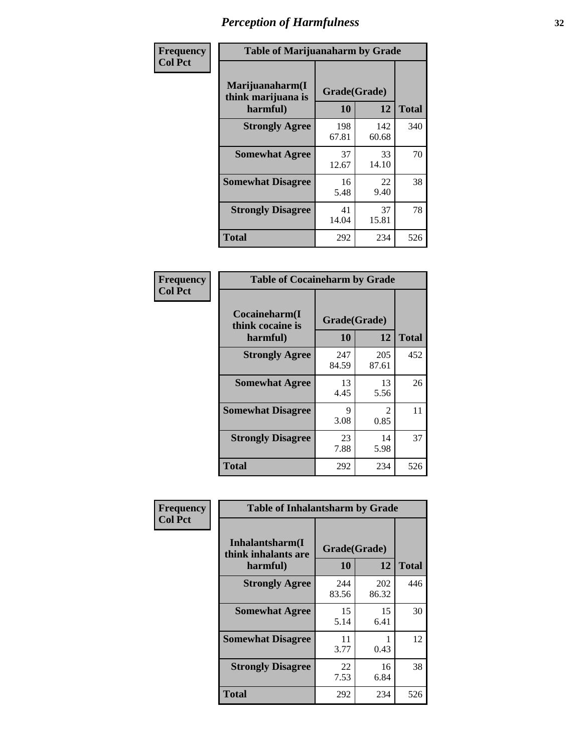# Perception of Harmfulness

**Frequency**
**Col Pct**

| Table of Marijuanaharm by Grade | | | |
|---|---|---|---|
| Marijuanaharm(I think marijuana is harmful) | Grade(Grade) | | Total |
| | 10 | 12 | |
| **Strongly Agree** | 198<br>67.81 | 142<br>60.68 | 340 |
| **Somewhat Agree** | 37<br>12.67 | 33<br>14.10 | 70 |
| **Somewhat Disagree** | 16<br>5.48 | 22<br>9.40 | 38 |
| **Strongly Disagree** | 41<br>14.04 | 37<br>15.81 | 78 |
| **Total** | 292 | 234 | 526 |

**Frequency**
**Col Pct**

| Table of Cocaineharm by Grade | | | |
|---|---|---|---|
| Cocaineharm(I think cocaine is harmful) | Grade(Grade) | | Total |
| | 10 | 12 | |
| **Strongly Agree** | 247<br>84.59 | 205<br>87.61 | 452 |
| **Somewhat Agree** | 13<br>4.45 | 13<br>5.56 | 26 |
| **Somewhat Disagree** | 9<br>3.08 | 2<br>0.85 | 11 |
| **Strongly Disagree** | 23<br>7.88 | 14<br>5.98 | 37 |
| **Total** | 292 | 234 | 526 |

**Frequency**
**Col Pct**

| Table of Inhalantsharm by Grade | | | |
|---|---|---|---|
| Inhalantsharm(I think inhalants are harmful) | Grade(Grade) | | Total |
| | 10 | 12 | |
| **Strongly Agree** | 244<br>83.56 | 202<br>86.32 | 446 |
| **Somewhat Agree** | 15<br>5.14 | 15<br>6.41 | 30 |
| **Somewhat Disagree** | 11<br>3.77 | 1<br>0.43 | 12 |
| **Strongly Disagree** | 22<br>7.53 | 16<br>6.84 | 38 |
| **Total** | 292 | 234 | 526 |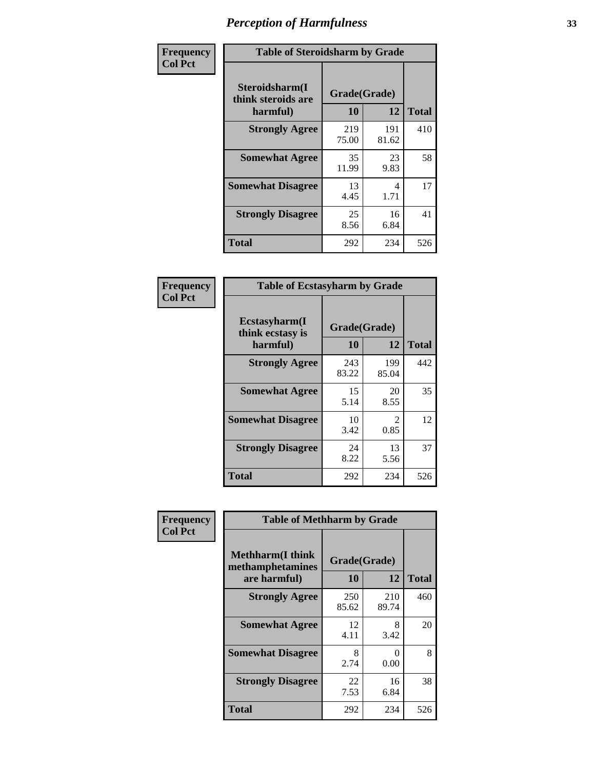# Perception of Harmfulness

**Frequency**
**Col Pct**

| Table of Steroidsharm by Grade | | | |
|---|---|---|---|
| Steroidsharm(I think steroids are harmful) | Grade(Grade) | | Total |
| | 10 | 12 | |
| **Strongly Agree** | 219<br>75.00 | 191<br>81.62 | 410 |
| **Somewhat Agree** | 35<br>11.99 | 23<br>9.83 | 58 |
| **Somewhat Disagree** | 13<br>4.45 | 4<br>1.71 | 17 |
| **Strongly Disagree** | 25<br>8.56 | 16<br>6.84 | 41 |
| **Total** | 292 | 234 | 526 |

**Frequency**
**Col Pct**

| Table of Ecstasyharm by Grade | | | |
|---|---|---|---|
| Ecstasyharm(I think ecstasy is harmful) | Grade(Grade) | | Total |
| | 10 | 12 | |
| **Strongly Agree** | 243<br>83.22 | 199<br>85.04 | 442 |
| **Somewhat Agree** | 15<br>5.14 | 20<br>8.55 | 35 |
| **Somewhat Disagree** | 10<br>3.42 | 2<br>0.85 | 12 |
| **Strongly Disagree** | 24<br>8.22 | 13<br>5.56 | 37 |
| **Total** | 292 | 234 | 526 |

**Frequency**
**Col Pct**

| Table of Methharm by Grade | | | |
|---|---|---|---|
| Methharm(I think methamphetamines are harmful) | Grade(Grade) | | Total |
| | 10 | 12 | |
| **Strongly Agree** | 250<br>85.62 | 210<br>89.74 | 460 |
| **Somewhat Agree** | 12<br>4.11 | 8<br>3.42 | 20 |
| **Somewhat Disagree** | 8<br>2.74 | 0<br>0.00 | 8 |
| **Strongly Disagree** | 22<br>7.53 | 16<br>6.84 | 38 |
| **Total** | 292 | 234 | 526 |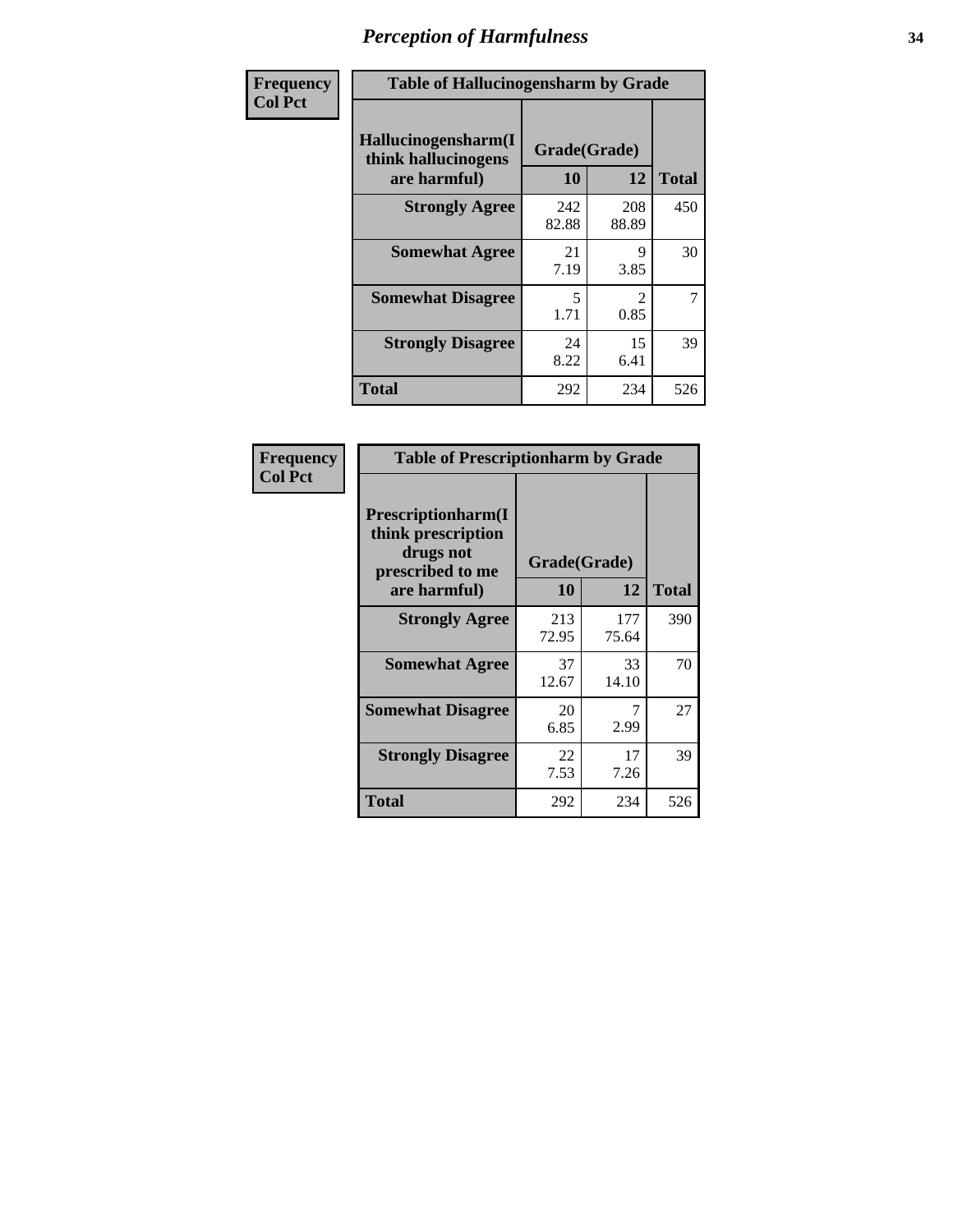# Perception of Harmfulness

| Frequency<br>Col Pct | Table of Hallucinogensharm by Grade | | |
|---|---|---|---|
| Hallucinogensharm(I think hallucinogens are harmful) | Grade(Grade) | | |
| | 10 | 12 | Total |
| Strongly Agree | 242<br>82.88 | 208<br>88.89 | 450 |
| Somewhat Agree | 21<br>7.19 | 9<br>3.85 | 30 |
| Somewhat Disagree | 5<br>1.71 | 2<br>0.85 | 7 |
| Strongly Disagree | 24<br>8.22 | 15<br>6.41 | 39 |
| Total | 292 | 234 | 526 |

| Frequency<br>Col Pct | Table of Prescriptionharm by Grade | | |
|---|---|---|---|
| Prescriptionharm(I think prescription drugs not prescribed to me are harmful) | Grade(Grade) | | |
| | 10 | 12 | Total |
| Strongly Agree | 213<br>72.95 | 177<br>75.64 | 390 |
| Somewhat Agree | 37<br>12.67 | 33<br>14.10 | 70 |
| Somewhat Disagree | 20<br>6.85 | 7<br>2.99 | 27 |
| Strongly Disagree | 22<br>7.53 | 17<br>7.26 | 39 |
| Total | 292 | 234 | 526 |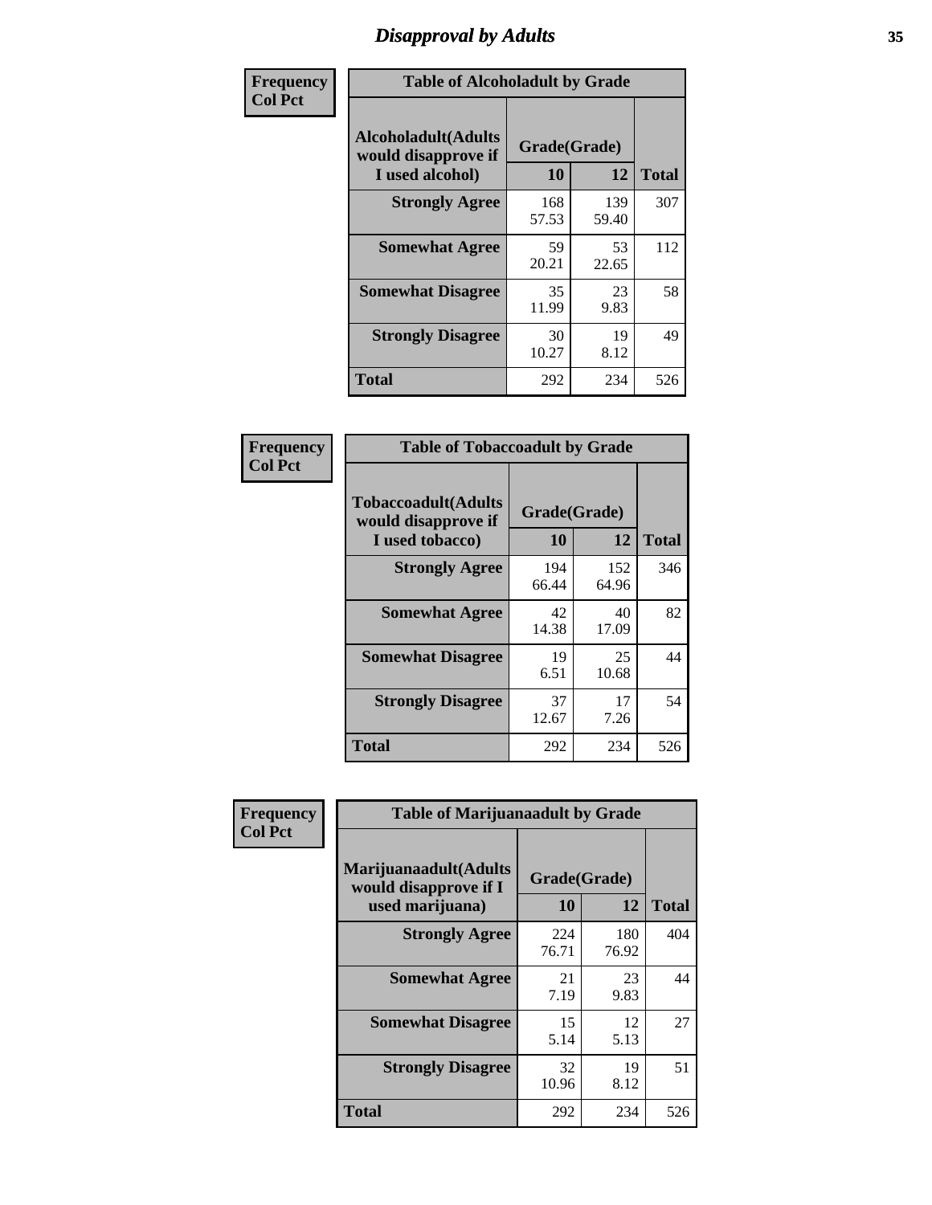# Disapproval by Adults

**Frequency**
**Col Pct**

**Table of Alcoholadult by Grade**

| Alcoholadult(Adults would disapprove if I used alcohol) | Grade(Grade) | | Total |
|---|---|---|---|
| | 10 | 12 | |
| Strongly Agree | 168<br>57.53 | 139<br>59.40 | 307 |
| Somewhat Agree | 59<br>20.21 | 53<br>22.65 | 112 |
| Somewhat Disagree | 35<br>11.99 | 23<br>9.83 | 58 |
| Strongly Disagree | 30<br>10.27 | 19<br>8.12 | 49 |
| Total | 292 | 234 | 526 |

**Frequency**
**Col Pct**

**Table of Tobaccoadult by Grade**

| Tobaccoadult(Adults would disapprove if I used tobacco) | Grade(Grade) | | Total |
|---|---|---|---|
| | 10 | 12 | |
| Strongly Agree | 194<br>66.44 | 152<br>64.96 | 346 |
| Somewhat Agree | 42<br>14.38 | 40<br>17.09 | 82 |
| Somewhat Disagree | 19<br>6.51 | 25<br>10.68 | 44 |
| Strongly Disagree | 37<br>12.67 | 17<br>7.26 | 54 |
| Total | 292 | 234 | 526 |

**Frequency**
**Col Pct**

**Table of Marijuanaadult by Grade**

| Marijuanaadult(Adults would disapprove if I used marijuana) | Grade(Grade) | | Total |
|---|---|---|---|
| | 10 | 12 | |
| Strongly Agree | 224<br>76.71 | 180<br>76.92 | 404 |
| Somewhat Agree | 21<br>7.19 | 23<br>9.83 | 44 |
| Somewhat Disagree | 15<br>5.14 | 12<br>5.13 | 27 |
| Strongly Disagree | 32<br>10.96 | 19<br>8.12 | 51 |
| Total | 292 | 234 | 526 |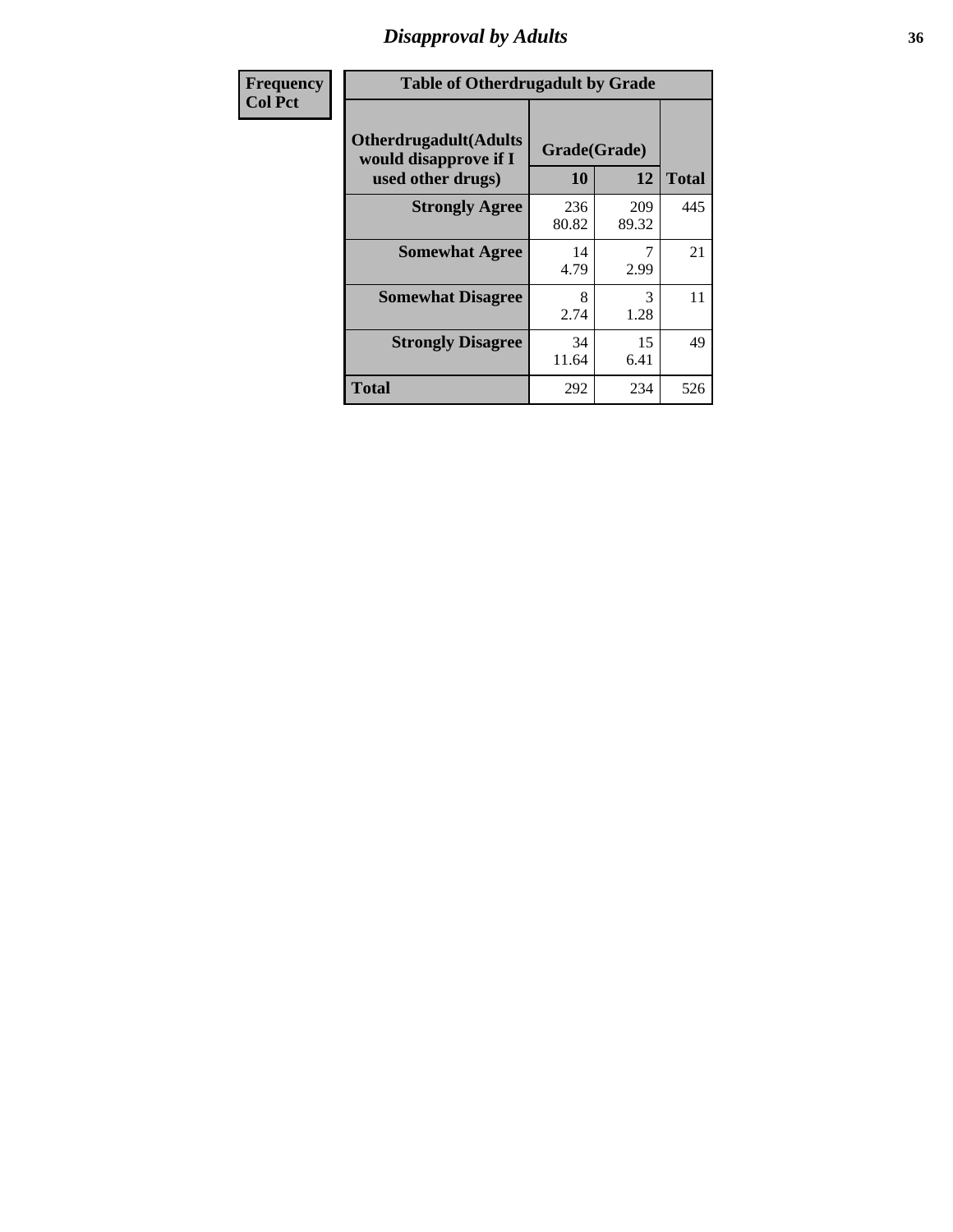# Disapproval by Adults

| Frequency Col Pct | | | |
|---|---|---|---|

**Table of Otherdrugadult by Grade**

| Otherdrugadult(Adults would disapprove if I used other drugs) | Grade(Grade) | | |
|---|---|---|---|
| | 10 | 12 | Total |
| **Strongly Agree** | 236<br>80.82 | 209<br>89.32 | 445 |
| **Somewhat Agree** | 14<br>4.79 | 7<br>2.99 | 21 |
| **Somewhat Disagree** | 8<br>2.74 | 3<br>1.28 | 11 |
| **Strongly Disagree** | 34<br>11.64 | 15<br>6.41 | 49 |
| **Total** | 292 | 234 | 526 |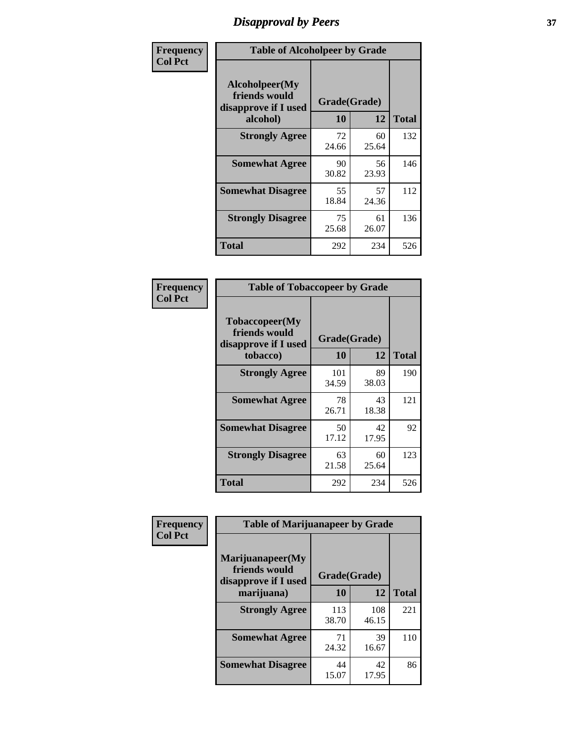# Disapproval by Peers

**Frequency**
**Col Pct**

| Table of Alcoholpeer by Grade | | | |
|---|---|---|---|
| **Alcoholpeer(My friends would disapprove if I used alcohol)** | **Grade(Grade)** | | **Total** |
| | **10** | **12** | |
| **Strongly Agree** | 72<br>24.66 | 60<br>25.64 | 132 |
| **Somewhat Agree** | 90<br>30.82 | 56<br>23.93 | 146 |
| **Somewhat Disagree** | 55<br>18.84 | 57<br>24.36 | 112 |
| **Strongly Disagree** | 75<br>25.68 | 61<br>26.07 | 136 |
| **Total** | 292 | 234 | 526 |

**Frequency**
**Col Pct**

| Table of Tobaccopeer by Grade | | | |
|---|---|---|---|
| **Tobaccopeer(My friends would disapprove if I used tobacco)** | **Grade(Grade)** | | **Total** |
| | **10** | **12** | |
| **Strongly Agree** | 101<br>34.59 | 89<br>38.03 | 190 |
| **Somewhat Agree** | 78<br>26.71 | 43<br>18.38 | 121 |
| **Somewhat Disagree** | 50<br>17.12 | 42<br>17.95 | 92 |
| **Strongly Disagree** | 63<br>21.58 | 60<br>25.64 | 123 |
| **Total** | 292 | 234 | 526 |

**Frequency**
**Col Pct**

| Table of Marijuanapeer by Grade | | | |
|---|---|---|---|
| **Marijuanapeer(My friends would disapprove if I used marijuana)** | **Grade(Grade)** | | **Total** |
| | **10** | **12** | |
| **Strongly Agree** | 113<br>38.70 | 108<br>46.15 | 221 |
| **Somewhat Agree** | 71<br>24.32 | 39<br>16.67 | 110 |
| **Somewhat Disagree** | 44<br>15.07 | 42<br>17.95 | 86 |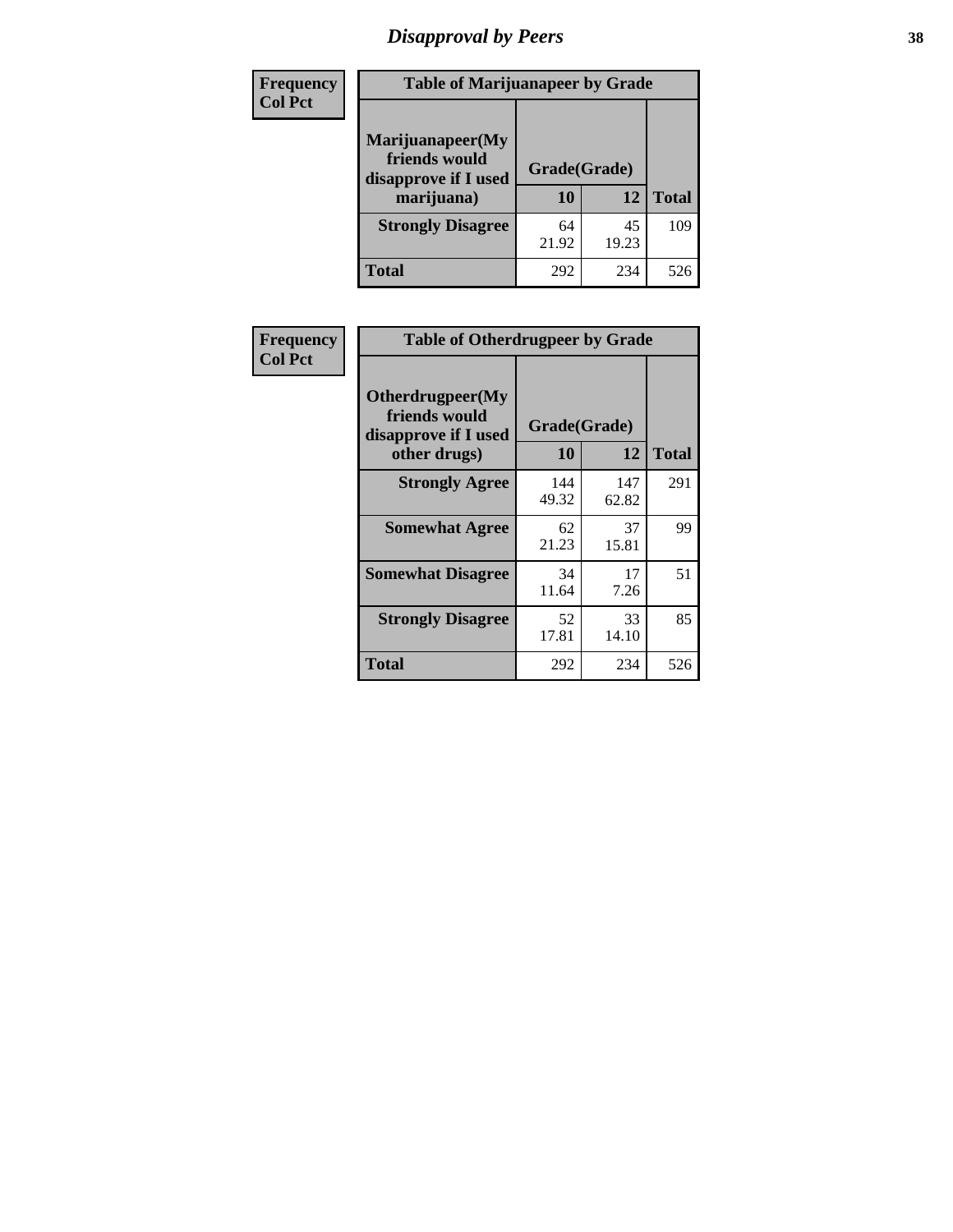# Disapproval by Peers

| Frequency<br>Col Pct | Table of Marijuanapeer by Grade | | |
|---|---|---|---|
| Marijuanapeer(My friends would disapprove if I used marijuana) | Grade(Grade) | | |
| | 10 | 12 | Total |
| Strongly Disagree | 64<br>21.92 | 45<br>19.23 | 109 |
| Total | 292 | 234 | 526 |

| Frequency<br>Col Pct | Table of Otherdrugpeer by Grade | | |
|---|---|---|---|
| Otherdrugpeer(My friends would disapprove if I used other drugs) | Grade(Grade) | | |
| | 10 | 12 | Total |
| Strongly Agree | 144<br>49.32 | 147<br>62.82 | 291 |
| Somewhat Agree | 62<br>21.23 | 37<br>15.81 | 99 |
| Somewhat Disagree | 34<br>11.64 | 17<br>7.26 | 51 |
| Strongly Disagree | 52<br>17.81 | 33<br>14.10 | 85 |
| Total | 292 | 234 | 526 |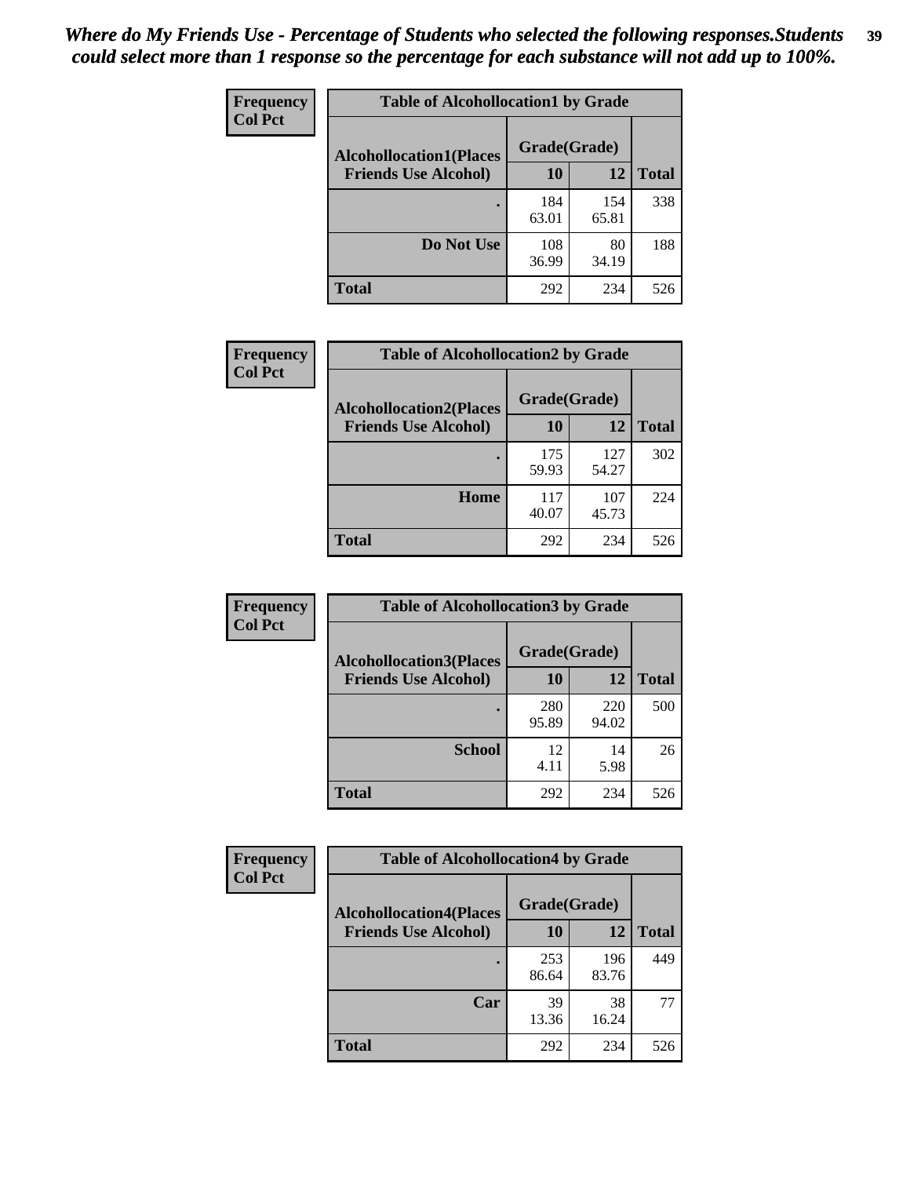*Where do My Friends Use - Percentage of Students who selected the following responses.Students could select more than 1 response so the percentage for each substance will not add up to 100%.*

**Frequency**
**Col Pct**

| Table of Alcohollocation1 by Grade | | | |
|---|---|---|---|
| **Alcohollocation1(Places Friends Use Alcohol)** | **Grade(Grade)** | | |
| | **10** | **12** | **Total** |
| **.** | 184<br>63.01 | 154<br>65.81 | 338 |
| **Do Not Use** | 108<br>36.99 | 80<br>34.19 | 188 |
| **Total** | 292 | 234 | 526 |

**Frequency**
**Col Pct**

| Table of Alcohollocation2 by Grade | | | |
|---|---|---|---|
| **Alcohollocation2(Places Friends Use Alcohol)** | **Grade(Grade)** | | |
| | **10** | **12** | **Total** |
| **.** | 175<br>59.93 | 127<br>54.27 | 302 |
| **Home** | 117<br>40.07 | 107<br>45.73 | 224 |
| **Total** | 292 | 234 | 526 |

**Frequency**
**Col Pct**

| Table of Alcohollocation3 by Grade | | | |
|---|---|---|---|
| **Alcohollocation3(Places Friends Use Alcohol)** | **Grade(Grade)** | | |
| | **10** | **12** | **Total** |
| **.** | 280<br>95.89 | 220<br>94.02 | 500 |
| **School** | 12<br>4.11 | 14<br>5.98 | 26 |
| **Total** | 292 | 234 | 526 |

**Frequency**
**Col Pct**

| Table of Alcohollocation4 by Grade | | | |
|---|---|---|---|
| **Alcohollocation4(Places Friends Use Alcohol)** | **Grade(Grade)** | | |
| | **10** | **12** | **Total** |
| **.** | 253<br>86.64 | 196<br>83.76 | 449 |
| **Car** | 39<br>13.36 | 38<br>16.24 | 77 |
| **Total** | 292 | 234 | 526 |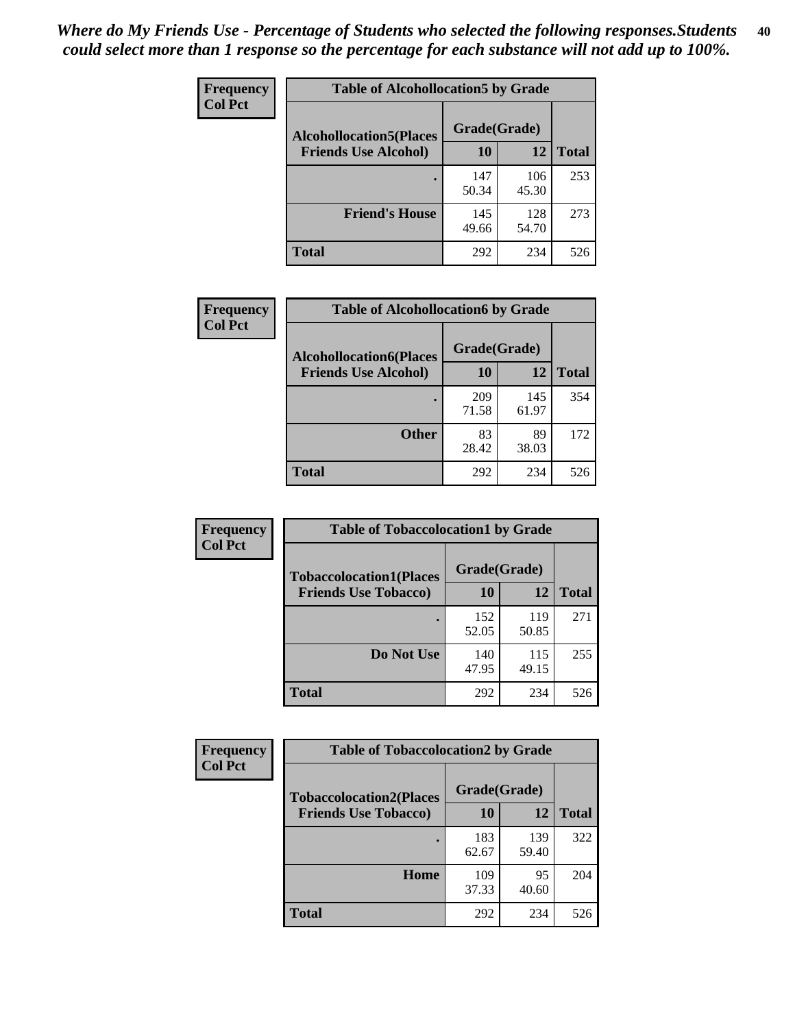*Where do My Friends Use - Percentage of Students who selected the following responses.Students could select more than 1 response so the percentage for each substance will not add up to 100%.*

| Frequency Col Pct | Table of Alcohollocation5 by Grade | | |
|---|---|---|---|
| Alcohollocation5(Places Friends Use Alcohol) | Grade(Grade) | | Total |
| | 10 | 12 | |
| . | 147<br>50.34 | 106<br>45.30 | 253 |
| Friend's House | 145<br>49.66 | 128<br>54.70 | 273 |
| Total | 292 | 234 | 526 |

| Frequency Col Pct | Table of Alcohollocation6 by Grade | | |
|---|---|---|---|
| Alcohollocation6(Places Friends Use Alcohol) | Grade(Grade) | | Total |
| | 10 | 12 | |
| . | 209<br>71.58 | 145<br>61.97 | 354 |
| Other | 83<br>28.42 | 89<br>38.03 | 172 |
| Total | 292 | 234 | 526 |

| Frequency Col Pct | Table of Tobaccolocation1 by Grade | | |
|---|---|---|---|
| Tobaccolocation1(Places Friends Use Tobacco) | Grade(Grade) | | Total |
| | 10 | 12 | |
| . | 152<br>52.05 | 119<br>50.85 | 271 |
| Do Not Use | 140<br>47.95 | 115<br>49.15 | 255 |
| Total | 292 | 234 | 526 |

| Frequency Col Pct | Table of Tobaccolocation2 by Grade | | |
|---|---|---|---|
| Tobaccolocation2(Places Friends Use Tobacco) | Grade(Grade) | | Total |
| | 10 | 12 | |
| . | 183<br>62.67 | 139<br>59.40 | 322 |
| Home | 109<br>37.33 | 95<br>40.60 | 204 |
| Total | 292 | 234 | 526 |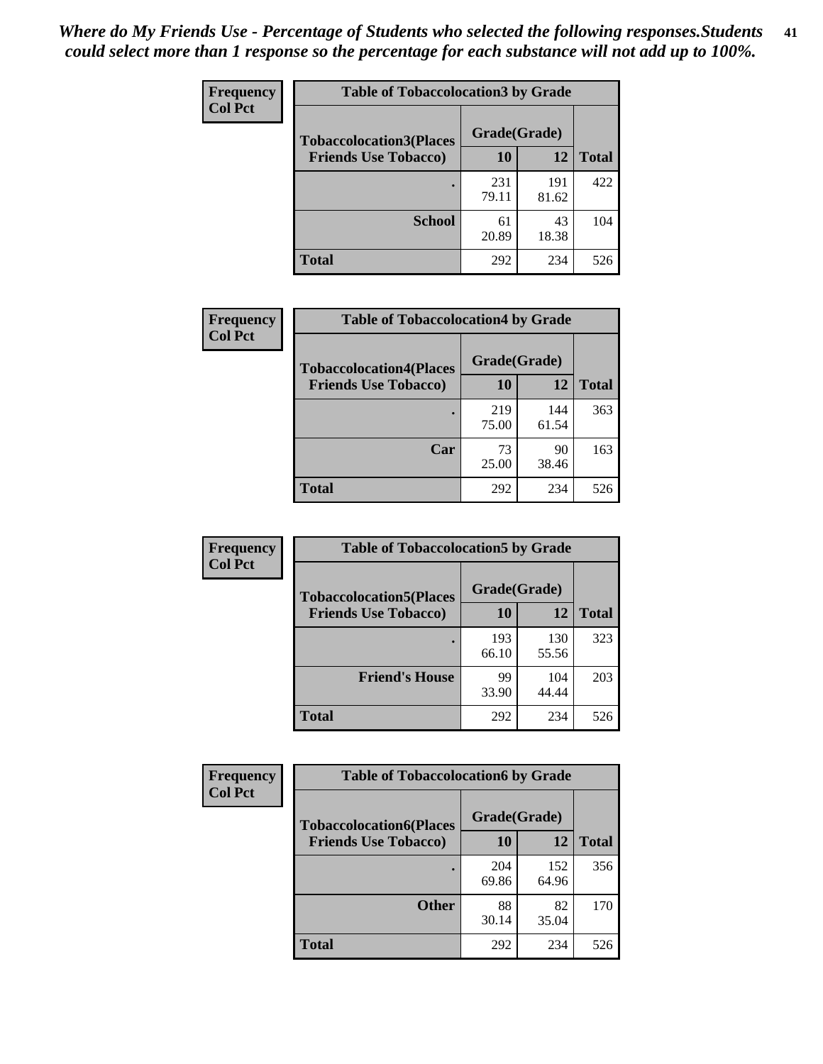*Where do My Friends Use - Percentage of Students who selected the following responses.Students could select more than 1 response so the percentage for each substance will not add up to 100%.*

**Frequency**
**Col Pct**

| Table of Tobaccolocation3 by Grade | | | |
|---|---|---|---|
| **Tobaccolocation3(Places Friends Use Tobacco)** | **Grade(Grade)** | | **Total** |
| | **10** | **12** | |
| **.** | 231<br>79.11 | 191<br>81.62 | 422 |
| **School** | 61<br>20.89 | 43<br>18.38 | 104 |
| **Total** | 292 | 234 | 526 |

**Frequency**
**Col Pct**

| Table of Tobaccolocation4 by Grade | | | |
|---|---|---|---|
| **Tobaccolocation4(Places Friends Use Tobacco)** | **Grade(Grade)** | | **Total** |
| | **10** | **12** | |
| **.** | 219<br>75.00 | 144<br>61.54 | 363 |
| **Car** | 73<br>25.00 | 90<br>38.46 | 163 |
| **Total** | 292 | 234 | 526 |

**Frequency**
**Col Pct**

| Table of Tobaccolocation5 by Grade | | | |
|---|---|---|---|
| **Tobaccolocation5(Places Friends Use Tobacco)** | **Grade(Grade)** | | **Total** |
| | **10** | **12** | |
| **.** | 193<br>66.10 | 130<br>55.56 | 323 |
| **Friend's House** | 99<br>33.90 | 104<br>44.44 | 203 |
| **Total** | 292 | 234 | 526 |

**Frequency**
**Col Pct**

| Table of Tobaccolocation6 by Grade | | | |
|---|---|---|---|
| **Tobaccolocation6(Places Friends Use Tobacco)** | **Grade(Grade)** | | **Total** |
| | **10** | **12** | |
| **.** | 204<br>69.86 | 152<br>64.96 | 356 |
| **Other** | 88<br>30.14 | 82<br>35.04 | 170 |
| **Total** | 292 | 234 | 526 |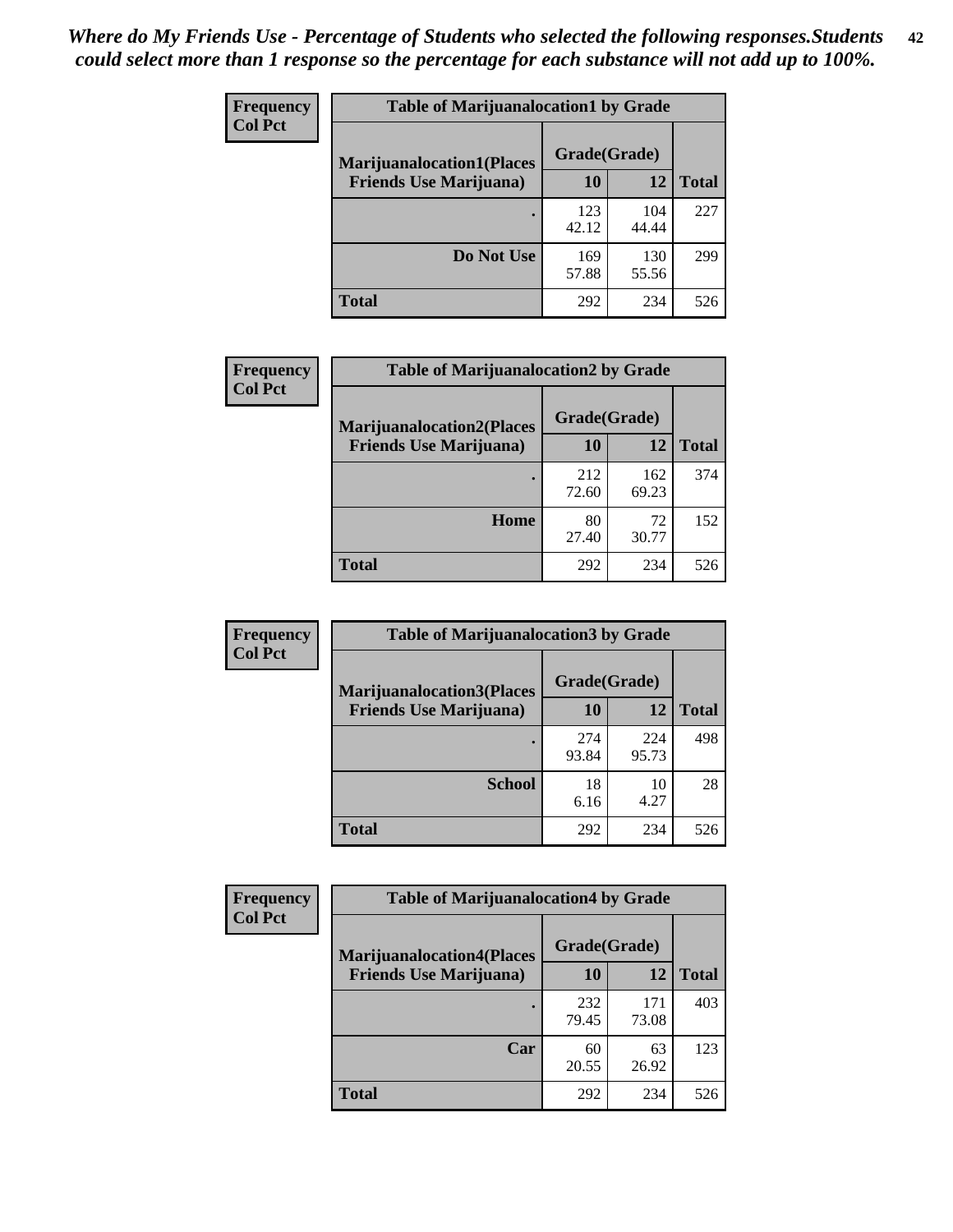*Where do My Friends Use - Percentage of Students who selected the following responses.Students could select more than 1 response so the percentage for each substance will not add up to 100%.*

| Frequency Col Pct | Table of Marijuanalocation1 by Grade | | |
|---|---|---|---|
| **Marijuanalocation1(Places Friends Use Marijuana)** | **Grade(Grade)** | | |
| | **10** | **12** | **Total** |
| **.** | 123<br>42.12 | 104<br>44.44 | 227 |
| **Do Not Use** | 169<br>57.88 | 130<br>55.56 | 299 |
| **Total** | 292 | 234 | 526 |

| Frequency Col Pct | Table of Marijuanalocation2 by Grade | | |
|---|---|---|---|
| **Marijuanalocation2(Places Friends Use Marijuana)** | **Grade(Grade)** | | |
| | **10** | **12** | **Total** |
| **.** | 212<br>72.60 | 162<br>69.23 | 374 |
| **Home** | 80<br>27.40 | 72<br>30.77 | 152 |
| **Total** | 292 | 234 | 526 |

| Frequency Col Pct | Table of Marijuanalocation3 by Grade | | |
|---|---|---|---|
| **Marijuanalocation3(Places Friends Use Marijuana)** | **Grade(Grade)** | | |
| | **10** | **12** | **Total** |
| **.** | 274<br>93.84 | 224<br>95.73 | 498 |
| **School** | 18<br>6.16 | 10<br>4.27 | 28 |
| **Total** | 292 | 234 | 526 |

| Frequency Col Pct | Table of Marijuanalocation4 by Grade | | |
|---|---|---|---|
| **Marijuanalocation4(Places Friends Use Marijuana)** | **Grade(Grade)** | | |
| | **10** | **12** | **Total** |
| **.** | 232<br>79.45 | 171<br>73.08 | 403 |
| **Car** | 60<br>20.55 | 63<br>26.92 | 123 |
| **Total** | 292 | 234 | 526 |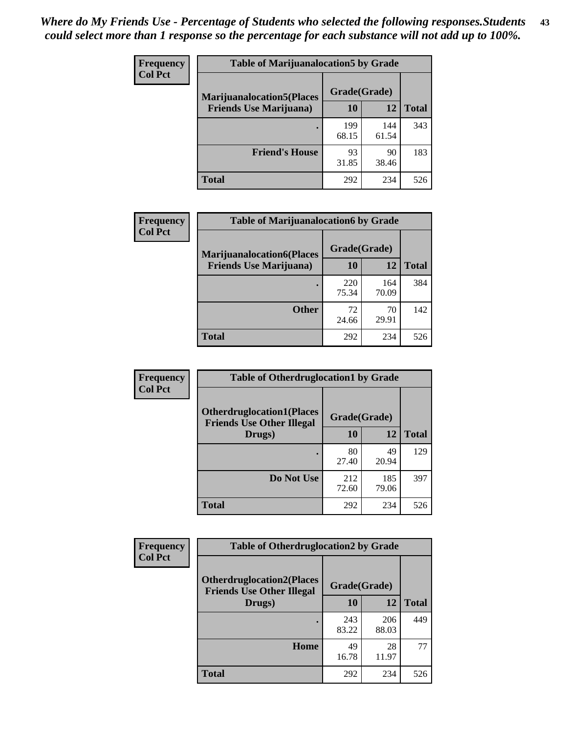*Where do My Friends Use - Percentage of Students who selected the following responses.Students could select more than 1 response so the percentage for each substance will not add up to 100%.*

| Frequency Col Pct | Table of Marijuanalocation5 by Grade | | |
|---|---|---|---|
| Marijuanalocation5(Places Friends Use Marijuana) | Grade(Grade) | | |
| | 10 | 12 | Total |
| . | 199<br>68.15 | 144<br>61.54 | 343 |
| Friend's House | 93<br>31.85 | 90<br>38.46 | 183 |
| Total | 292 | 234 | 526 |

| Frequency Col Pct | Table of Marijuanalocation6 by Grade | | |
|---|---|---|---|
| Marijuanalocation6(Places Friends Use Marijuana) | Grade(Grade) | | |
| | 10 | 12 | Total |
| . | 220<br>75.34 | 164<br>70.09 | 384 |
| Other | 72<br>24.66 | 70<br>29.91 | 142 |
| Total | 292 | 234 | 526 |

| Frequency Col Pct | Table of Otherdruglocation1 by Grade | | |
|---|---|---|---|
| Otherdruglocation1(Places Friends Use Other Illegal Drugs) | Grade(Grade) | | |
| | 10 | 12 | Total |
| . | 80<br>27.40 | 49<br>20.94 | 129 |
| Do Not Use | 212<br>72.60 | 185<br>79.06 | 397 |
| Total | 292 | 234 | 526 |

| Frequency Col Pct | Table of Otherdruglocation2 by Grade | | |
|---|---|---|---|
| Otherdruglocation2(Places Friends Use Other Illegal Drugs) | Grade(Grade) | | |
| | 10 | 12 | Total |
| . | 243<br>83.22 | 206<br>88.03 | 449 |
| Home | 49<br>16.78 | 28<br>11.97 | 77 |
| Total | 292 | 234 | 526 |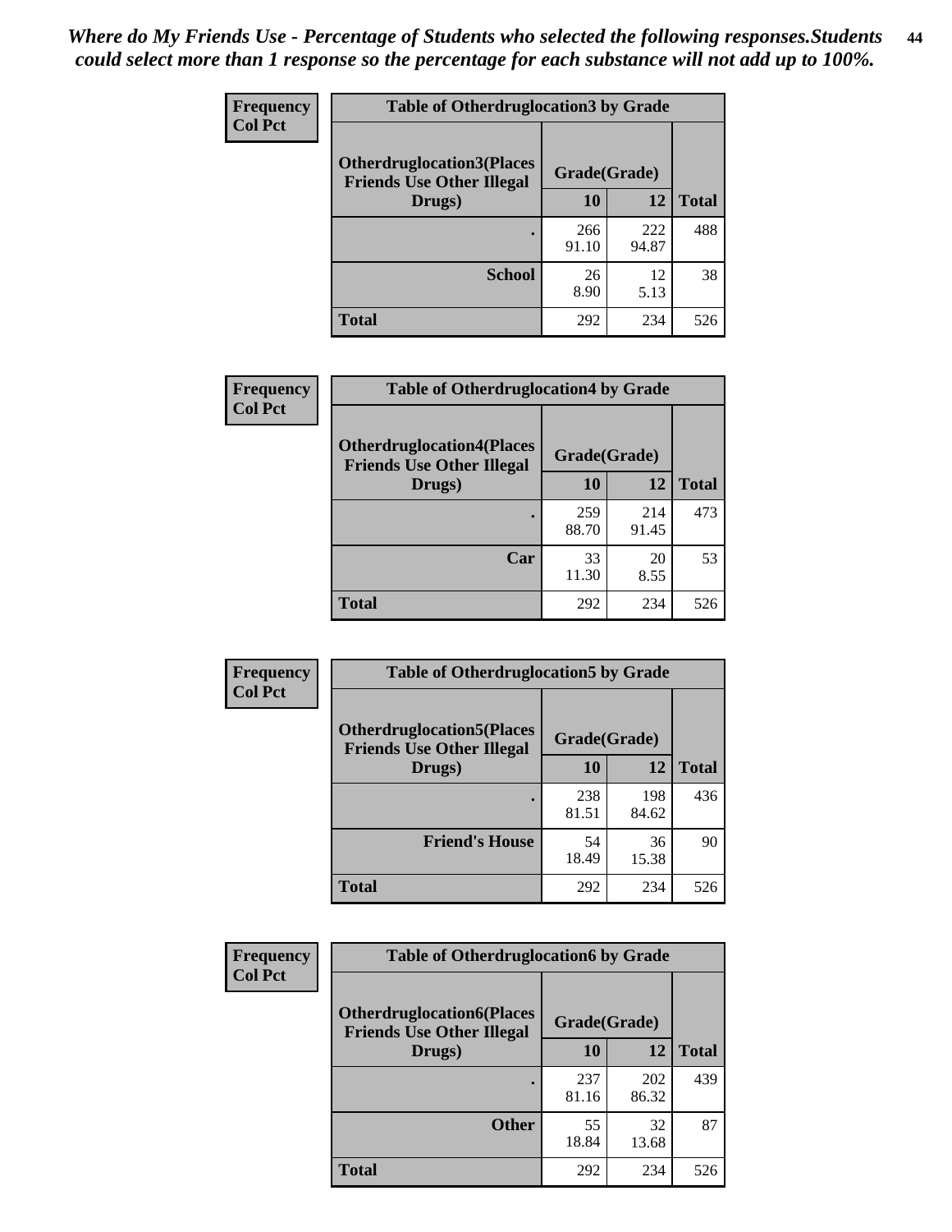*Where do My Friends Use - Percentage of Students who selected the following responses.Students could select more than 1 response so the percentage for each substance will not add up to 100%.*

**Frequency**
**Col Pct**

| Table of Otherdruglocation3 by Grade | | | |
|---|---|---|---|
| **Otherdruglocation3(Places Friends Use Other Illegal Drugs)** | **Grade(Grade)** | | |
| | **10** | **12** | **Total** |
| **.** | 266<br>91.10 | 222<br>94.87 | 488 |
| **School** | 26<br>8.90 | 12<br>5.13 | 38 |
| **Total** | 292 | 234 | 526 |

**Frequency**
**Col Pct**

| Table of Otherdruglocation4 by Grade | | | |
|---|---|---|---|
| **Otherdruglocation4(Places Friends Use Other Illegal Drugs)** | **Grade(Grade)** | | |
| | **10** | **12** | **Total** |
| **.** | 259<br>88.70 | 214<br>91.45 | 473 |
| **Car** | 33<br>11.30 | 20<br>8.55 | 53 |
| **Total** | 292 | 234 | 526 |

**Frequency**
**Col Pct**

| Table of Otherdruglocation5 by Grade | | | |
|---|---|---|---|
| **Otherdruglocation5(Places Friends Use Other Illegal Drugs)** | **Grade(Grade)** | | |
| | **10** | **12** | **Total** |
| **.** | 238<br>81.51 | 198<br>84.62 | 436 |
| **Friend's House** | 54<br>18.49 | 36<br>15.38 | 90 |
| **Total** | 292 | 234 | 526 |

**Frequency**
**Col Pct**

| Table of Otherdruglocation6 by Grade | | | |
|---|---|---|---|
| **Otherdruglocation6(Places Friends Use Other Illegal Drugs)** | **Grade(Grade)** | | |
| | **10** | **12** | **Total** |
| **.** | 237<br>81.16 | 202<br>86.32 | 439 |
| **Other** | 55<br>18.84 | 32<br>13.68 | 87 |
| **Total** | 292 | 234 | 526 |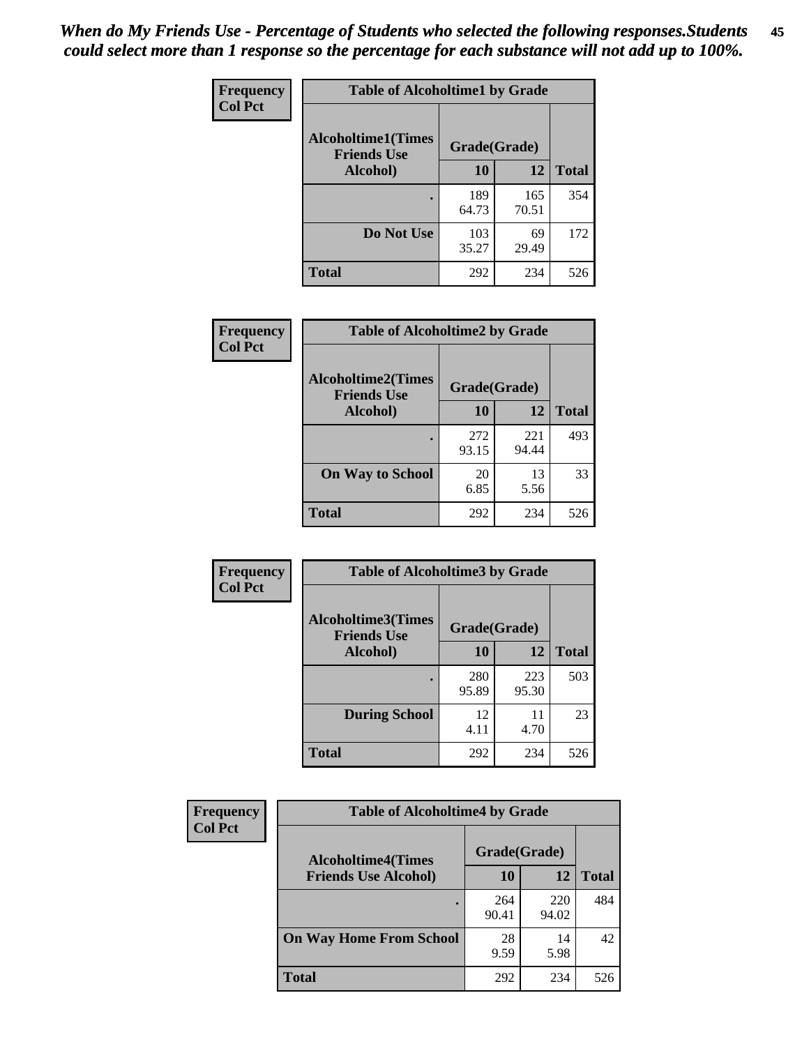*When do My Friends Use - Percentage of Students who selected the following responses.Students could select more than 1 response so the percentage for each substance will not add up to 100%.*

**Frequency**
**Col Pct**

| Table of Alcoholtime1 by Grade | | | |
|---|---|---|---|
| **Alcoholtime1(Times Friends Use Alcohol)** | **Grade(Grade)** | | **Total** |
| | **10** | **12** | |
| **.** | 189<br>64.73 | 165<br>70.51 | 354 |
| **Do Not Use** | 103<br>35.27 | 69<br>29.49 | 172 |
| **Total** | 292 | 234 | 526 |

**Frequency**
**Col Pct**

| Table of Alcoholtime2 by Grade | | | |
|---|---|---|---|
| **Alcoholtime2(Times Friends Use Alcohol)** | **Grade(Grade)** | | **Total** |
| | **10** | **12** | |
| **.** | 272<br>93.15 | 221<br>94.44 | 493 |
| **On Way to School** | 20<br>6.85 | 13<br>5.56 | 33 |
| **Total** | 292 | 234 | 526 |

**Frequency**
**Col Pct**

| Table of Alcoholtime3 by Grade | | | |
|---|---|---|---|
| **Alcoholtime3(Times Friends Use Alcohol)** | **Grade(Grade)** | | **Total** |
| | **10** | **12** | |
| **.** | 280<br>95.89 | 223<br>95.30 | 503 |
| **During School** | 12<br>4.11 | 11<br>4.70 | 23 |
| **Total** | 292 | 234 | 526 |

**Frequency**
**Col Pct**

| Table of Alcoholtime4 by Grade | | | |
|---|---|---|---|
| **Alcoholtime4(Times Friends Use Alcohol)** | **Grade(Grade)** | | **Total** |
| | **10** | **12** | |
| **.** | 264<br>90.41 | 220<br>94.02 | 484 |
| **On Way Home From School** | 28<br>9.59 | 14<br>5.98 | 42 |
| **Total** | 292 | 234 | 526 |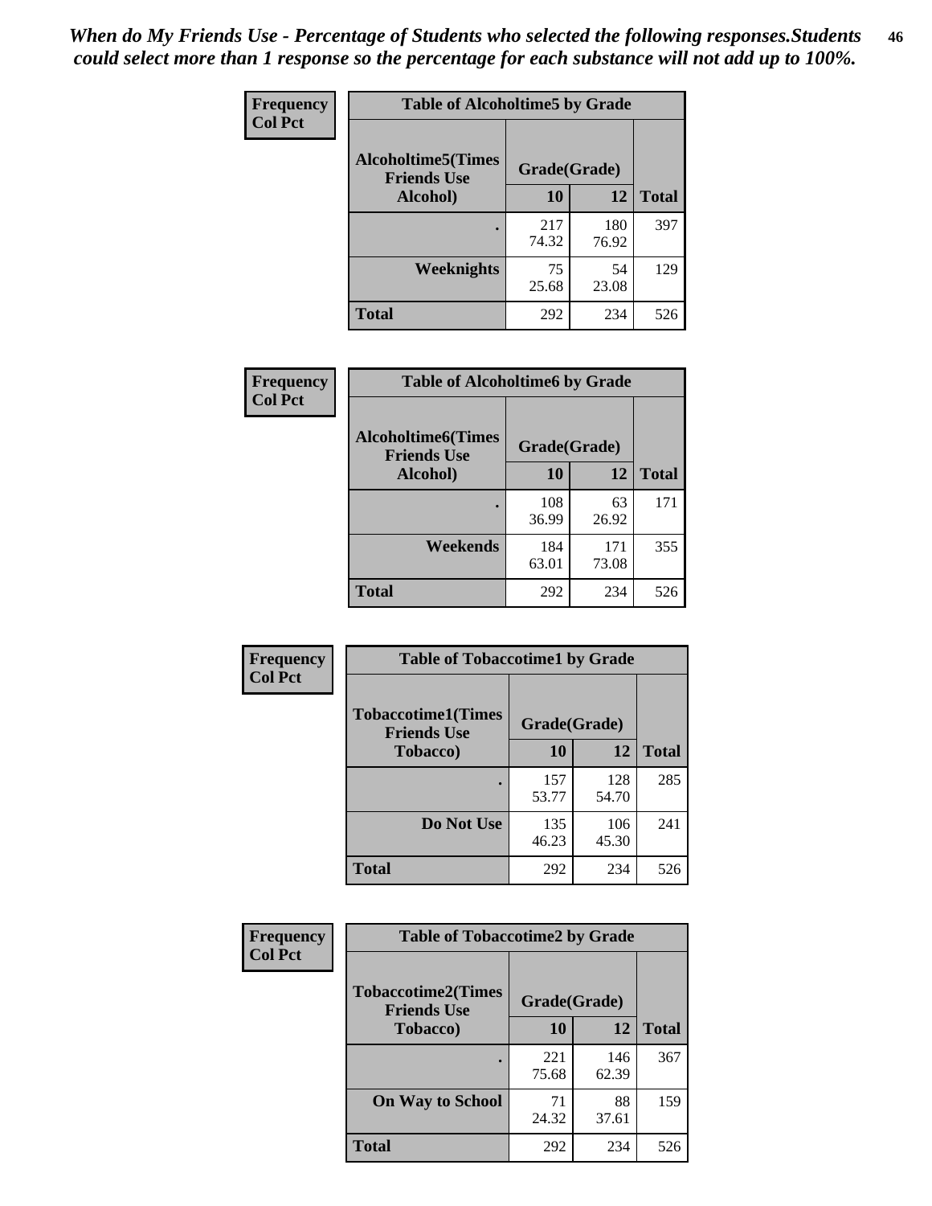*When do My Friends Use - Percentage of Students who selected the following responses.Students could select more than 1 response so the percentage for each substance will not add up to 100%.*

| Frequency<br>Col Pct | Table of Alcoholtime5 by Grade | | |
|---|---|---|---|
| Alcoholtime5(Times Friends Use Alcohol) | Grade(Grade) | | |
| | 10 | 12 | Total |
| . | 217<br>74.32 | 180<br>76.92 | 397 |
| Weeknights | 75<br>25.68 | 54<br>23.08 | 129 |
| Total | 292 | 234 | 526 |

| Frequency<br>Col Pct | Table of Alcoholtime6 by Grade | | |
|---|---|---|---|
| Alcoholtime6(Times Friends Use Alcohol) | Grade(Grade) | | |
| | 10 | 12 | Total |
| . | 108<br>36.99 | 63<br>26.92 | 171 |
| Weekends | 184<br>63.01 | 171<br>73.08 | 355 |
| Total | 292 | 234 | 526 |

| Frequency<br>Col Pct | Table of Tobaccotime1 by Grade | | |
|---|---|---|---|
| Tobaccotime1(Times Friends Use Tobacco) | Grade(Grade) | | |
| | 10 | 12 | Total |
| . | 157<br>53.77 | 128<br>54.70 | 285 |
| Do Not Use | 135<br>46.23 | 106<br>45.30 | 241 |
| Total | 292 | 234 | 526 |

| Frequency<br>Col Pct | Table of Tobaccotime2 by Grade | | |
|---|---|---|---|
| Tobaccotime2(Times Friends Use Tobacco) | Grade(Grade) | | |
| | 10 | 12 | Total |
| . | 221<br>75.68 | 146<br>62.39 | 367 |
| On Way to School | 71<br>24.32 | 88<br>37.61 | 159 |
| Total | 292 | 234 | 526 |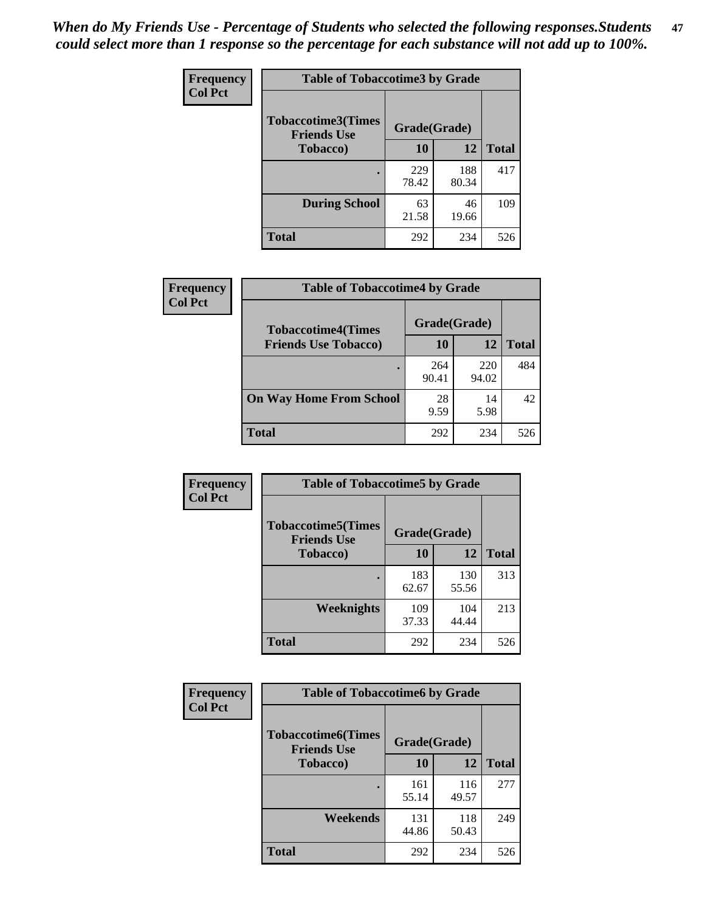*When do My Friends Use - Percentage of Students who selected the following responses.Students could select more than 1 response so the percentage for each substance will not add up to 100%.*

**Frequency**
**Col Pct**

| Table of Tobaccotime3 by Grade | | | |
|---|---|---|---|
| **Tobaccotime3(Times Friends Use Tobacco)** | **Grade(Grade)** | | |
| | **10** | **12** | **Total** |
| **.** | 229<br>78.42 | 188<br>80.34 | 417 |
| **During School** | 63<br>21.58 | 46<br>19.66 | 109 |
| **Total** | 292 | 234 | 526 |

**Frequency**
**Col Pct**

| Table of Tobaccotime4 by Grade | | | |
|---|---|---|---|
| **Tobaccotime4(Times Friends Use Tobacco)** | **Grade(Grade)** | | |
| | **10** | **12** | **Total** |
| **.** | 264<br>90.41 | 220<br>94.02 | 484 |
| **On Way Home From School** | 28<br>9.59 | 14<br>5.98 | 42 |
| **Total** | 292 | 234 | 526 |

**Frequency**
**Col Pct**

| Table of Tobaccotime5 by Grade | | | |
|---|---|---|---|
| **Tobaccotime5(Times Friends Use Tobacco)** | **Grade(Grade)** | | |
| | **10** | **12** | **Total** |
| **.** | 183<br>62.67 | 130<br>55.56 | 313 |
| **Weeknights** | 109<br>37.33 | 104<br>44.44 | 213 |
| **Total** | 292 | 234 | 526 |

**Frequency**
**Col Pct**

| Table of Tobaccotime6 by Grade | | | |
|---|---|---|---|
| **Tobaccotime6(Times Friends Use Tobacco)** | **Grade(Grade)** | | |
| | **10** | **12** | **Total** |
| **.** | 161<br>55.14 | 116<br>49.57 | 277 |
| **Weekends** | 131<br>44.86 | 118<br>50.43 | 249 |
| **Total** | 292 | 234 | 526 |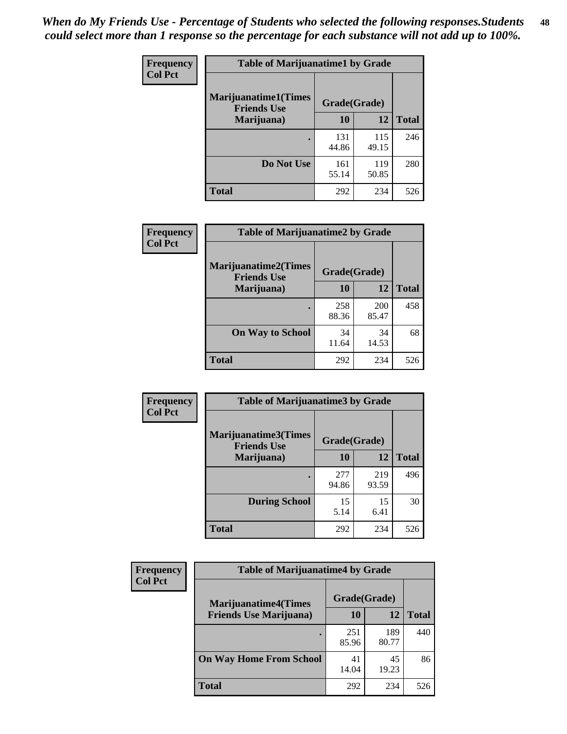*When do My Friends Use - Percentage of Students who selected the following responses.Students could select more than 1 response so the percentage for each substance will not add up to 100%.*

**Frequency**
**Col Pct**

| Table of Marijuanatime1 by Grade | | | |
|---|---|---|---|
| **Marijuanatime1(Times Friends Use Marijuana)** | **Grade(Grade)** | | **Total** |
| | **10** | **12** | |
| **.** | 131<br>44.86 | 115<br>49.15 | 246 |
| **Do Not Use** | 161<br>55.14 | 119<br>50.85 | 280 |
| **Total** | 292 | 234 | 526 |

**Frequency**
**Col Pct**

| Table of Marijuanatime2 by Grade | | | |
|---|---|---|---|
| **Marijuanatime2(Times Friends Use Marijuana)** | **Grade(Grade)** | | **Total** |
| | **10** | **12** | |
| **.** | 258<br>88.36 | 200<br>85.47 | 458 |
| **On Way to School** | 34<br>11.64 | 34<br>14.53 | 68 |
| **Total** | 292 | 234 | 526 |

**Frequency**
**Col Pct**

| Table of Marijuanatime3 by Grade | | | |
|---|---|---|---|
| **Marijuanatime3(Times Friends Use Marijuana)** | **Grade(Grade)** | | **Total** |
| | **10** | **12** | |
| **.** | 277<br>94.86 | 219<br>93.59 | 496 |
| **During School** | 15<br>5.14 | 15<br>6.41 | 30 |
| **Total** | 292 | 234 | 526 |

**Frequency**
**Col Pct**

| Table of Marijuanatime4 by Grade | | | |
|---|---|---|---|
| **Marijuanatime4(Times Friends Use Marijuana)** | **Grade(Grade)** | | **Total** |
| | **10** | **12** | |
| **.** | 251<br>85.96 | 189<br>80.77 | 440 |
| **On Way Home From School** | 41<br>14.04 | 45<br>19.23 | 86 |
| **Total** | 292 | 234 | 526 |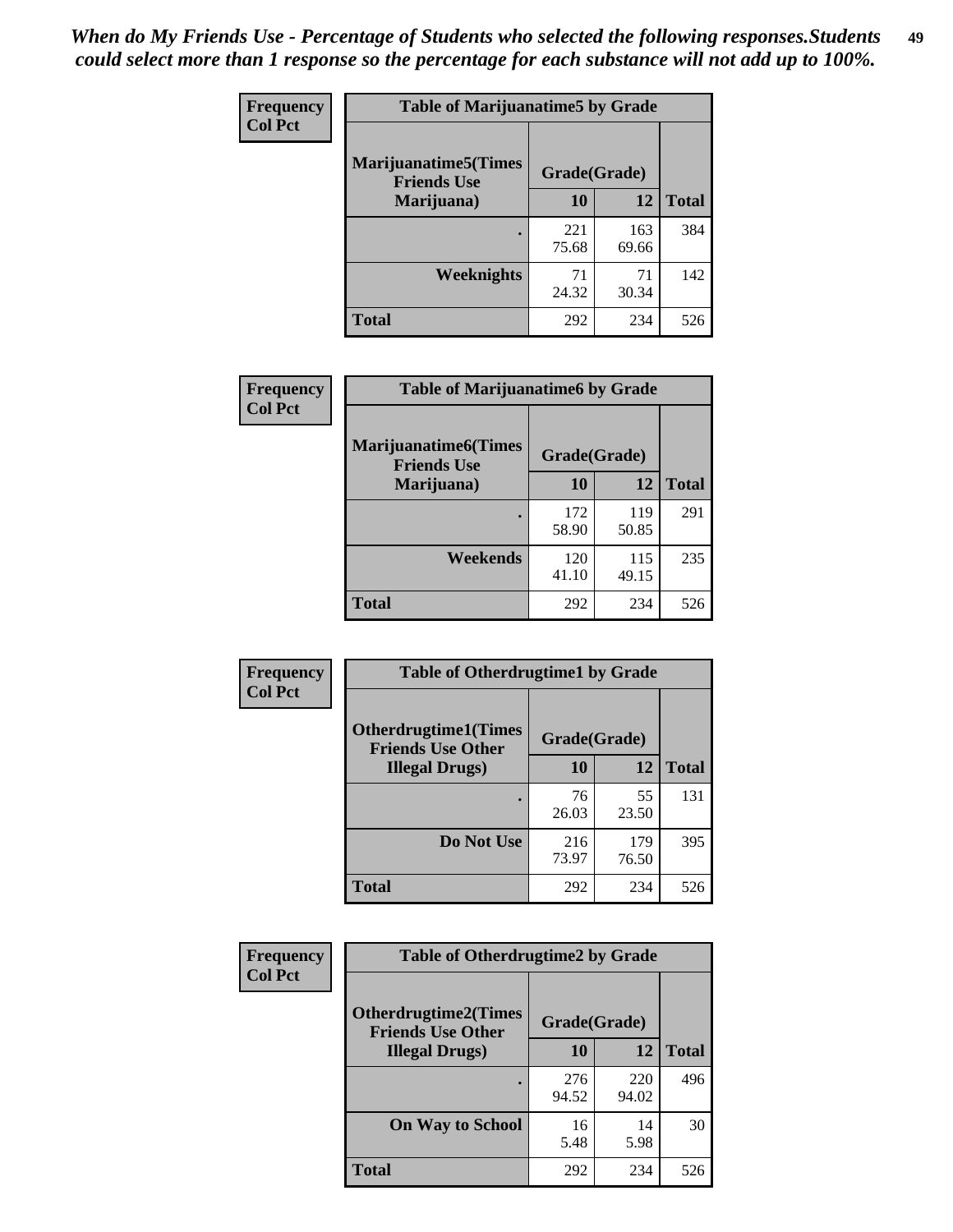*When do My Friends Use - Percentage of Students who selected the following responses.Students could select more than 1 response so the percentage for each substance will not add up to 100%.*

**Frequency**
**Col Pct**

| Table of Marijuanatime5 by Grade | | | |
|---|---|---|---|
| **Marijuanatime5(Times Friends Use Marijuana)** | **Grade(Grade)** | | **Total** |
| | **10** | **12** | |
| **.** | 221<br>75.68 | 163<br>69.66 | 384 |
| **Weeknights** | 71<br>24.32 | 71<br>30.34 | 142 |
| **Total** | 292 | 234 | 526 |

**Frequency**
**Col Pct**

| Table of Marijuanatime6 by Grade | | | |
|---|---|---|---|
| **Marijuanatime6(Times Friends Use Marijuana)** | **Grade(Grade)** | | **Total** |
| | **10** | **12** | |
| **.** | 172<br>58.90 | 119<br>50.85 | 291 |
| **Weekends** | 120<br>41.10 | 115<br>49.15 | 235 |
| **Total** | 292 | 234 | 526 |

**Frequency**
**Col Pct**

| Table of Otherdrugtime1 by Grade | | | |
|---|---|---|---|
| **Otherdrugtime1(Times Friends Use Other Illegal Drugs)** | **Grade(Grade)** | | **Total** |
| | **10** | **12** | |
| **.** | 76<br>26.03 | 55<br>23.50 | 131 |
| **Do Not Use** | 216<br>73.97 | 179<br>76.50 | 395 |
| **Total** | 292 | 234 | 526 |

**Frequency**
**Col Pct**

| Table of Otherdrugtime2 by Grade | | | |
|---|---|---|---|
| **Otherdrugtime2(Times Friends Use Other Illegal Drugs)** | **Grade(Grade)** | | **Total** |
| | **10** | **12** | |
| **.** | 276<br>94.52 | 220<br>94.02 | 496 |
| **On Way to School** | 16<br>5.48 | 14<br>5.98 | 30 |
| **Total** | 292 | 234 | 526 |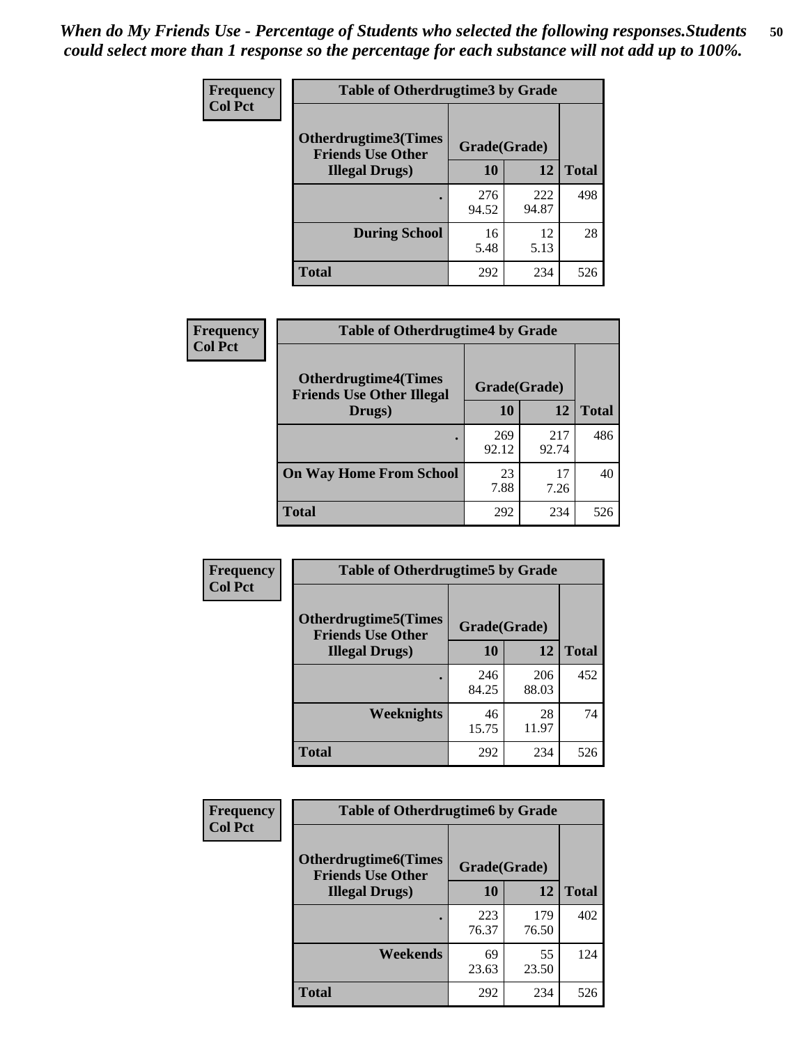*When do My Friends Use - Percentage of Students who selected the following responses.Students could select more than 1 response so the percentage for each substance will not add up to 100%.*

**Frequency**
**Col Pct**

| Table of Otherdrugtime3 by Grade | | | |
|---|---|---|---|
| Otherdrugtime3(Times Friends Use Other Illegal Drugs) | Grade(Grade) | | Total |
| | 10 | 12 | |
| . | 276<br>94.52 | 222<br>94.87 | 498 |
| During School | 16<br>5.48 | 12<br>5.13 | 28 |
| Total | 292 | 234 | 526 |

**Frequency**
**Col Pct**

| Table of Otherdrugtime4 by Grade | | | |
|---|---|---|---|
| Otherdrugtime4(Times Friends Use Other Illegal Drugs) | Grade(Grade) | | Total |
| | 10 | 12 | |
| . | 269<br>92.12 | 217<br>92.74 | 486 |
| On Way Home From School | 23<br>7.88 | 17<br>7.26 | 40 |
| Total | 292 | 234 | 526 |

**Frequency**
**Col Pct**

| Table of Otherdrugtime5 by Grade | | | |
|---|---|---|---|
| Otherdrugtime5(Times Friends Use Other Illegal Drugs) | Grade(Grade) | | Total |
| | 10 | 12 | |
| . | 246<br>84.25 | 206<br>88.03 | 452 |
| Weeknights | 46<br>15.75 | 28<br>11.97 | 74 |
| Total | 292 | 234 | 526 |

**Frequency**
**Col Pct**

| Table of Otherdrugtime6 by Grade | | | |
|---|---|---|---|
| Otherdrugtime6(Times Friends Use Other Illegal Drugs) | Grade(Grade) | | Total |
| | 10 | 12 | |
| . | 223<br>76.37 | 179<br>76.50 | 402 |
| Weekends | 69<br>23.63 | 55<br>23.50 | 124 |
| Total | 292 | 234 | 526 |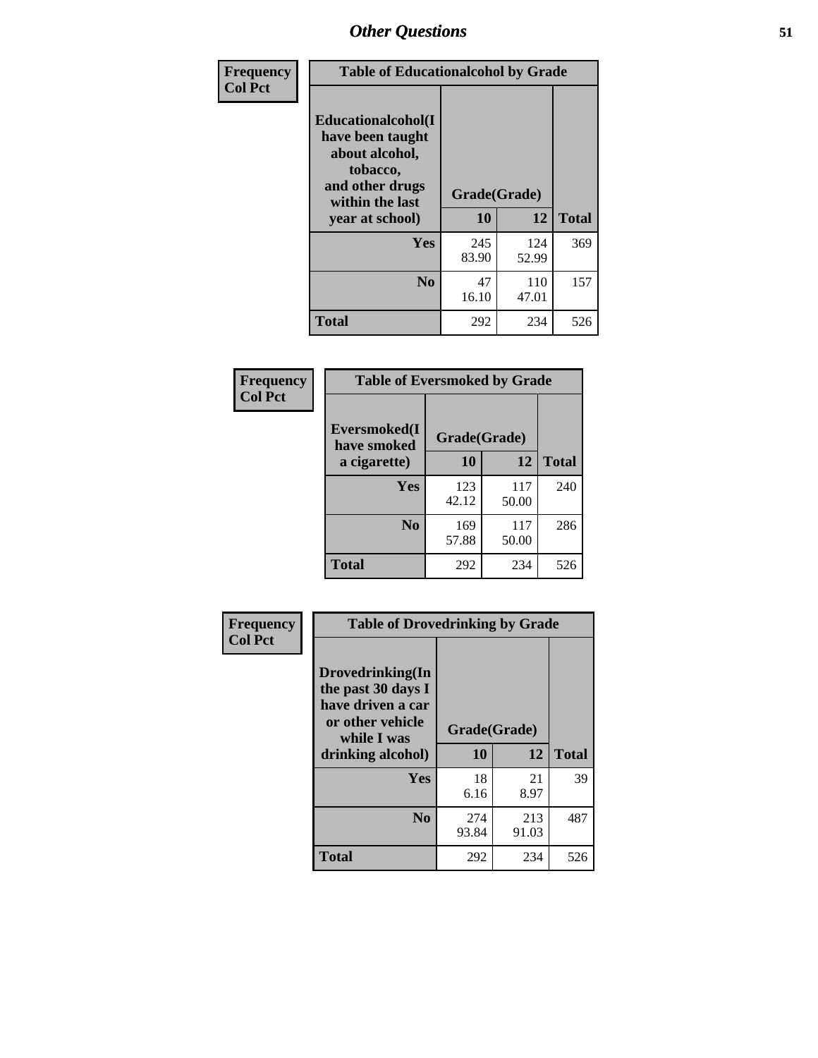## Other Questions

**Frequency / Col Pct**

| Table of Educationalcohol by Grade | | | |
|---|---|---|---|
| **Educationalcohol(I have been taught about alcohol, tobacco, and other drugs within the last year at school)** | **Grade(Grade)** | | |
| | **10** | **12** | **Total** |
| **Yes** | 245<br>83.90 | 124<br>52.99 | 369 |
| **No** | 47<br>16.10 | 110<br>47.01 | 157 |
| **Total** | 292 | 234 | 526 |

**Frequency / Col Pct**

| Table of Eversmoked by Grade | | | |
|---|---|---|---|
| **Eversmoked(I have smoked a cigarette)** | **Grade(Grade)** | | |
| | **10** | **12** | **Total** |
| **Yes** | 123<br>42.12 | 117<br>50.00 | 240 |
| **No** | 169<br>57.88 | 117<br>50.00 | 286 |
| **Total** | 292 | 234 | 526 |

**Frequency / Col Pct**

| Table of Drovedrinking by Grade | | | |
|---|---|---|---|
| **Drovedrinking(In the past 30 days I have driven a car or other vehicle while I was drinking alcohol)** | **Grade(Grade)** | | |
| | **10** | **12** | **Total** |
| **Yes** | 18<br>6.16 | 21<br>8.97 | 39 |
| **No** | 274<br>93.84 | 213<br>91.03 | 487 |
| **Total** | 292 | 234 | 526 |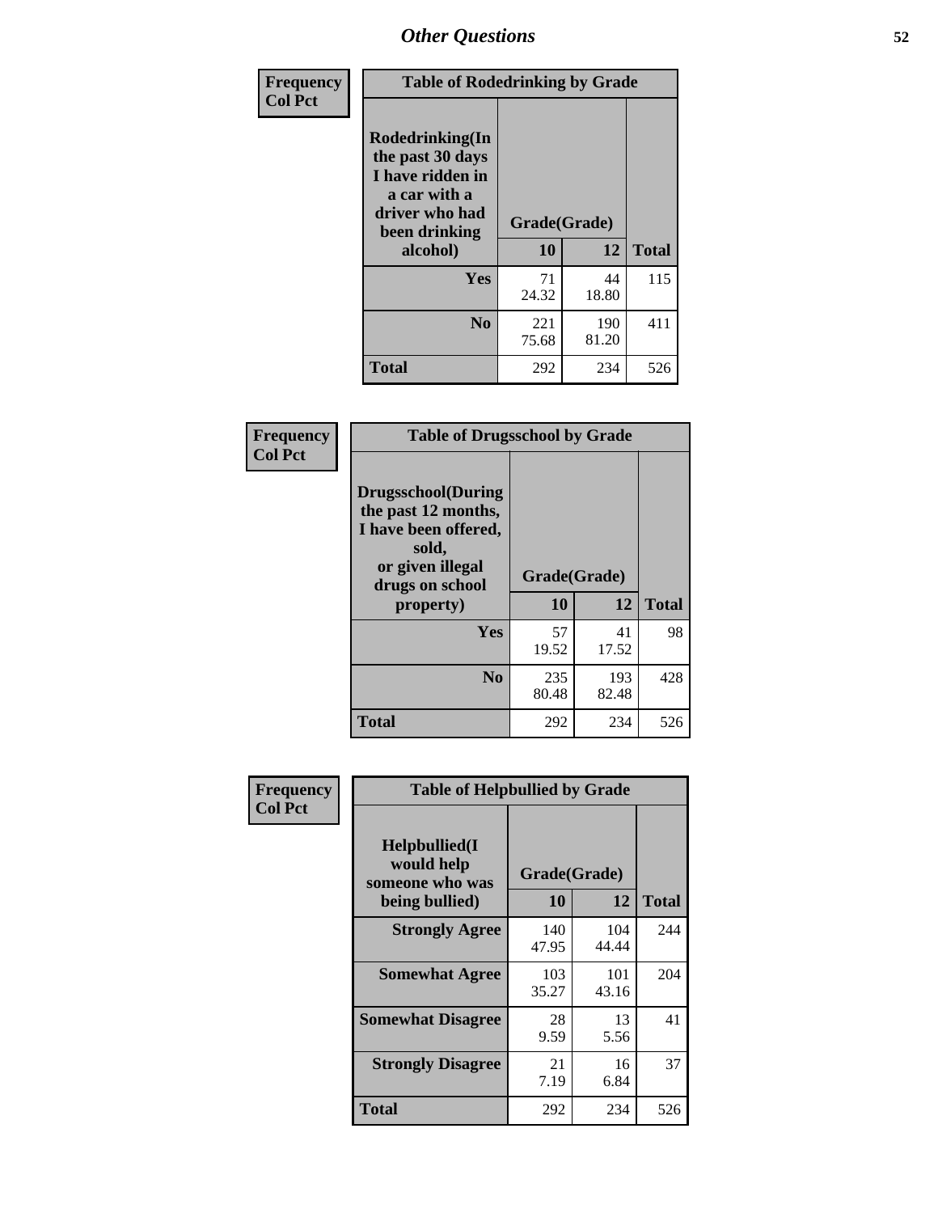# Other Questions

**Frequency**
**Col Pct**

| Table of Rodedrinking by Grade | | | |
|---|---|---|---|
| **Rodedrinking(In the past 30 days I have ridden in a car with a driver who had been drinking alcohol)** | **Grade(Grade)** | | |
| | **10** | **12** | **Total** |
| **Yes** | 71<br>24.32 | 44<br>18.80 | 115 |
| **No** | 221<br>75.68 | 190<br>81.20 | 411 |
| **Total** | 292 | 234 | 526 |

**Frequency**
**Col Pct**

| Table of Drugsschool by Grade | | | |
|---|---|---|---|
| **Drugsschool(During the past 12 months, I have been offered, sold, or given illegal drugs on school property)** | **Grade(Grade)** | | |
| | **10** | **12** | **Total** |
| **Yes** | 57<br>19.52 | 41<br>17.52 | 98 |
| **No** | 235<br>80.48 | 193<br>82.48 | 428 |
| **Total** | 292 | 234 | 526 |

**Frequency**
**Col Pct**

| Table of Helpbullied by Grade | | | |
|---|---|---|---|
| **Helpbullied(I would help someone who was being bullied)** | **Grade(Grade)** | | |
| | **10** | **12** | **Total** |
| **Strongly Agree** | 140<br>47.95 | 104<br>44.44 | 244 |
| **Somewhat Agree** | 103<br>35.27 | 101<br>43.16 | 204 |
| **Somewhat Disagree** | 28<br>9.59 | 13<br>5.56 | 41 |
| **Strongly Disagree** | 21<br>7.19 | 16<br>6.84 | 37 |
| **Total** | 292 | 234 | 526 |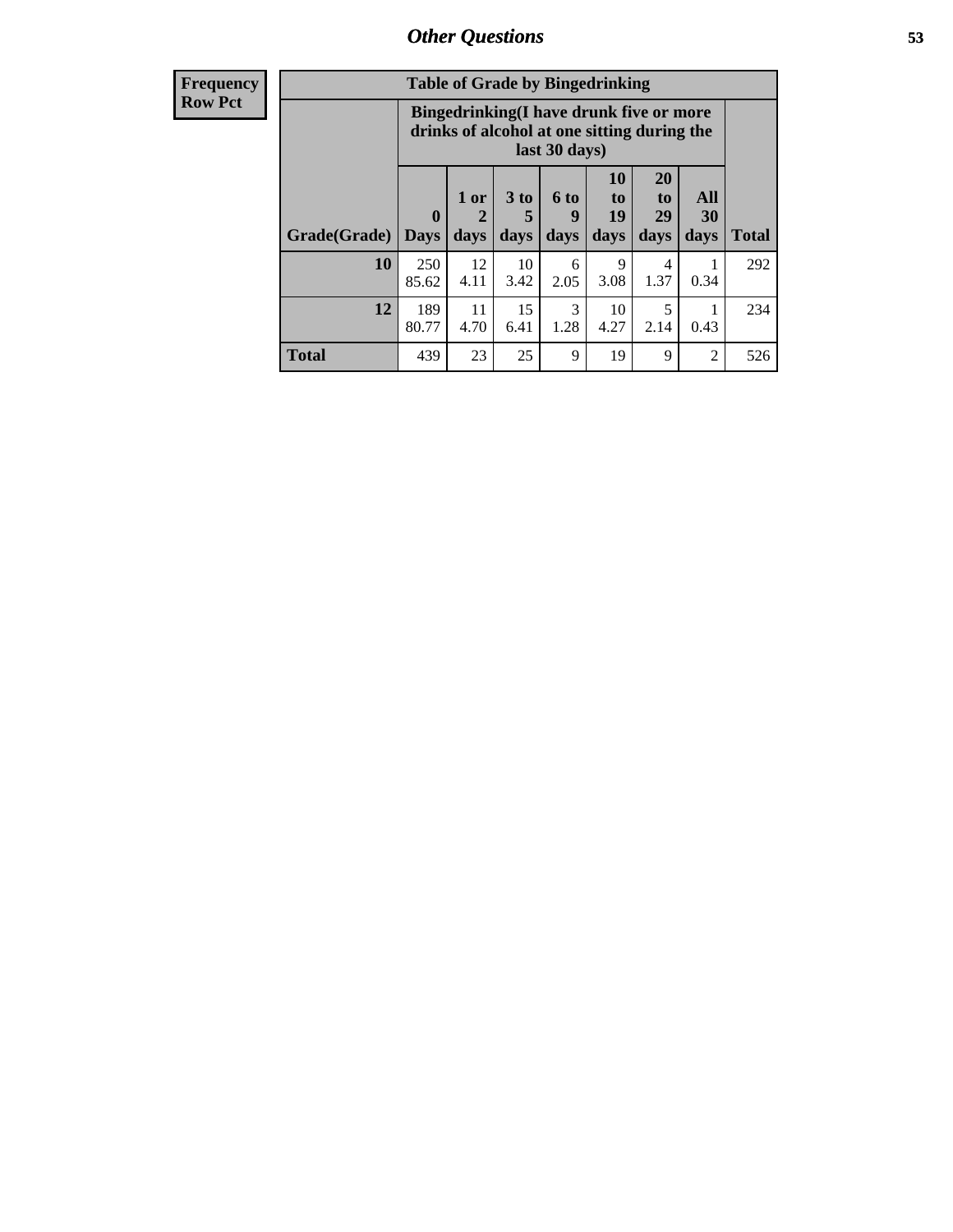# Other Questions

| Frequency<br>Row Pct | | | | | | | | |
|---|---|---|---|---|---|---|---|---|

**Table of Grade by Bingedrinking**

| | Bingedrinking(I have drunk five or more drinks of alcohol at one sitting during the last 30 days) | | | | | | | |
|---|---|---|---|---|---|---|---|---|
| **Grade(Grade)** | **0 Days** | **1 or 2 days** | **3 to 5 days** | **6 to 9 days** | **10 to 19 days** | **20 to 29 days** | **All 30 days** | **Total** |
| **10** | 250<br>85.62 | 12<br>4.11 | 10<br>3.42 | 6<br>2.05 | 9<br>3.08 | 4<br>1.37 | 1<br>0.34 | 292 |
| **12** | 189<br>80.77 | 11<br>4.70 | 15<br>6.41 | 3<br>1.28 | 10<br>4.27 | 5<br>2.14 | 1<br>0.43 | 234 |
| **Total** | 439 | 23 | 25 | 9 | 19 | 9 | 2 | 526 |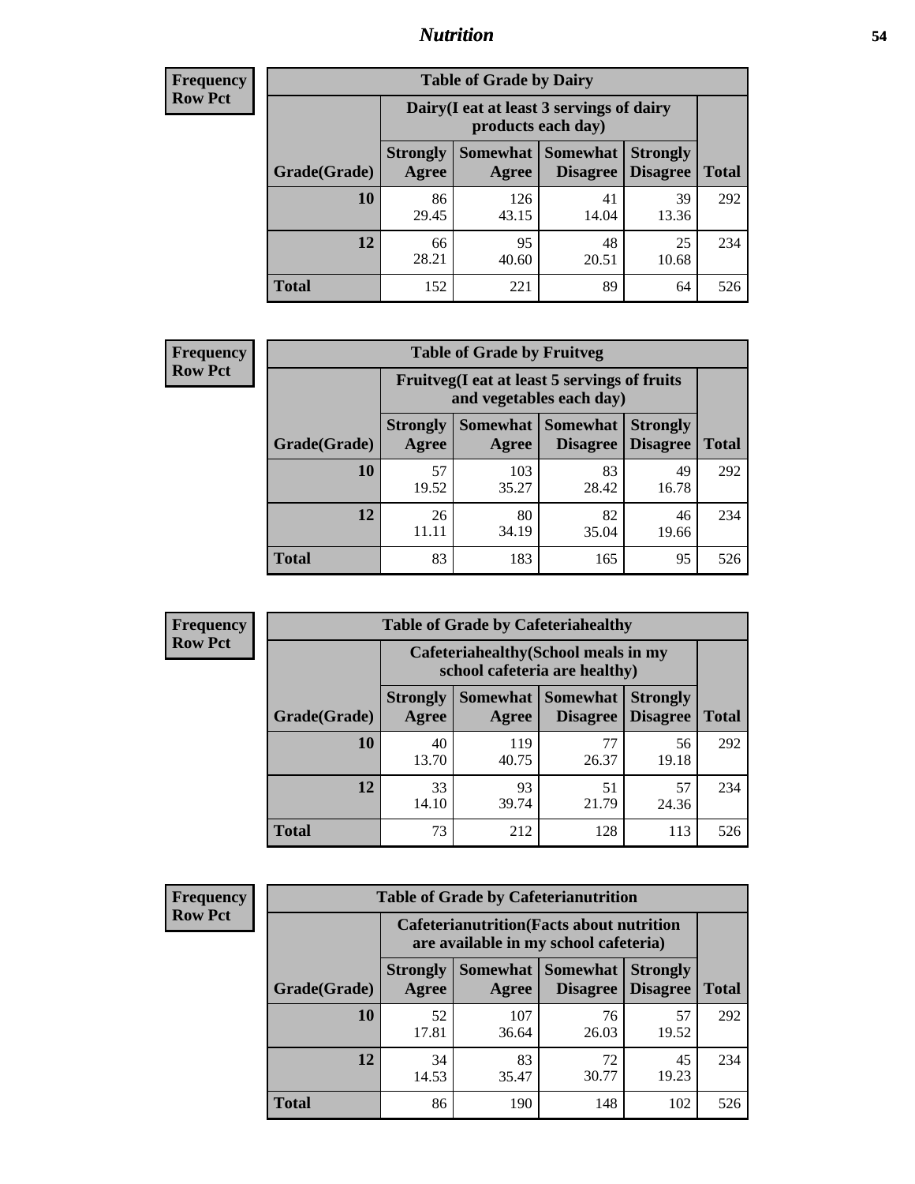## Nutrition

**Frequency**
**Row Pct**

| Table of Grade by Dairy | | | | | |
|---|---|---|---|---|---|
| | Dairy(I eat at least 3 servings of dairy products each day) | | | | |
| Grade(Grade) | Strongly Agree | Somewhat Agree | Somewhat Disagree | Strongly Disagree | Total |
| **10** | 86<br>29.45 | 126<br>43.15 | 41<br>14.04 | 39<br>13.36 | 292 |
| **12** | 66<br>28.21 | 95<br>40.60 | 48<br>20.51 | 25<br>10.68 | 234 |
| **Total** | 152 | 221 | 89 | 64 | 526 |

**Frequency**
**Row Pct**

| Table of Grade by Fruitveg | | | | | |
|---|---|---|---|---|---|
| | Fruitveg(I eat at least 5 servings of fruits and vegetables each day) | | | | |
| Grade(Grade) | Strongly Agree | Somewhat Agree | Somewhat Disagree | Strongly Disagree | Total |
| **10** | 57<br>19.52 | 103<br>35.27 | 83<br>28.42 | 49<br>16.78 | 292 |
| **12** | 26<br>11.11 | 80<br>34.19 | 82<br>35.04 | 46<br>19.66 | 234 |
| **Total** | 83 | 183 | 165 | 95 | 526 |

**Frequency**
**Row Pct**

| Table of Grade by Cafeteriahealthy | | | | | |
|---|---|---|---|---|---|
| | Cafeteriahealthy(School meals in my school cafeteria are healthy) | | | | |
| Grade(Grade) | Strongly Agree | Somewhat Agree | Somewhat Disagree | Strongly Disagree | Total |
| **10** | 40<br>13.70 | 119<br>40.75 | 77<br>26.37 | 56<br>19.18 | 292 |
| **12** | 33<br>14.10 | 93<br>39.74 | 51<br>21.79 | 57<br>24.36 | 234 |
| **Total** | 73 | 212 | 128 | 113 | 526 |

**Frequency**
**Row Pct**

| Table of Grade by Cafeterianutrition | | | | | |
|---|---|---|---|---|---|
| | Cafeterianutrition(Facts about nutrition are available in my school cafeteria) | | | | |
| Grade(Grade) | Strongly Agree | Somewhat Agree | Somewhat Disagree | Strongly Disagree | Total |
| **10** | 52<br>17.81 | 107<br>36.64 | 76<br>26.03 | 57<br>19.52 | 292 |
| **12** | 34<br>14.53 | 83<br>35.47 | 72<br>30.77 | 45<br>19.23 | 234 |
| **Total** | 86 | 190 | 148 | 102 | 526 |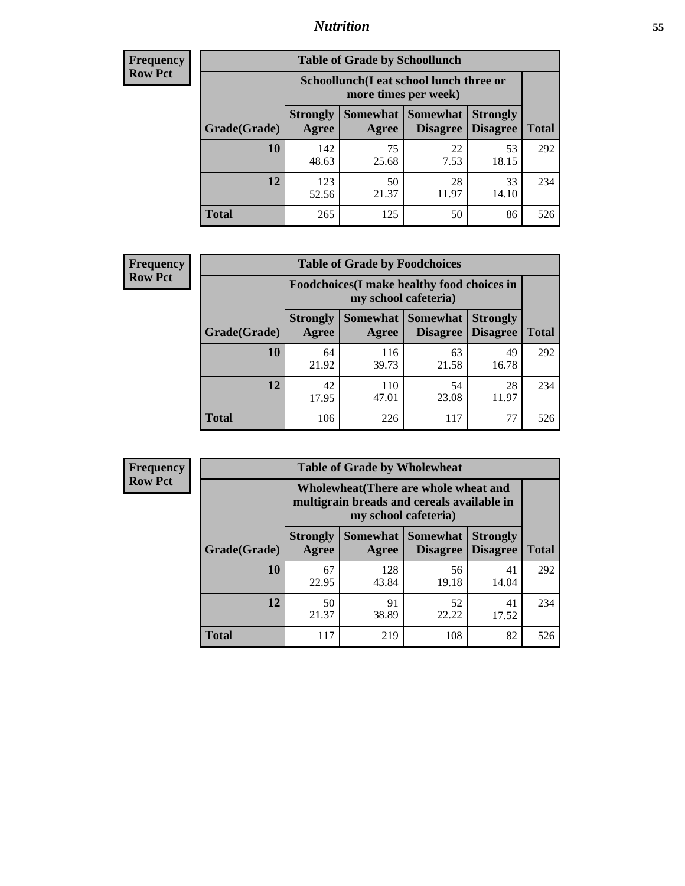**Frequency**
**Row Pct**

| Table of Grade by Schoollunch | | | | | |
|---|---|---|---|---|---|
| | Schoollunch(I eat school lunch three or more times per week) | | | | |
| Grade(Grade) | Strongly Agree | Somewhat Agree | Somewhat Disagree | Strongly Disagree | Total |
| **10** | 142<br>48.63 | 75<br>25.68 | 22<br>7.53 | 53<br>18.15 | 292 |
| **12** | 123<br>52.56 | 50<br>21.37 | 28<br>11.97 | 33<br>14.10 | 234 |
| **Total** | 265 | 125 | 50 | 86 | 526 |

**Frequency**
**Row Pct**

| Table of Grade by Foodchoices | | | | | |
|---|---|---|---|---|---|
| | Foodchoices(I make healthy food choices in my school cafeteria) | | | | |
| Grade(Grade) | Strongly Agree | Somewhat Agree | Somewhat Disagree | Strongly Disagree | Total |
| **10** | 64<br>21.92 | 116<br>39.73 | 63<br>21.58 | 49<br>16.78 | 292 |
| **12** | 42<br>17.95 | 110<br>47.01 | 54<br>23.08 | 28<br>11.97 | 234 |
| **Total** | 106 | 226 | 117 | 77 | 526 |

**Frequency**
**Row Pct**

| Table of Grade by Wholewheat | | | | | |
|---|---|---|---|---|---|
| | Wholewheat(There are whole wheat and multigrain breads and cereals available in my school cafeteria) | | | | |
| Grade(Grade) | Strongly Agree | Somewhat Agree | Somewhat Disagree | Strongly Disagree | Total |
| **10** | 67<br>22.95 | 128<br>43.84 | 56<br>19.18 | 41<br>14.04 | 292 |
| **12** | 50<br>21.37 | 91<br>38.89 | 52<br>22.22 | 41<br>17.52 | 234 |
| **Total** | 117 | 219 | 108 | 82 | 526 |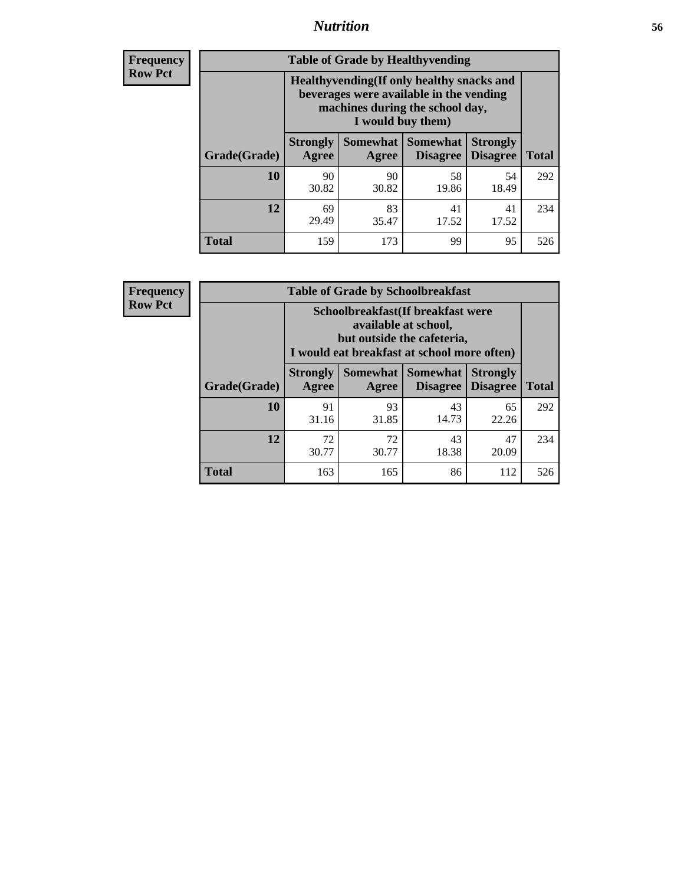**Frequency**
**Row Pct**

| Table of Grade by Healthyvending | | | | | |
|---|---|---|---|---|---|
| | Healthyvending(If only healthy snacks and beverages were available in the vending machines during the school day, I would buy them) | | | | |
| Grade(Grade) | Strongly Agree | Somewhat Agree | Somewhat Disagree | Strongly Disagree | Total |
| **10** | 90<br>30.82 | 90<br>30.82 | 58<br>19.86 | 54<br>18.49 | 292 |
| **12** | 69<br>29.49 | 83<br>35.47 | 41<br>17.52 | 41<br>17.52 | 234 |
| **Total** | 159 | 173 | 99 | 95 | 526 |

**Frequency**
**Row Pct**

| Table of Grade by Schoolbreakfast | | | | | |
|---|---|---|---|---|---|
| | Schoolbreakfast(If breakfast were available at school, but outside the cafeteria, I would eat breakfast at school more often) | | | | |
| Grade(Grade) | Strongly Agree | Somewhat Agree | Somewhat Disagree | Strongly Disagree | Total |
| **10** | 91<br>31.16 | 93<br>31.85 | 43<br>14.73 | 65<br>22.26 | 292 |
| **12** | 72<br>30.77 | 72<br>30.77 | 43<br>18.38 | 47<br>20.09 | 234 |
| **Total** | 163 | 165 | 86 | 112 | 526 |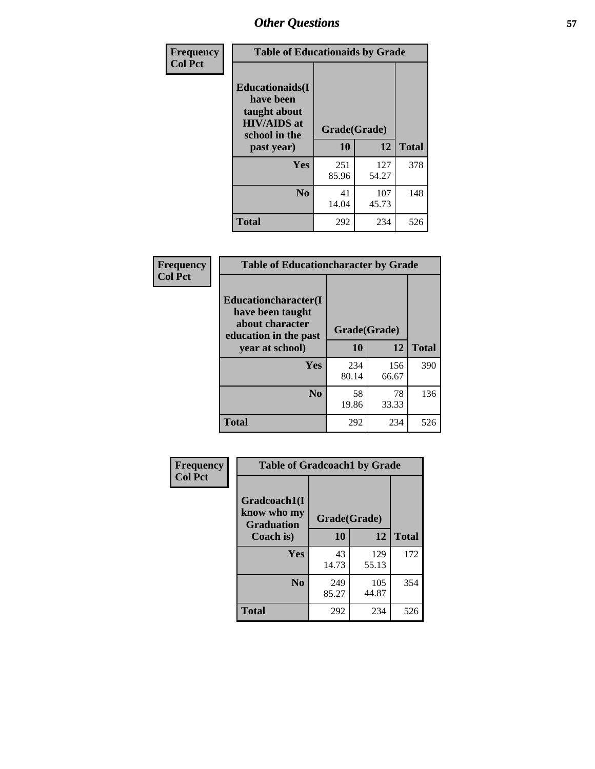| Frequency<br>Col Pct | Table of Educationaids by Grade | | |
|---|---|---|---|
| Educationaids(I have been taught about HIV/AIDS at school in the past year) | Grade(Grade) | | |
| | 10 | 12 | Total |
| Yes | 251<br>85.96 | 127<br>54.27 | 378 |
| No | 41<br>14.04 | 107<br>45.73 | 148 |
| Total | 292 | 234 | 526 |

| Frequency<br>Col Pct | Table of Educationcharacter by Grade | | |
|---|---|---|---|
| Educationcharacter(I have been taught about character education in the past year at school) | Grade(Grade) | | |
| | 10 | 12 | Total |
| Yes | 234<br>80.14 | 156<br>66.67 | 390 |
| No | 58<br>19.86 | 78<br>33.33 | 136 |
| Total | 292 | 234 | 526 |

| Frequency<br>Col Pct | Table of Gradcoach1 by Grade | | |
|---|---|---|---|
| Gradcoach1(I know who my Graduation Coach is) | Grade(Grade) | | |
| | 10 | 12 | Total |
| Yes | 43<br>14.73 | 129<br>55.13 | 172 |
| No | 249<br>85.27 | 105<br>44.87 | 354 |
| Total | 292 | 234 | 526 |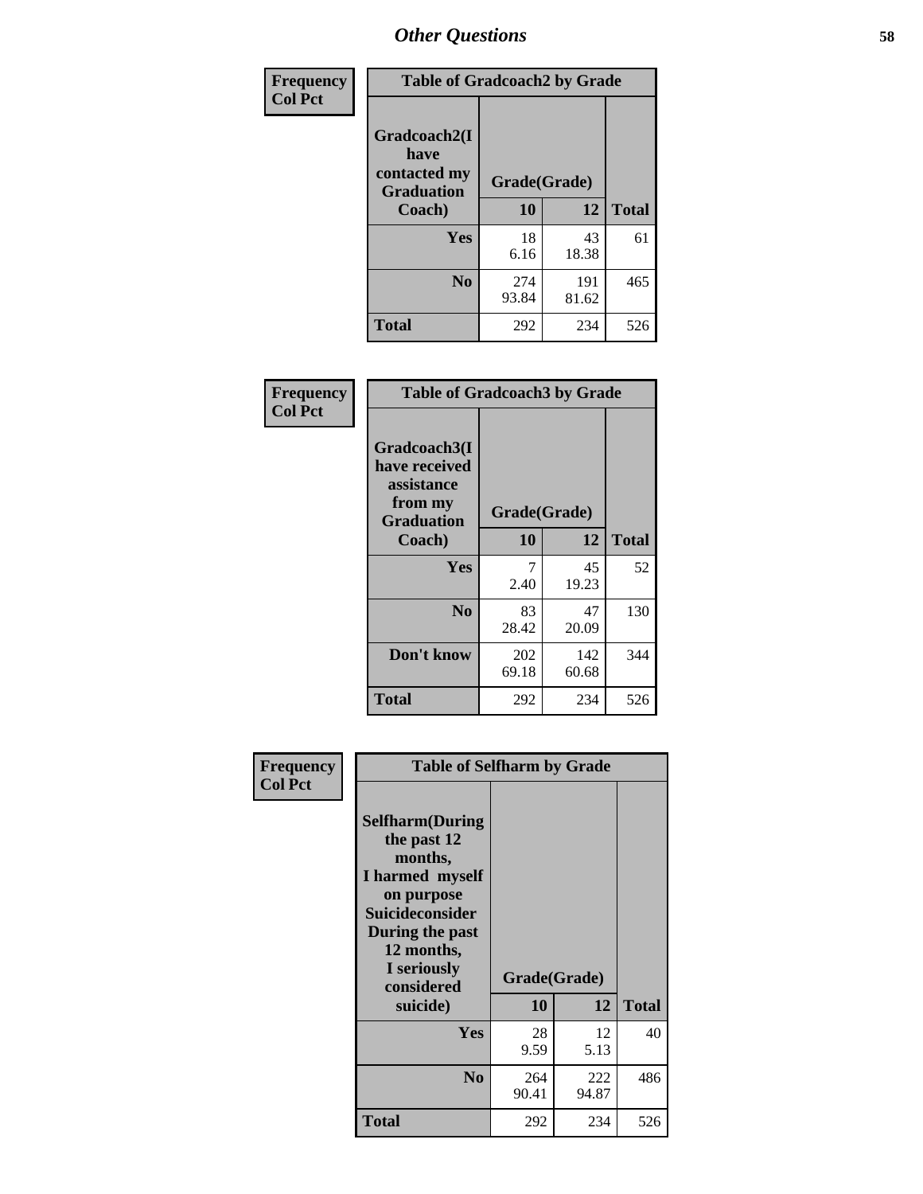# Other Questions

**Frequency**
**Col Pct**

| Table of Gradcoach2 by Grade | | | |
|---|---|---|---|
| Gradcoach2(I have contacted my Graduation Coach) | Grade(Grade) | | |
| | 10 | 12 | Total |
| Yes | 18<br>6.16 | 43<br>18.38 | 61 |
| No | 274<br>93.84 | 191<br>81.62 | 465 |
| Total | 292 | 234 | 526 |

**Frequency**
**Col Pct**

| Table of Gradcoach3 by Grade | | | |
|---|---|---|---|
| Gradcoach3(I have received assistance from my Graduation Coach) | Grade(Grade) | | |
| | 10 | 12 | Total |
| Yes | 7<br>2.40 | 45<br>19.23 | 52 |
| No | 83<br>28.42 | 47<br>20.09 | 130 |
| Don't know | 202<br>69.18 | 142<br>60.68 | 344 |
| Total | 292 | 234 | 526 |

**Frequency**
**Col Pct**

| Table of Selfharm by Grade | | | |
|---|---|---|---|
| Selfharm(During the past 12 months, I harmed myself on purpose Suicideconsider During the past 12 months, I seriously considered suicide) | Grade(Grade) | | |
| | 10 | 12 | Total |
| Yes | 28<br>9.59 | 12<br>5.13 | 40 |
| No | 264<br>90.41 | 222<br>94.87 | 486 |
| Total | 292 | 234 | 526 |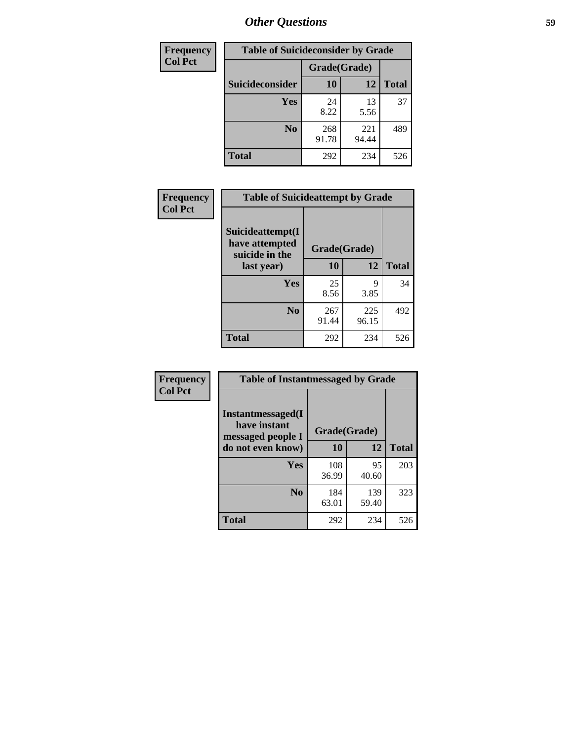## Other Questions

| Frequency<br>Col Pct | Table of Suicideconsider by Grade | | |
|---|---|---|---|
| | Grade(Grade) | | |
| Suicideconsider | 10 | 12 | Total |
| Yes | 24<br>8.22 | 13<br>5.56 | 37 |
| No | 268<br>91.78 | 221<br>94.44 | 489 |
| Total | 292 | 234 | 526 |

| Frequency<br>Col Pct | Table of Suicideattempt by Grade | | |
|---|---|---|---|
| Suicideattempt(I have attempted suicide in the last year) | Grade(Grade) | | |
| | 10 | 12 | Total |
| Yes | 25<br>8.56 | 9<br>3.85 | 34 |
| No | 267<br>91.44 | 225<br>96.15 | 492 |
| Total | 292 | 234 | 526 |

| Frequency<br>Col Pct | Table of Instantmessaged by Grade | | |
|---|---|---|---|
| Instantmessaged(I have instant messaged people I do not even know) | Grade(Grade) | | |
| | 10 | 12 | Total |
| Yes | 108<br>36.99 | 95<br>40.60 | 203 |
| No | 184<br>63.01 | 139<br>59.40 | 323 |
| Total | 292 | 234 | 526 |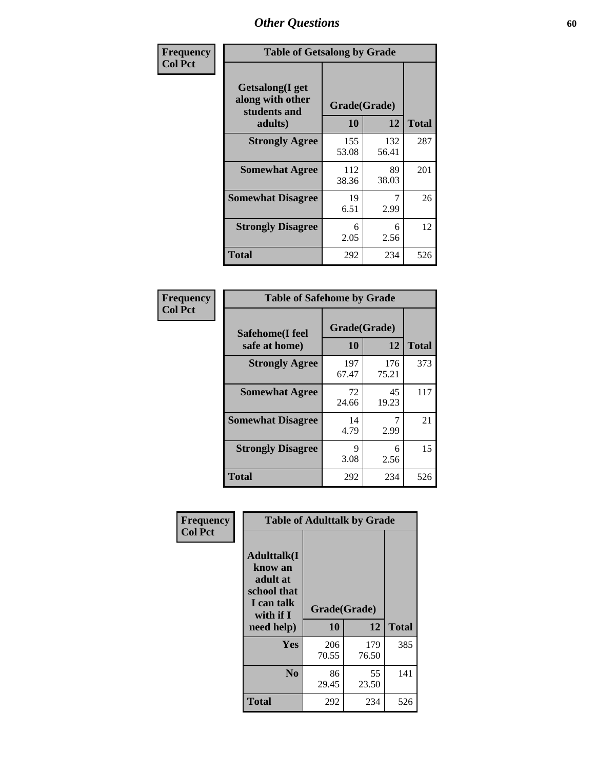## Other Questions

**Frequency**
**Col Pct**

| Table of Getsalong by Grade | | | |
|---|---|---|---|
| **Getsalong(I get along with other students and adults)** | **Grade(Grade)** | | |
| | **10** | **12** | **Total** |
| **Strongly Agree** | 155<br>53.08 | 132<br>56.41 | 287 |
| **Somewhat Agree** | 112<br>38.36 | 89<br>38.03 | 201 |
| **Somewhat Disagree** | 19<br>6.51 | 7<br>2.99 | 26 |
| **Strongly Disagree** | 6<br>2.05 | 6<br>2.56 | 12 |
| **Total** | 292 | 234 | 526 |

**Frequency**
**Col Pct**

| Table of Safehome by Grade | | | |
|---|---|---|---|
| **Safehome(I feel safe at home)** | **Grade(Grade)** | | |
| | **10** | **12** | **Total** |
| **Strongly Agree** | 197<br>67.47 | 176<br>75.21 | 373 |
| **Somewhat Agree** | 72<br>24.66 | 45<br>19.23 | 117 |
| **Somewhat Disagree** | 14<br>4.79 | 7<br>2.99 | 21 |
| **Strongly Disagree** | 9<br>3.08 | 6<br>2.56 | 15 |
| **Total** | 292 | 234 | 526 |

**Frequency**
**Col Pct**

| Table of Adulttalk by Grade | | | |
|---|---|---|---|
| **Adulttalk(I know an adult at school that I can talk with if I need help)** | **Grade(Grade)** | | |
| | **10** | **12** | **Total** |
| **Yes** | 206<br>70.55 | 179<br>76.50 | 385 |
| **No** | 86<br>29.45 | 55<br>23.50 | 141 |
| **Total** | 292 | 234 | 526 |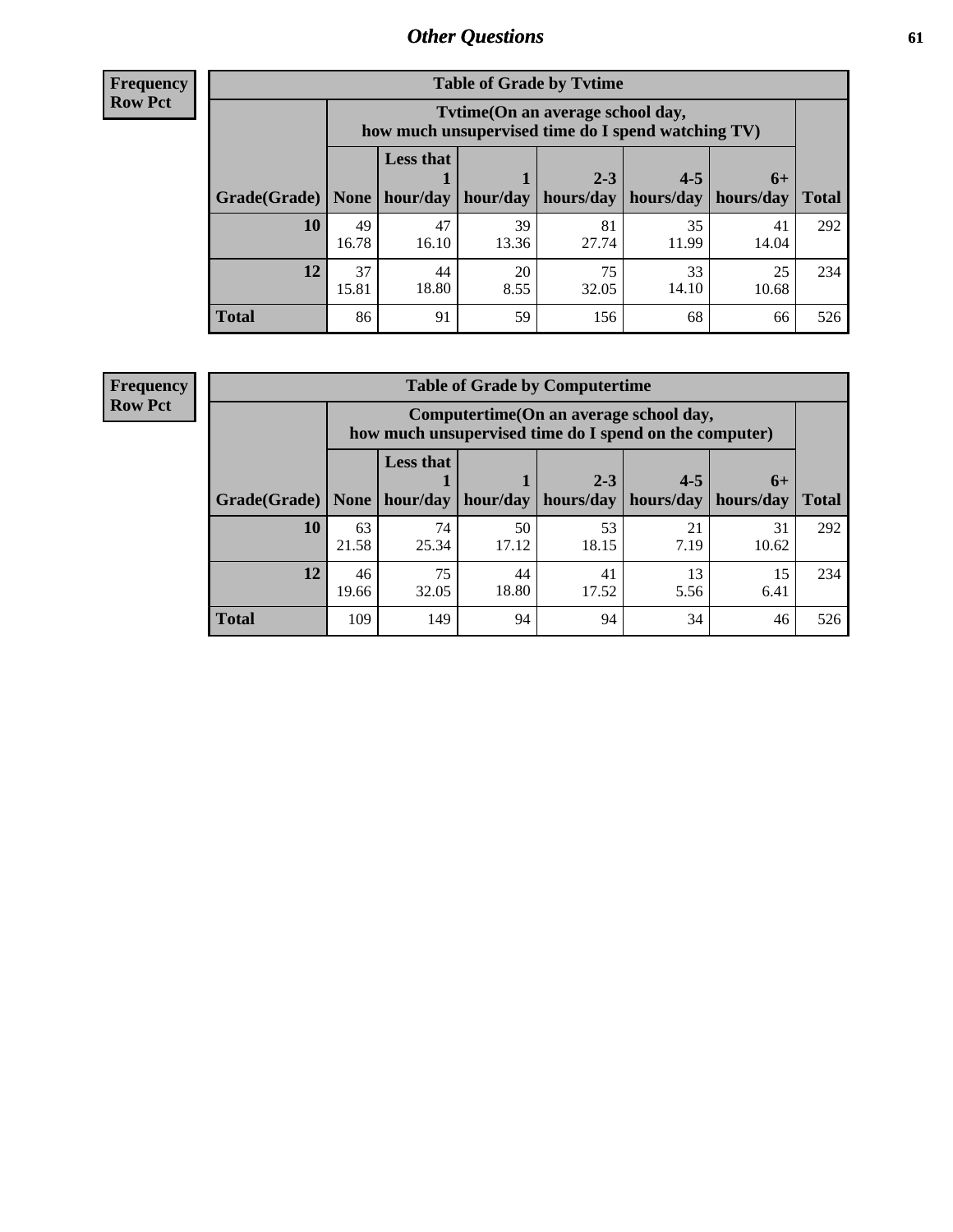## Other Questions

**Frequency**
**Row Pct**

| Table of Grade by Tvtime | | | | | | | |
|---|---|---|---|---|---|---|---|
| | Tvtime(On an average school day, how much unsupervised time do I spend watching TV) | | | | | | |
| Grade(Grade) | None | Less that 1 hour/day | 1 hour/day | 2-3 hours/day | 4-5 hours/day | 6+ hours/day | Total |
| 10 | 49<br>16.78 | 47<br>16.10 | 39<br>13.36 | 81<br>27.74 | 35<br>11.99 | 41<br>14.04 | 292 |
| 12 | 37<br>15.81 | 44<br>18.80 | 20<br>8.55 | 75<br>32.05 | 33<br>14.10 | 25<br>10.68 | 234 |
| Total | 86 | 91 | 59 | 156 | 68 | 66 | 526 |

**Frequency**
**Row Pct**

| Table of Grade by Computertime | | | | | | | |
|---|---|---|---|---|---|---|---|
| | Computertime(On an average school day, how much unsupervised time do I spend on the computer) | | | | | | |
| Grade(Grade) | None | Less that 1 hour/day | 1 hour/day | 2-3 hours/day | 4-5 hours/day | 6+ hours/day | Total |
| 10 | 63<br>21.58 | 74<br>25.34 | 50<br>17.12 | 53<br>18.15 | 21<br>7.19 | 31<br>10.62 | 292 |
| 12 | 46<br>19.66 | 75<br>32.05 | 44<br>18.80 | 41<br>17.52 | 13<br>5.56 | 15<br>6.41 | 234 |
| Total | 109 | 149 | 94 | 94 | 34 | 46 | 526 |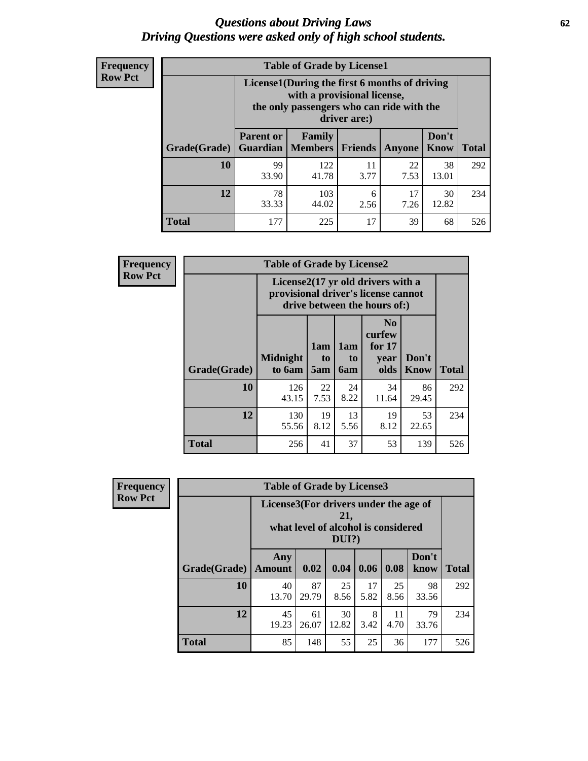# *Questions about Driving Laws*
# *Driving Questions were asked only of high school students.*

**Frequency**
**Row Pct**

| Table of Grade by License1 | | | | | | |
|---|---|---|---|---|---|---|
| | License1(During the first 6 months of driving with a provisional license, the only passengers who can ride with the driver are:) | | | | | |
| Grade(Grade) | Parent or Guardian | Family Members | Friends | Anyone | Don't Know | Total |
| **10** | 99<br>33.90 | 122<br>41.78 | 11<br>3.77 | 22<br>7.53 | 38<br>13.01 | 292 |
| **12** | 78<br>33.33 | 103<br>44.02 | 6<br>2.56 | 17<br>7.26 | 30<br>12.82 | 234 |
| **Total** | 177 | 225 | 17 | 39 | 68 | 526 |

**Frequency**
**Row Pct**

| Table of Grade by License2 | | | | | | |
|---|---|---|---|---|---|---|
| | License2(17 yr old drivers with a provisional driver's license cannot drive between the hours of:) | | | | | |
| Grade(Grade) | Midnight to 6am | 1am to 5am | 1am to 6am | No curfew for 17 year olds | Don't Know | Total |
| **10** | 126<br>43.15 | 22<br>7.53 | 24<br>8.22 | 34<br>11.64 | 86<br>29.45 | 292 |
| **12** | 130<br>55.56 | 19<br>8.12 | 13<br>5.56 | 19<br>8.12 | 53<br>22.65 | 234 |
| **Total** | 256 | 41 | 37 | 53 | 139 | 526 |

**Frequency**
**Row Pct**

| Table of Grade by License3 | | | | | | | |
|---|---|---|---|---|---|---|---|
| | License3(For drivers under the age of 21, what level of alcohol is considered DUI?) | | | | | | |
| Grade(Grade) | Any Amount | 0.02 | 0.04 | 0.06 | 0.08 | Don't know | Total |
| **10** | 40<br>13.70 | 87<br>29.79 | 25<br>8.56 | 17<br>5.82 | 25<br>8.56 | 98<br>33.56 | 292 |
| **12** | 45<br>19.23 | 61<br>26.07 | 30<br>12.82 | 8<br>3.42 | 11<br>4.70 | 79<br>33.76 | 234 |
| **Total** | 85 | 148 | 55 | 25 | 36 | 177 | 526 |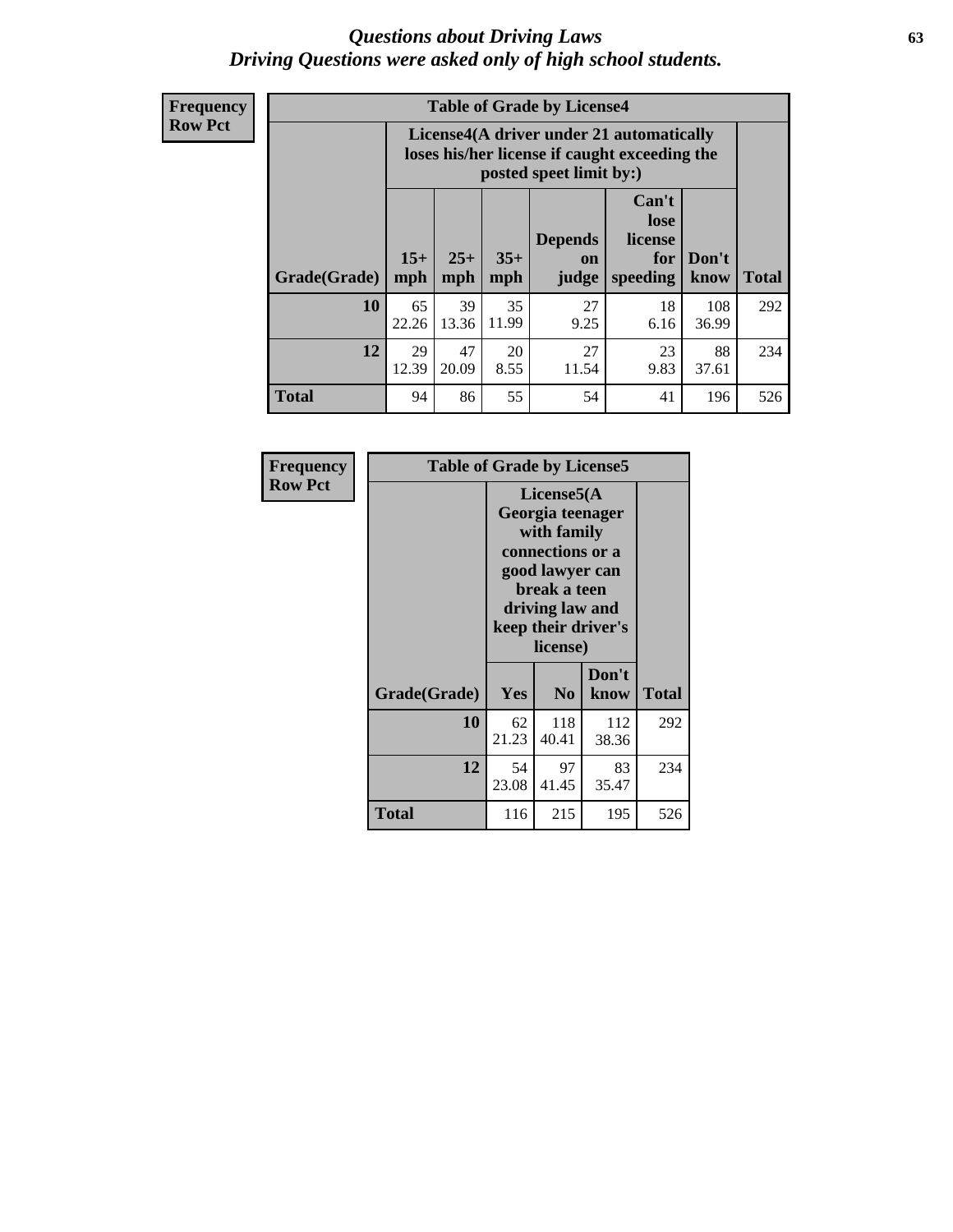# *Questions about Driving Laws*
## *Driving Questions were asked only of high school students.*

**Frequency**
**Row Pct**

**Table of Grade by License4**

| Grade(Grade) | License4(A driver under 21 automatically loses his/her license if caught exceeding the posted speet limit by:) | | | | | | Total |
|---|---|---|---|---|---|---|---|
| | 15+ mph | 25+ mph | 35+ mph | Depends on judge | Can't lose license for speeding | Don't know | |
| **10** | 65<br>22.26 | 39<br>13.36 | 35<br>11.99 | 27<br>9.25 | 18<br>6.16 | 108<br>36.99 | 292 |
| **12** | 29<br>12.39 | 47<br>20.09 | 20<br>8.55 | 27<br>11.54 | 23<br>9.83 | 88<br>37.61 | 234 |
| **Total** | 94 | 86 | 55 | 54 | 41 | 196 | 526 |

**Frequency**
**Row Pct**

**Table of Grade by License5**

| Grade(Grade) | License5(A Georgia teenager with family connections or a good lawyer can break a teen driving law and keep their driver's license) | | | Total |
|---|---|---|---|---|
| | Yes | No | Don't know | |
| **10** | 62<br>21.23 | 118<br>40.41 | 112<br>38.36 | 292 |
| **12** | 54<br>23.08 | 97<br>41.45 | 83<br>35.47 | 234 |
| **Total** | 116 | 215 | 195 | 526 |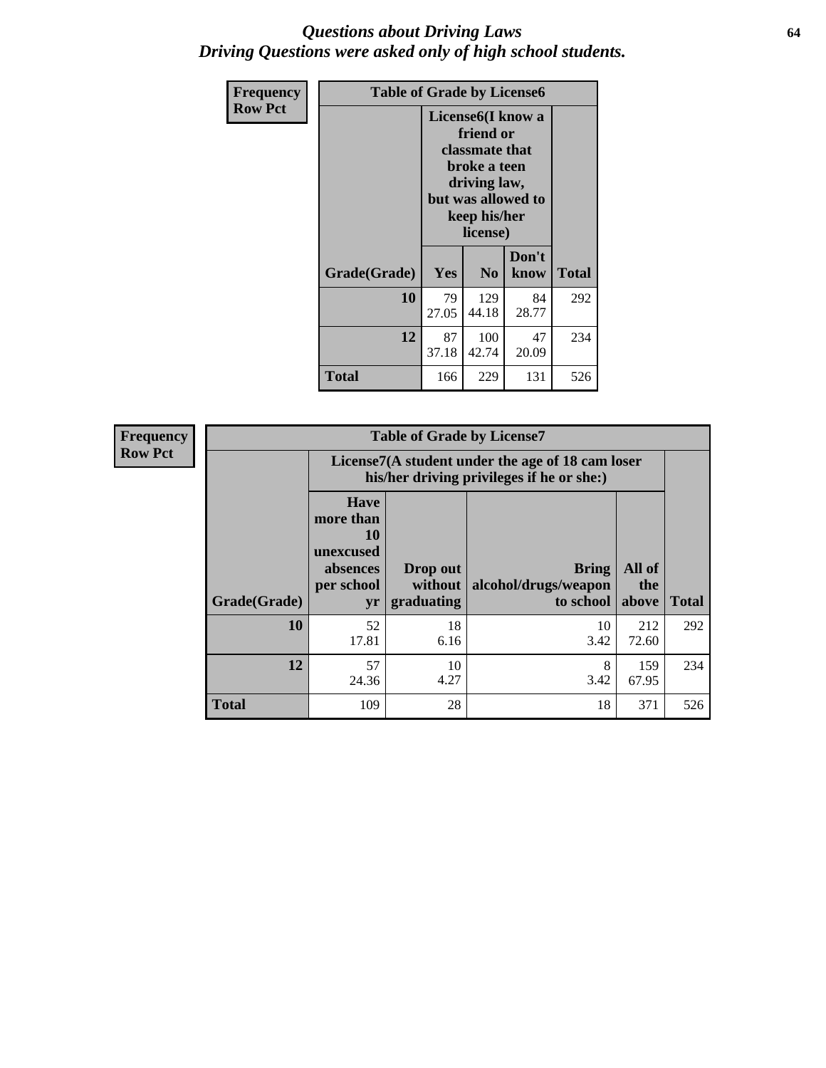# *Questions about Driving Laws*
# *Driving Questions were asked only of high school students.*

**Frequency**
**Row Pct**

**Table of Grade by License6**

| Grade(Grade) | License6(I know a friend or classmate that broke a teen driving law, but was allowed to keep his/her license) | | | Total |
|---|---|---|---|---|
| | Yes | No | Don't know | |
| 10 | 79<br>27.05 | 129<br>44.18 | 84<br>28.77 | 292 |
| 12 | 87<br>37.18 | 100<br>42.74 | 47<br>20.09 | 234 |
| Total | 166 | 229 | 131 | 526 |

**Frequency**
**Row Pct**

**Table of Grade by License7**

| Grade(Grade) | License7(A student under the age of 18 cam loser his/her driving privileges if he or she:) | | | | Total |
|---|---|---|---|---|---|
| | Have more than 10 unexcused absences per school yr | Drop out without graduating | Bring alcohol/drugs/weapon to school | All of the above | |
| 10 | 52<br>17.81 | 18<br>6.16 | 10<br>3.42 | 212<br>72.60 | 292 |
| 12 | 57<br>24.36 | 10<br>4.27 | 8<br>3.42 | 159<br>67.95 | 234 |
| Total | 109 | 28 | 18 | 371 | 526 |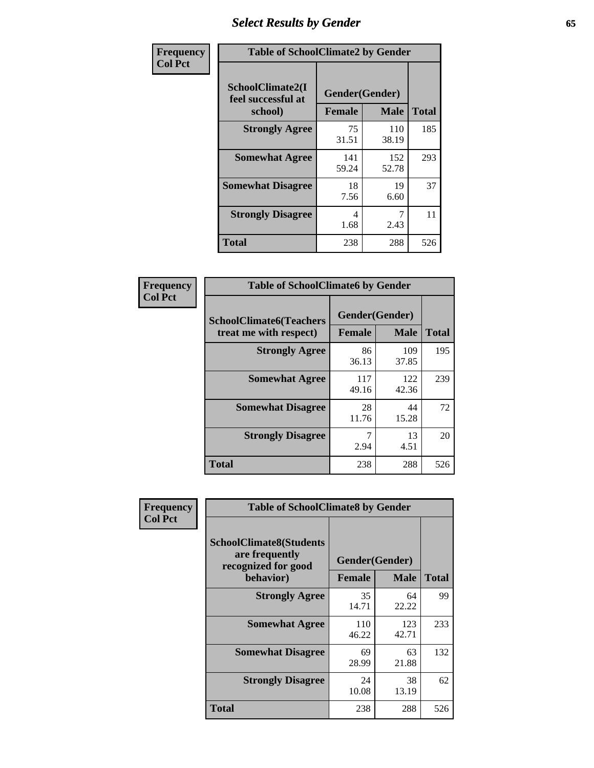# Select Results by Gender

**Frequency / Col Pct**

| Table of SchoolClimate2 by Gender | | | |
|---|---|---|---|
| SchoolClimate2(I feel successful at school) | Gender(Gender) | | |
| | Female | Male | Total |
| **Strongly Agree** | 75<br>31.51 | 110<br>38.19 | 185 |
| **Somewhat Agree** | 141<br>59.24 | 152<br>52.78 | 293 |
| **Somewhat Disagree** | 18<br>7.56 | 19<br>6.60 | 37 |
| **Strongly Disagree** | 4<br>1.68 | 7<br>2.43 | 11 |
| **Total** | 238 | 288 | 526 |

**Frequency / Col Pct**

| Table of SchoolClimate6 by Gender | | | |
|---|---|---|---|
| SchoolClimate6(Teachers treat me with respect) | Gender(Gender) | | |
| | Female | Male | Total |
| **Strongly Agree** | 86<br>36.13 | 109<br>37.85 | 195 |
| **Somewhat Agree** | 117<br>49.16 | 122<br>42.36 | 239 |
| **Somewhat Disagree** | 28<br>11.76 | 44<br>15.28 | 72 |
| **Strongly Disagree** | 7<br>2.94 | 13<br>4.51 | 20 |
| **Total** | 238 | 288 | 526 |

**Frequency / Col Pct**

| Table of SchoolClimate8 by Gender | | | |
|---|---|---|---|
| SchoolClimate8(Students are frequently recognized for good behavior) | Gender(Gender) | | |
| | Female | Male | Total |
| **Strongly Agree** | 35<br>14.71 | 64<br>22.22 | 99 |
| **Somewhat Agree** | 110<br>46.22 | 123<br>42.71 | 233 |
| **Somewhat Disagree** | 69<br>28.99 | 63<br>21.88 | 132 |
| **Strongly Disagree** | 24<br>10.08 | 38<br>13.19 | 62 |
| **Total** | 238 | 288 | 526 |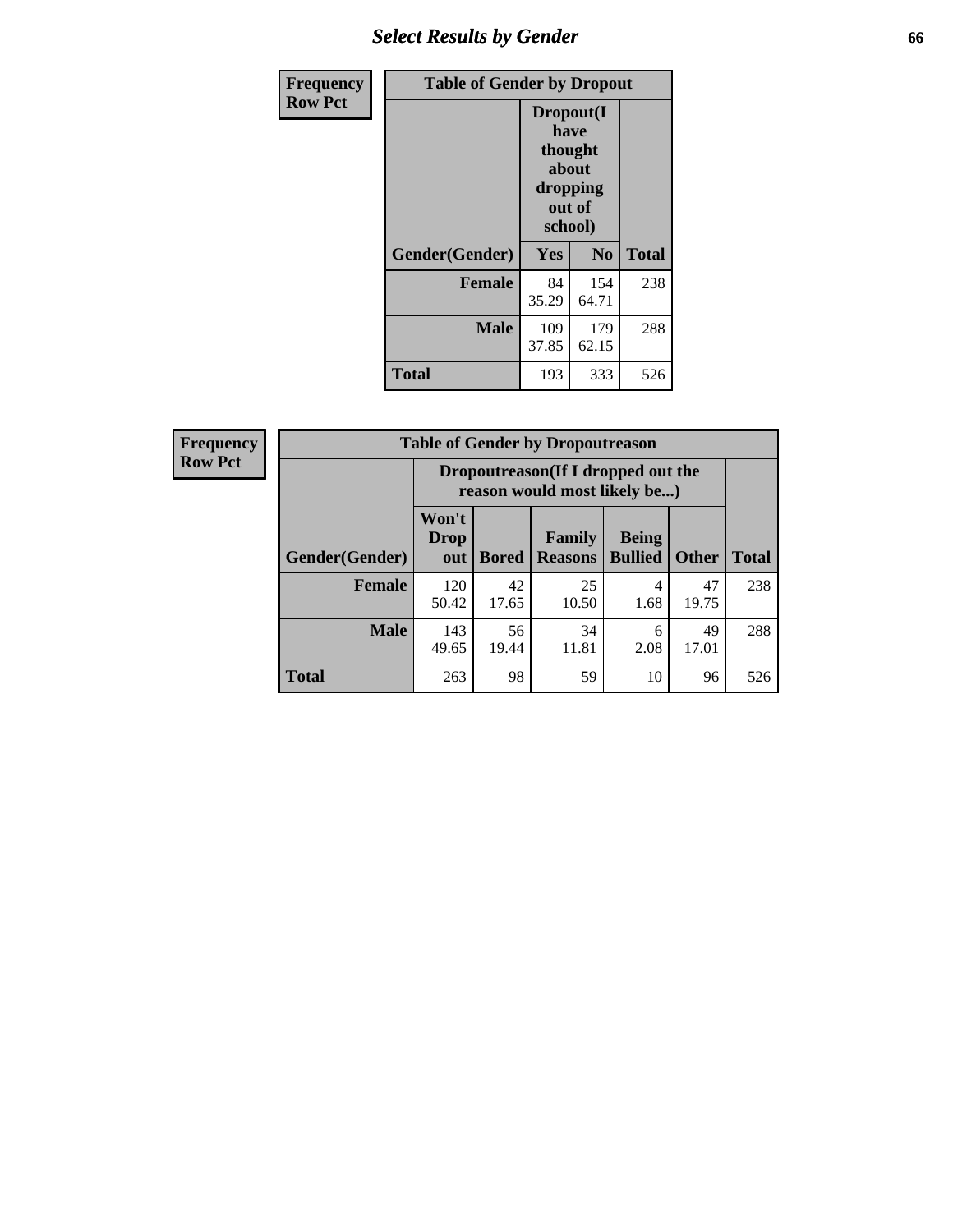## Select Results by Gender

**Frequency / Row Pct**

| Table of Gender by Dropout | | | |
|---|---|---|---|
| | Dropout(I have thought about dropping out of school) | | |
| Gender(Gender) | Yes | No | Total |
| **Female** | 84<br>35.29 | 154<br>64.71 | 238 |
| **Male** | 109<br>37.85 | 179<br>62.15 | 288 |
| **Total** | 193 | 333 | 526 |

**Frequency / Row Pct**

| Table of Gender by Dropoutreason | | | | | | |
|---|---|---|---|---|---|---|
| | Dropoutreason(If I dropped out the reason would most likely be...) | | | | | |
| Gender(Gender) | Won't Drop out | Bored | Family Reasons | Being Bullied | Other | Total |
| **Female** | 120<br>50.42 | 42<br>17.65 | 25<br>10.50 | 4<br>1.68 | 47<br>19.75 | 238 |
| **Male** | 143<br>49.65 | 56<br>19.44 | 34<br>11.81 | 6<br>2.08 | 49<br>17.01 | 288 |
| **Total** | 263 | 98 | 59 | 10 | 96 | 526 |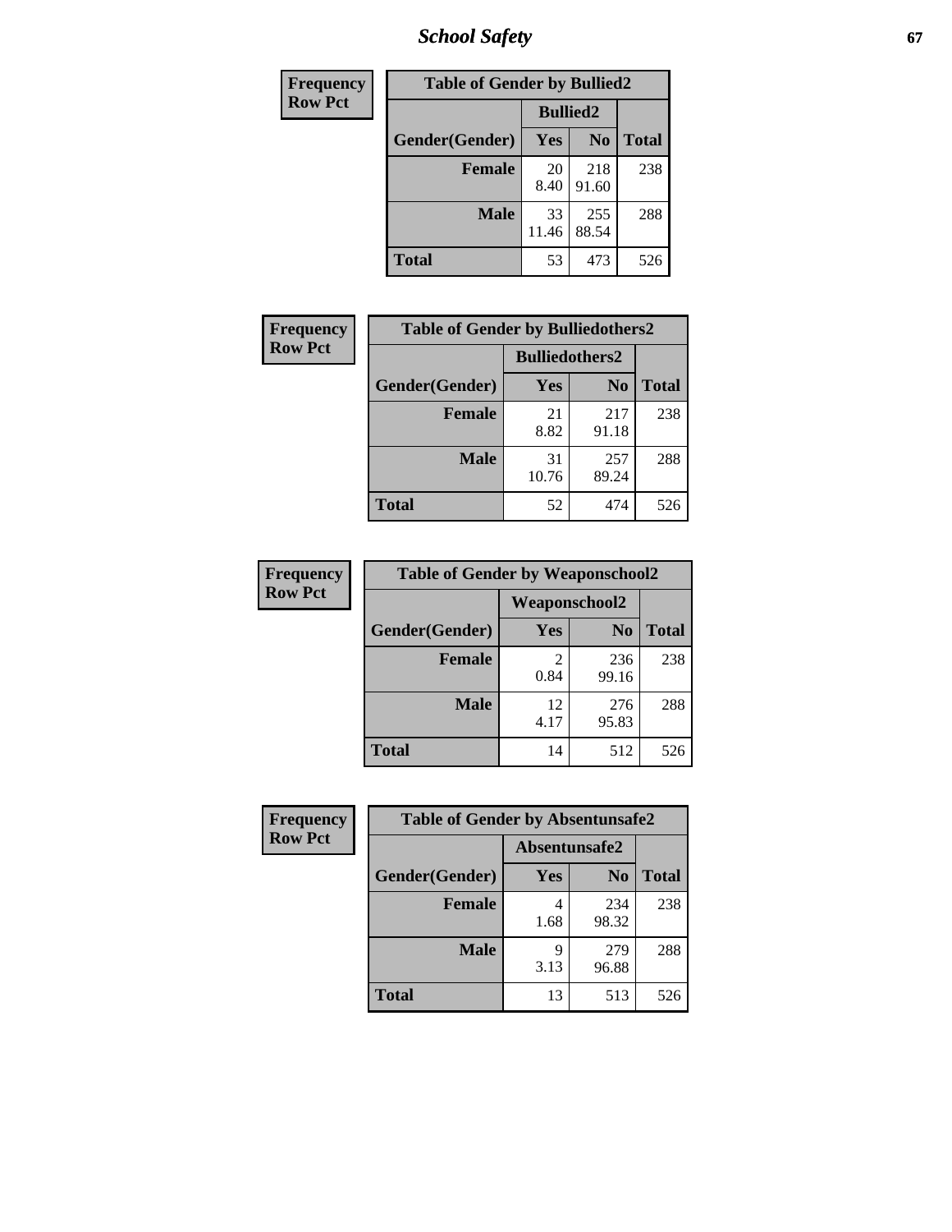| Frequency<br>Row Pct |
|---|

**Table of Gender by Bullied2**

| Gender(Gender) | Bullied2 Yes | Bullied2 No | Total |
|---|---|---|---|
| **Female** | 20<br>8.40 | 218<br>91.60 | 238 |
| **Male** | 33<br>11.46 | 255<br>88.54 | 288 |
| **Total** | 53 | 473 | 526 |

| Frequency<br>Row Pct |
|---|

**Table of Gender by Bulliedothers2**

| Gender(Gender) | Bulliedothers2 Yes | Bulliedothers2 No | Total |
|---|---|---|---|
| **Female** | 21<br>8.82 | 217<br>91.18 | 238 |
| **Male** | 31<br>10.76 | 257<br>89.24 | 288 |
| **Total** | 52 | 474 | 526 |

| Frequency<br>Row Pct |
|---|

**Table of Gender by Weaponschool2**

| Gender(Gender) | Weaponschool2 Yes | Weaponschool2 No | Total |
|---|---|---|---|
| **Female** | 2<br>0.84 | 236<br>99.16 | 238 |
| **Male** | 12<br>4.17 | 276<br>95.83 | 288 |
| **Total** | 14 | 512 | 526 |

| Frequency<br>Row Pct |
|---|

**Table of Gender by Absentunsafe2**

| Gender(Gender) | Absentunsafe2 Yes | Absentunsafe2 No | Total |
|---|---|---|---|
| **Female** | 4<br>1.68 | 234<br>98.32 | 238 |
| **Male** | 9<br>3.13 | 279<br>96.88 | 288 |
| **Total** | 13 | 513 | 526 |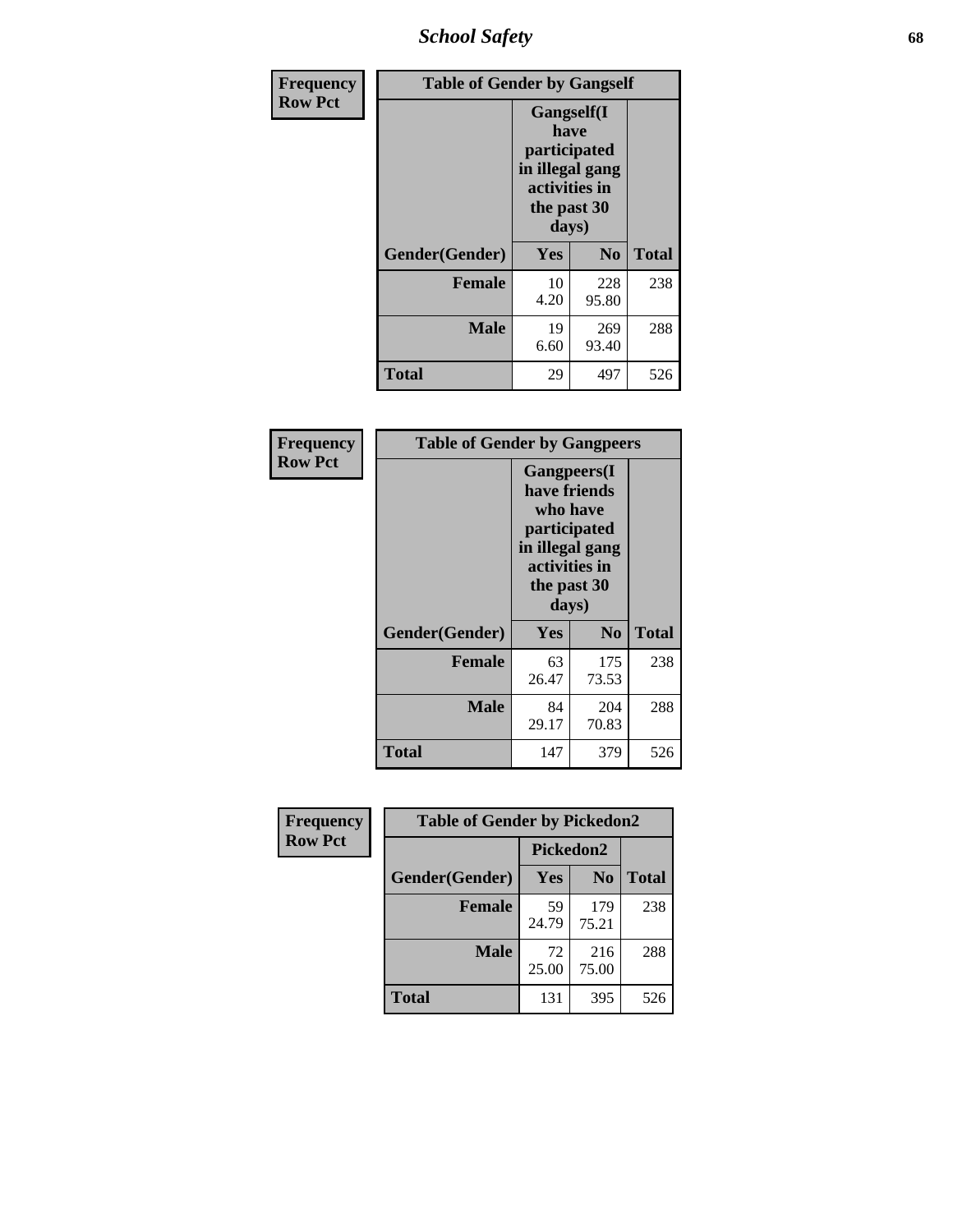| Frequency Row Pct | Table of Gender by Gangself | | |
|---|---|---|---|
| | Gangself(I have participated in illegal gang activities in the past 30 days) | | |
| Gender(Gender) | Yes | No | Total |
| Female | 10<br>4.20 | 228<br>95.80 | 238 |
| Male | 19<br>6.60 | 269<br>93.40 | 288 |
| Total | 29 | 497 | 526 |

| Frequency Row Pct | Table of Gender by Gangpeers | | |
|---|---|---|---|
| | Gangpeers(I have friends who have participated in illegal gang activities in the past 30 days) | | |
| Gender(Gender) | Yes | No | Total |
| Female | 63<br>26.47 | 175<br>73.53 | 238 |
| Male | 84<br>29.17 | 204<br>70.83 | 288 |
| Total | 147 | 379 | 526 |

| Frequency Row Pct | Table of Gender by Pickedon2 | | |
|---|---|---|---|
| | Pickedon2 | | |
| Gender(Gender) | Yes | No | Total |
| Female | 59<br>24.79 | 179<br>75.21 | 238 |
| Male | 72<br>25.00 | 216<br>75.00 | 288 |
| Total | 131 | 395 | 526 |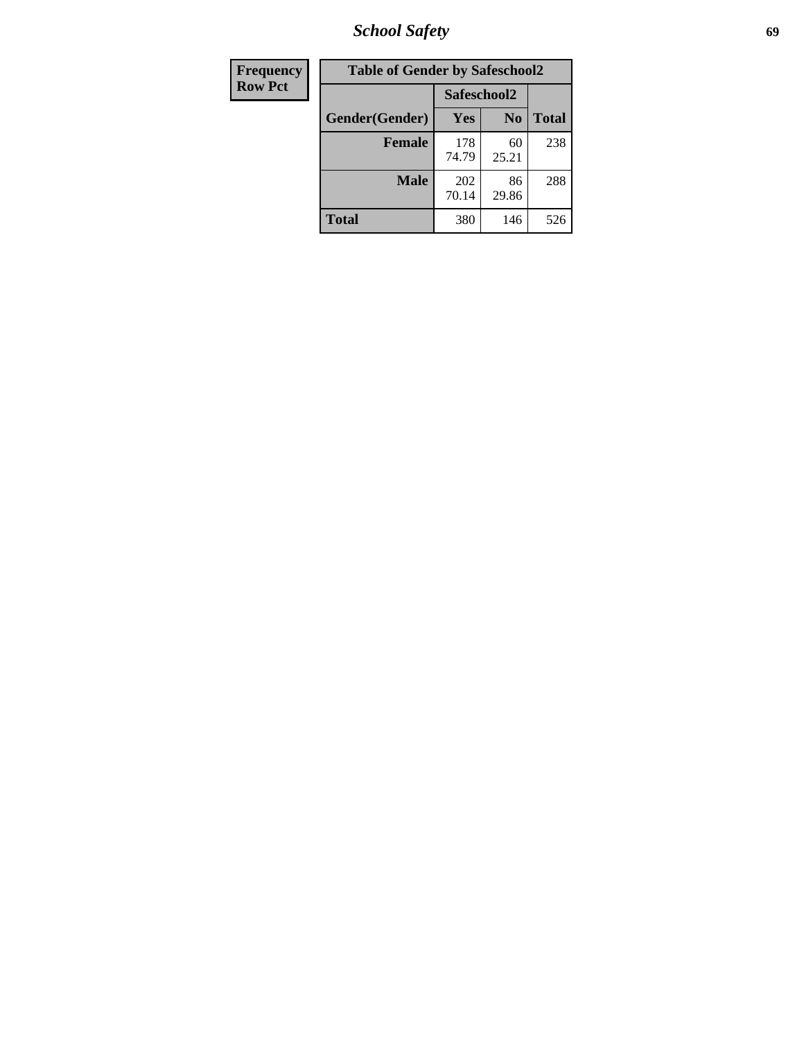| Frequency<br>Row Pct |
| --- |

| Table of Gender by Safeschool2 | | | |
| --- | --- | --- | --- |
| | Safeschool2 | | |
| Gender(Gender) | Yes | No | Total |
| Female | 178<br>74.79 | 60<br>25.21 | 238 |
| Male | 202<br>70.14 | 86<br>29.86 | 288 |
| Total | 380 | 146 | 526 |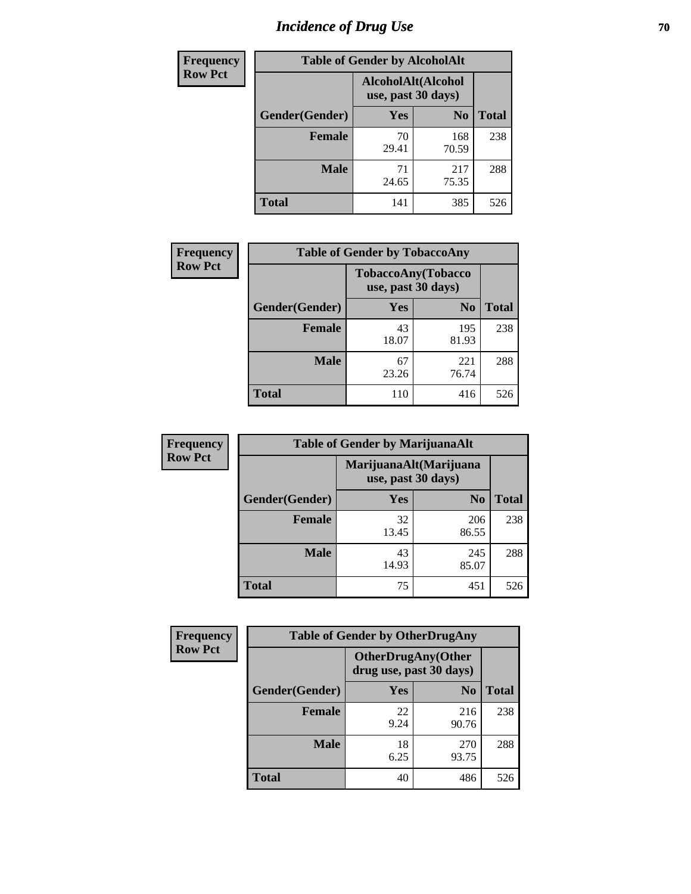# Incidence of Drug Use

| Frequency Row Pct |
|---|

| Table of Gender by AlcoholAlt | | | |
|---|---|---|---|
| | AlcoholAlt(Alcohol use, past 30 days) | | |
| Gender(Gender) | Yes | No | Total |
| Female | 70<br>29.41 | 168<br>70.59 | 238 |
| Male | 71<br>24.65 | 217<br>75.35 | 288 |
| Total | 141 | 385 | 526 |

| Frequency Row Pct |
|---|

| Table of Gender by TobaccoAny | | | |
|---|---|---|---|
| | TobaccoAny(Tobacco use, past 30 days) | | |
| Gender(Gender) | Yes | No | Total |
| Female | 43<br>18.07 | 195<br>81.93 | 238 |
| Male | 67<br>23.26 | 221<br>76.74 | 288 |
| Total | 110 | 416 | 526 |

| Frequency Row Pct |
|---|

| Table of Gender by MarijuanaAlt | | | |
|---|---|---|---|
| | MarijuanaAlt(Marijuana use, past 30 days) | | |
| Gender(Gender) | Yes | No | Total |
| Female | 32<br>13.45 | 206<br>86.55 | 238 |
| Male | 43<br>14.93 | 245<br>85.07 | 288 |
| Total | 75 | 451 | 526 |

| Frequency Row Pct |
|---|

| Table of Gender by OtherDrugAny | | | |
|---|---|---|---|
| | OtherDrugAny(Other drug use, past 30 days) | | |
| Gender(Gender) | Yes | No | Total |
| Female | 22<br>9.24 | 216<br>90.76 | 238 |
| Male | 18<br>6.25 | 270<br>93.75 | 288 |
| Total | 40 | 486 | 526 |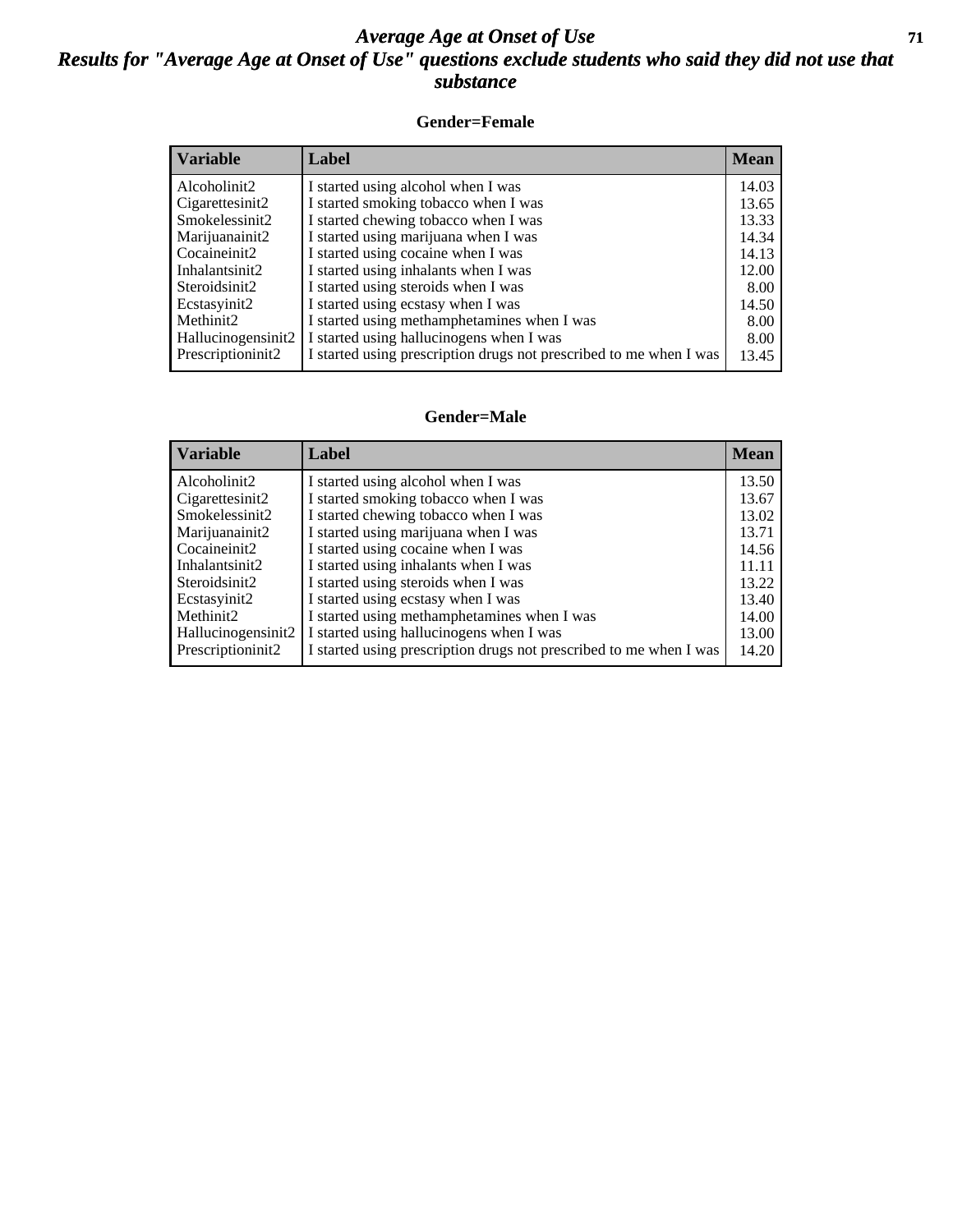# Average Age at Onset of Use
## Results for "Average Age at Onset of Use" questions exclude students who said they did not use that substance

### Gender=Female

| Variable | Label | Mean |
|---|---|---|
| Alcoholinit2 | I started using alcohol when I was | 14.03 |
| Cigarettesinit2 | I started smoking tobacco when I was | 13.65 |
| Smokelessinit2 | I started chewing tobacco when I was | 13.33 |
| Marijuanainit2 | I started using marijuana when I was | 14.34 |
| Cocaineinit2 | I started using cocaine when I was | 14.13 |
| Inhalantsinit2 | I started using inhalants when I was | 12.00 |
| Steroidsinit2 | I started using steroids when I was | 8.00 |
| Ecstasyinit2 | I started using ecstasy when I was | 14.50 |
| Methinit2 | I started using methamphetamines when I was | 8.00 |
| Hallucinogensinit2 | I started using hallucinogens when I was | 8.00 |
| Prescriptioninit2 | I started using prescription drugs not prescribed to me when I was | 13.45 |

### Gender=Male

| Variable | Label | Mean |
|---|---|---|
| Alcoholinit2 | I started using alcohol when I was | 13.50 |
| Cigarettesinit2 | I started smoking tobacco when I was | 13.67 |
| Smokelessinit2 | I started chewing tobacco when I was | 13.02 |
| Marijuanainit2 | I started using marijuana when I was | 13.71 |
| Cocaineinit2 | I started using cocaine when I was | 14.56 |
| Inhalantsinit2 | I started using inhalants when I was | 11.11 |
| Steroidsinit2 | I started using steroids when I was | 13.22 |
| Ecstasyinit2 | I started using ecstasy when I was | 13.40 |
| Methinit2 | I started using methamphetamines when I was | 14.00 |
| Hallucinogensinit2 | I started using hallucinogens when I was | 13.00 |
| Prescriptioninit2 | I started using prescription drugs not prescribed to me when I was | 14.20 |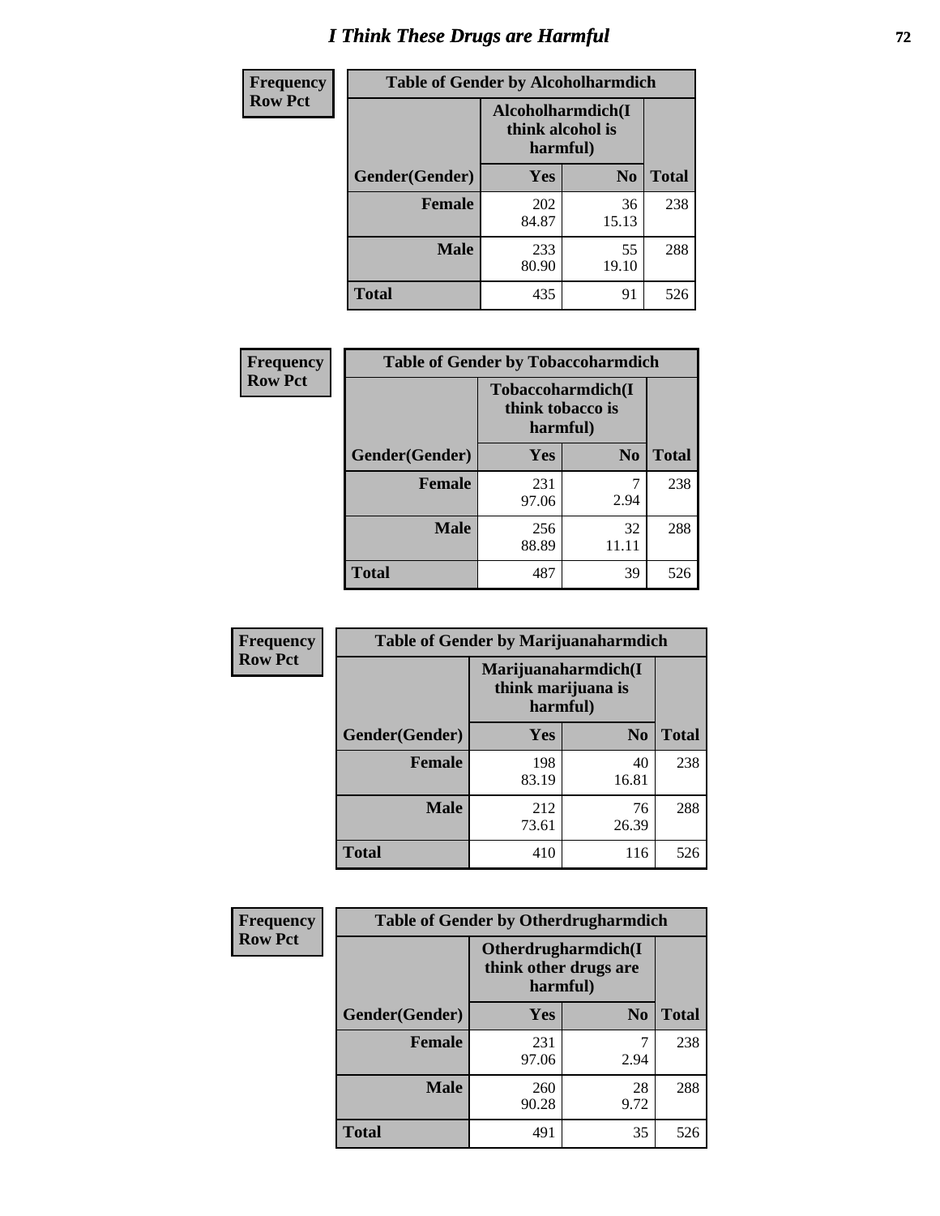# I Think These Drugs are Harmful

| Frequency Row Pct | Table of Gender by Alcoholharmdich | | |
|---|---|---|---|
| | Alcoholharmdich(I think alcohol is harmful) | | |
| Gender(Gender) | Yes | No | Total |
| Female | 202<br>84.87 | 36<br>15.13 | 238 |
| Male | 233<br>80.90 | 55<br>19.10 | 288 |
| Total | 435 | 91 | 526 |

| Frequency Row Pct | Table of Gender by Tobaccoharmdich | | |
|---|---|---|---|
| | Tobaccoharmdich(I think tobacco is harmful) | | |
| Gender(Gender) | Yes | No | Total |
| Female | 231<br>97.06 | 7<br>2.94 | 238 |
| Male | 256<br>88.89 | 32<br>11.11 | 288 |
| Total | 487 | 39 | 526 |

| Frequency Row Pct | Table of Gender by Marijuanaharmdich | | |
|---|---|---|---|
| | Marijuanaharmdich(I think marijuana is harmful) | | |
| Gender(Gender) | Yes | No | Total |
| Female | 198<br>83.19 | 40<br>16.81 | 238 |
| Male | 212<br>73.61 | 76<br>26.39 | 288 |
| Total | 410 | 116 | 526 |

| Frequency Row Pct | Table of Gender by Otherdrugharmdich | | |
|---|---|---|---|
| | Otherdrugharmdich(I think other drugs are harmful) | | |
| Gender(Gender) | Yes | No | Total |
| Female | 231<br>97.06 | 7<br>2.94 | 238 |
| Male | 260<br>90.28 | 28<br>9.72 | 288 |
| Total | 491 | 35 | 526 |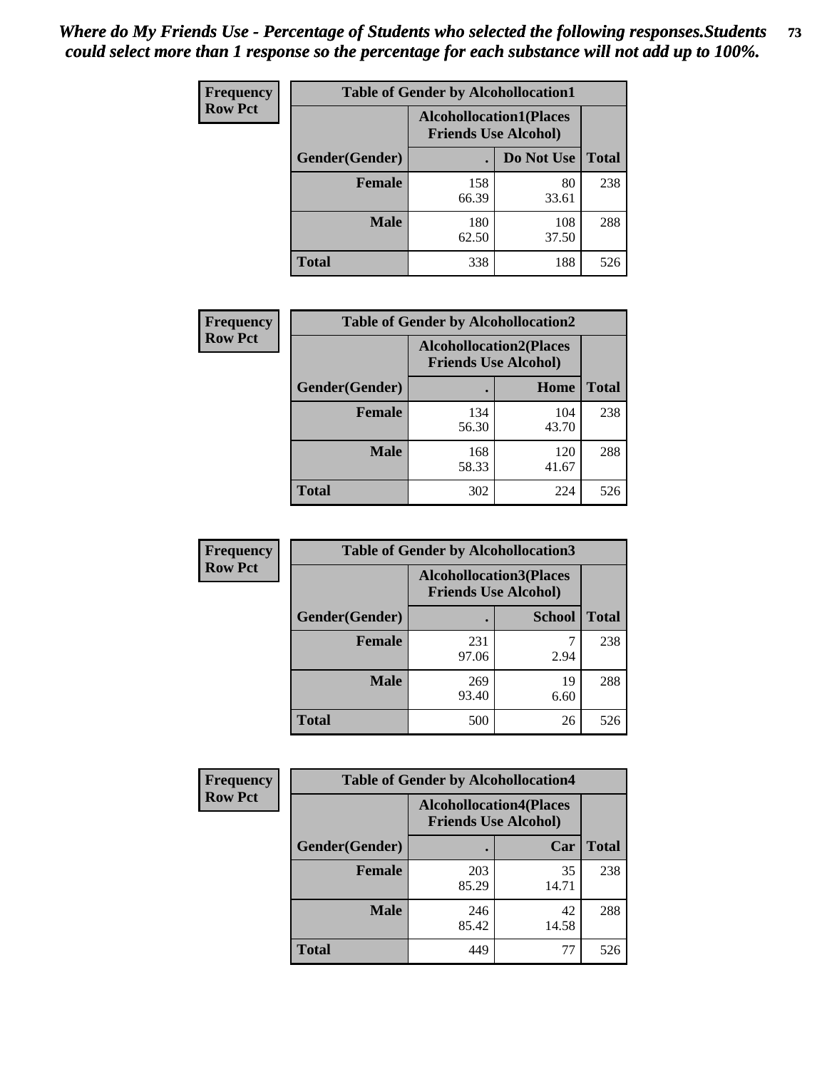*Where do My Friends Use - Percentage of Students who selected the following responses.Students could select more than 1 response so the percentage for each substance will not add up to 100%.*

**Frequency**
**Row Pct**

| Table of Gender by Alcohollocation1 | | | |
|---|---|---|---|
| | Alcohollocation1(Places Friends Use Alcohol) | | |
| Gender(Gender) | . | Do Not Use | Total |
| Female | 158<br>66.39 | 80<br>33.61 | 238 |
| Male | 180<br>62.50 | 108<br>37.50 | 288 |
| Total | 338 | 188 | 526 |

**Frequency**
**Row Pct**

| Table of Gender by Alcohollocation2 | | | |
|---|---|---|---|
| | Alcohollocation2(Places Friends Use Alcohol) | | |
| Gender(Gender) | . | Home | Total |
| Female | 134<br>56.30 | 104<br>43.70 | 238 |
| Male | 168<br>58.33 | 120<br>41.67 | 288 |
| Total | 302 | 224 | 526 |

**Frequency**
**Row Pct**

| Table of Gender by Alcohollocation3 | | | |
|---|---|---|---|
| | Alcohollocation3(Places Friends Use Alcohol) | | |
| Gender(Gender) | . | School | Total |
| Female | 231<br>97.06 | 7<br>2.94 | 238 |
| Male | 269<br>93.40 | 19<br>6.60 | 288 |
| Total | 500 | 26 | 526 |

**Frequency**
**Row Pct**

| Table of Gender by Alcohollocation4 | | | |
|---|---|---|---|
| | Alcohollocation4(Places Friends Use Alcohol) | | |
| Gender(Gender) | . | Car | Total |
| Female | 203<br>85.29 | 35<br>14.71 | 238 |
| Male | 246<br>85.42 | 42<br>14.58 | 288 |
| Total | 449 | 77 | 526 |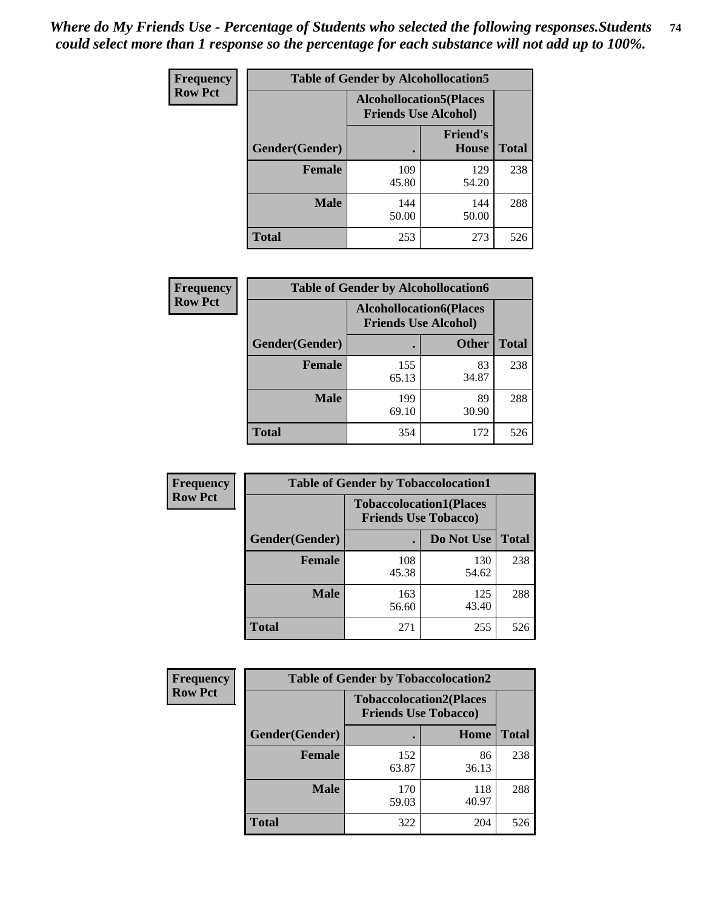*Where do My Friends Use - Percentage of Students who selected the following responses.Students could select more than 1 response so the percentage for each substance will not add up to 100%.*

**Frequency / Row Pct**

| Table of Gender by Alcohollocation5 | | | |
|---|---|---|---|
| | Alcohollocation5(Places Friends Use Alcohol) | | |
| Gender(Gender) | . | Friend's House | Total |
| Female | 109<br>45.80 | 129<br>54.20 | 238 |
| Male | 144<br>50.00 | 144<br>50.00 | 288 |
| Total | 253 | 273 | 526 |

**Frequency / Row Pct**

| Table of Gender by Alcohollocation6 | | | |
|---|---|---|---|
| | Alcohollocation6(Places Friends Use Alcohol) | | |
| Gender(Gender) | . | Other | Total |
| Female | 155<br>65.13 | 83<br>34.87 | 238 |
| Male | 199<br>69.10 | 89<br>30.90 | 288 |
| Total | 354 | 172 | 526 |

**Frequency / Row Pct**

| Table of Gender by Tobaccolocation1 | | | |
|---|---|---|---|
| | Tobaccolocation1(Places Friends Use Tobacco) | | |
| Gender(Gender) | . | Do Not Use | Total |
| Female | 108<br>45.38 | 130<br>54.62 | 238 |
| Male | 163<br>56.60 | 125<br>43.40 | 288 |
| Total | 271 | 255 | 526 |

**Frequency / Row Pct**

| Table of Gender by Tobaccolocation2 | | | |
|---|---|---|---|
| | Tobaccolocation2(Places Friends Use Tobacco) | | |
| Gender(Gender) | . | Home | Total |
| Female | 152<br>63.87 | 86<br>36.13 | 238 |
| Male | 170<br>59.03 | 118<br>40.97 | 288 |
| Total | 322 | 204 | 526 |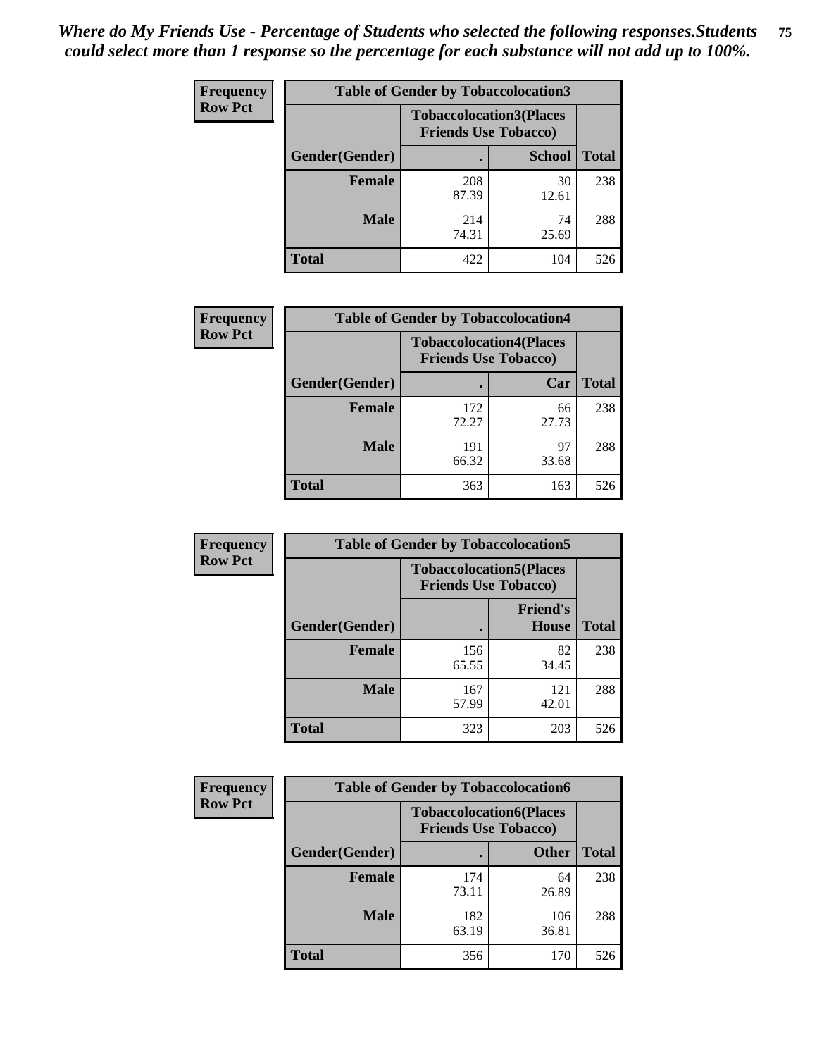*Where do My Friends Use - Percentage of Students who selected the following responses.Students could select more than 1 response so the percentage for each substance will not add up to 100%.*

**Frequency Row Pct**

| Table of Gender by Tobaccolocation3 | | | |
|---|---|---|---|
| | Tobaccolocation3(Places Friends Use Tobacco) | | |
| Gender(Gender) | . | School | Total |
| Female | 208<br>87.39 | 30<br>12.61 | 238 |
| Male | 214<br>74.31 | 74<br>25.69 | 288 |
| Total | 422 | 104 | 526 |

**Frequency Row Pct**

| Table of Gender by Tobaccolocation4 | | | |
|---|---|---|---|
| | Tobaccolocation4(Places Friends Use Tobacco) | | |
| Gender(Gender) | . | Car | Total |
| Female | 172<br>72.27 | 66<br>27.73 | 238 |
| Male | 191<br>66.32 | 97<br>33.68 | 288 |
| Total | 363 | 163 | 526 |

**Frequency Row Pct**

| Table of Gender by Tobaccolocation5 | | | |
|---|---|---|---|
| | Tobaccolocation5(Places Friends Use Tobacco) | | |
| Gender(Gender) | . | Friend's House | Total |
| Female | 156<br>65.55 | 82<br>34.45 | 238 |
| Male | 167<br>57.99 | 121<br>42.01 | 288 |
| Total | 323 | 203 | 526 |

**Frequency Row Pct**

| Table of Gender by Tobaccolocation6 | | | |
|---|---|---|---|
| | Tobaccolocation6(Places Friends Use Tobacco) | | |
| Gender(Gender) | . | Other | Total |
| Female | 174<br>73.11 | 64<br>26.89 | 238 |
| Male | 182<br>63.19 | 106<br>36.81 | 288 |
| Total | 356 | 170 | 526 |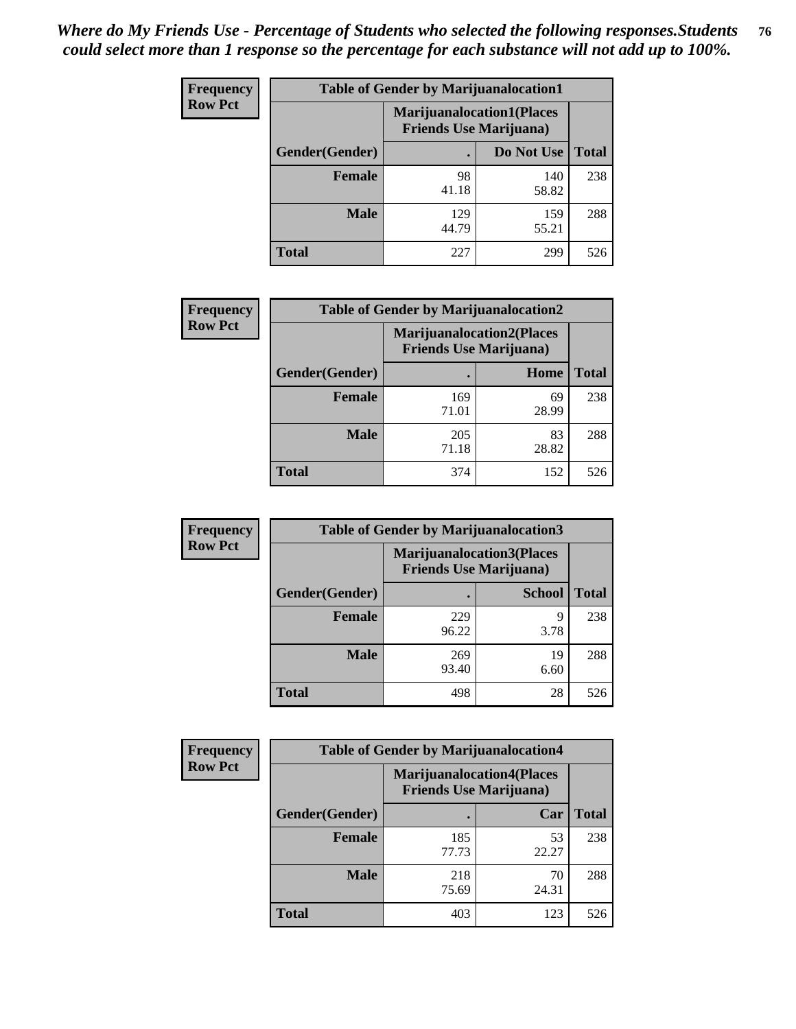*Where do My Friends Use - Percentage of Students who selected the following responses.Students could select more than 1 response so the percentage for each substance will not add up to 100%.*

**Frequency**
**Row Pct**

| Table of Gender by Marijuanalocation1 | | | |
|---|---|---|---|
| | Marijuanalocation1(Places Friends Use Marijuana) | | |
| Gender(Gender) | . | Do Not Use | Total |
| Female | 98<br>41.18 | 140<br>58.82 | 238 |
| Male | 129<br>44.79 | 159<br>55.21 | 288 |
| Total | 227 | 299 | 526 |

**Frequency**
**Row Pct**

| Table of Gender by Marijuanalocation2 | | | |
|---|---|---|---|
| | Marijuanalocation2(Places Friends Use Marijuana) | | |
| Gender(Gender) | . | Home | Total |
| Female | 169<br>71.01 | 69<br>28.99 | 238 |
| Male | 205<br>71.18 | 83<br>28.82 | 288 |
| Total | 374 | 152 | 526 |

**Frequency**
**Row Pct**

| Table of Gender by Marijuanalocation3 | | | |
|---|---|---|---|
| | Marijuanalocation3(Places Friends Use Marijuana) | | |
| Gender(Gender) | . | School | Total |
| Female | 229<br>96.22 | 9<br>3.78 | 238 |
| Male | 269<br>93.40 | 19<br>6.60 | 288 |
| Total | 498 | 28 | 526 |

**Frequency**
**Row Pct**

| Table of Gender by Marijuanalocation4 | | | |
|---|---|---|---|
| | Marijuanalocation4(Places Friends Use Marijuana) | | |
| Gender(Gender) | . | Car | Total |
| Female | 185<br>77.73 | 53<br>22.27 | 238 |
| Male | 218<br>75.69 | 70<br>24.31 | 288 |
| Total | 403 | 123 | 526 |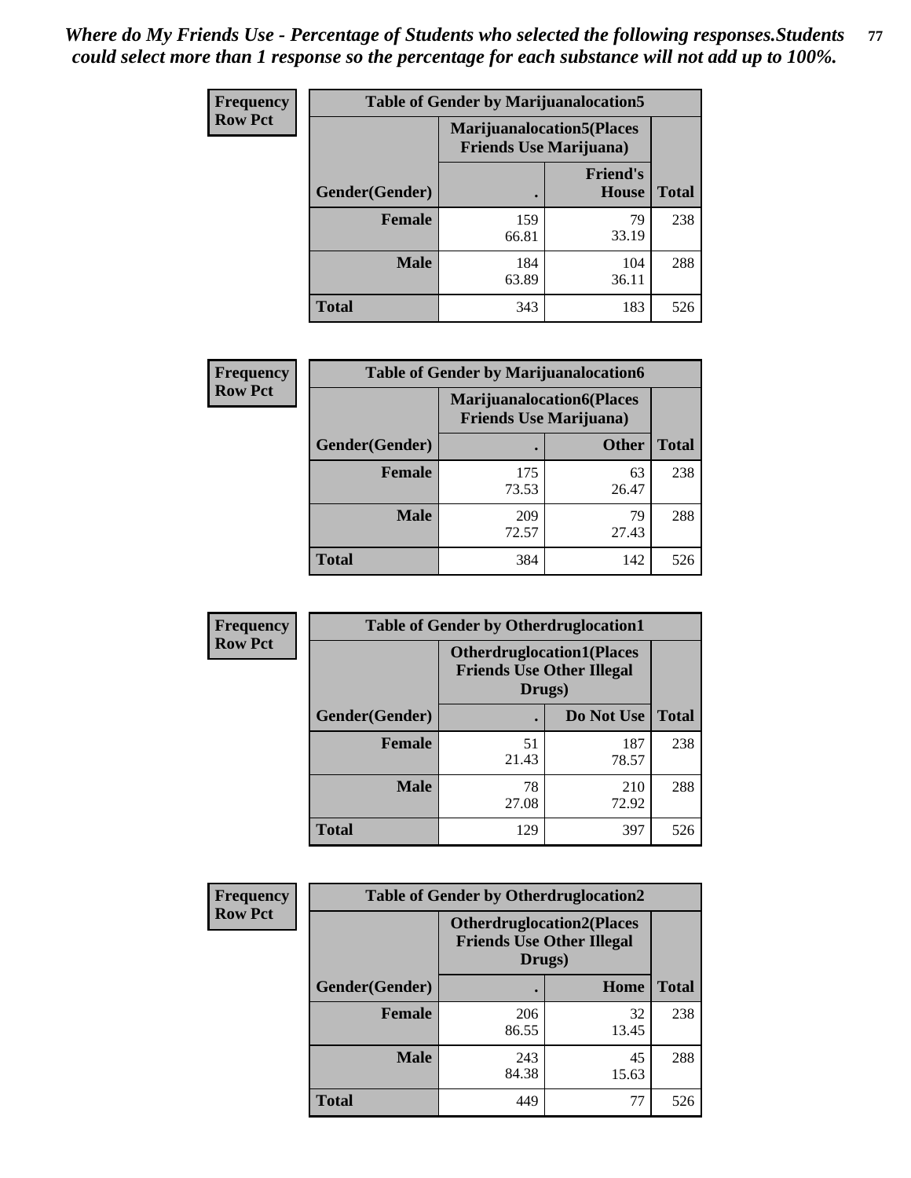*Where do My Friends Use - Percentage of Students who selected the following responses.Students could select more than 1 response so the percentage for each substance will not add up to 100%.*

**Frequency / Row Pct**

| Table of Gender by Marijuanalocation5 | | | |
|---|---|---|---|
| | Marijuanalocation5(Places Friends Use Marijuana) | | |
| Gender(Gender) | . | Friend's House | Total |
| **Female** | 159<br>66.81 | 79<br>33.19 | 238 |
| **Male** | 184<br>63.89 | 104<br>36.11 | 288 |
| **Total** | 343 | 183 | 526 |

**Frequency / Row Pct**

| Table of Gender by Marijuanalocation6 | | | |
|---|---|---|---|
| | Marijuanalocation6(Places Friends Use Marijuana) | | |
| Gender(Gender) | . | Other | Total |
| **Female** | 175<br>73.53 | 63<br>26.47 | 238 |
| **Male** | 209<br>72.57 | 79<br>27.43 | 288 |
| **Total** | 384 | 142 | 526 |

**Frequency / Row Pct**

| Table of Gender by Otherdruglocation1 | | | |
|---|---|---|---|
| | Otherdruglocation1(Places Friends Use Other Illegal Drugs) | | |
| Gender(Gender) | . | Do Not Use | Total |
| **Female** | 51<br>21.43 | 187<br>78.57 | 238 |
| **Male** | 78<br>27.08 | 210<br>72.92 | 288 |
| **Total** | 129 | 397 | 526 |

**Frequency / Row Pct**

| Table of Gender by Otherdruglocation2 | | | |
|---|---|---|---|
| | Otherdruglocation2(Places Friends Use Other Illegal Drugs) | | |
| Gender(Gender) | . | Home | Total |
| **Female** | 206<br>86.55 | 32<br>13.45 | 238 |
| **Male** | 243<br>84.38 | 45<br>15.63 | 288 |
| **Total** | 449 | 77 | 526 |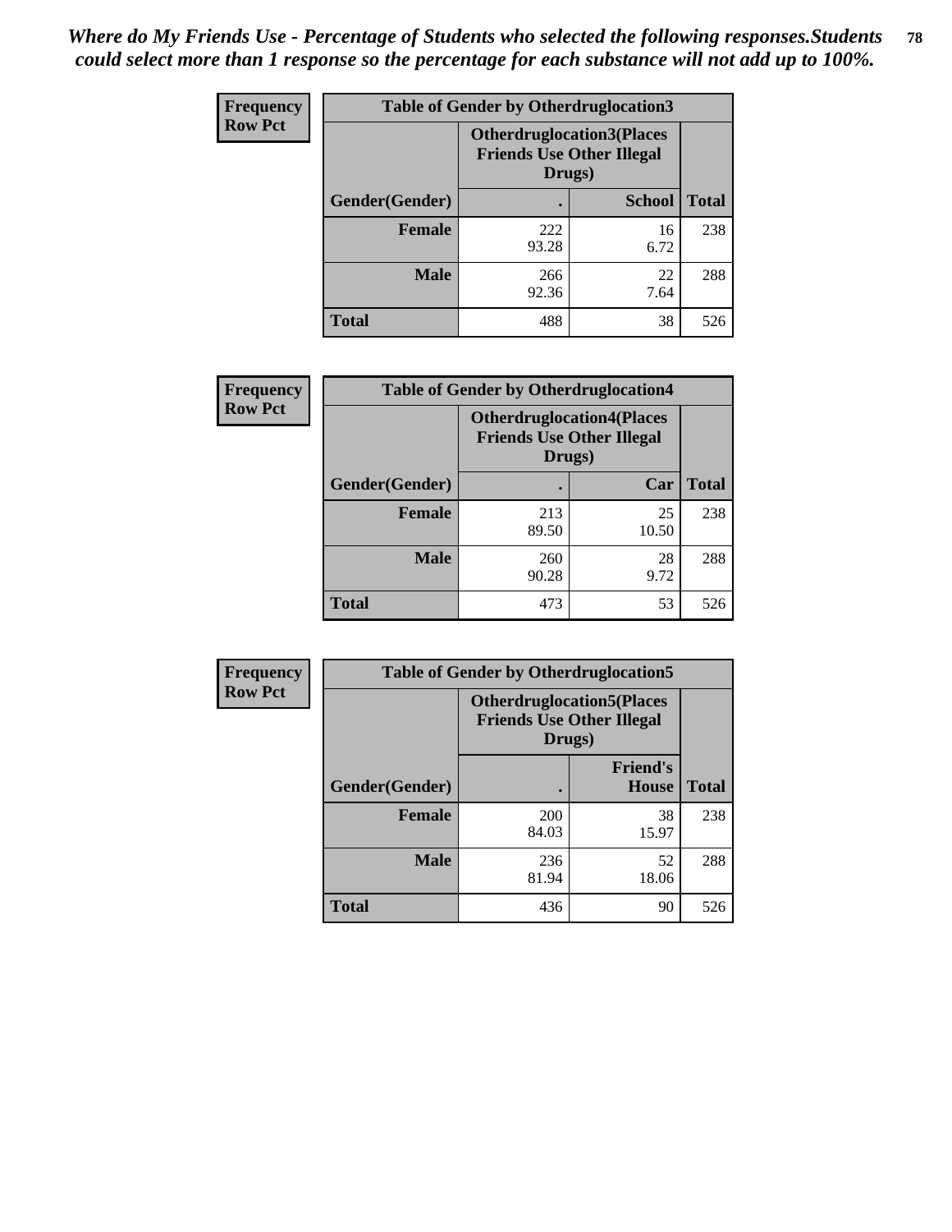*Where do My Friends Use - Percentage of Students who selected the following responses.Students could select more than 1 response so the percentage for each substance will not add up to 100%.*

**Frequency**
**Row Pct**

| Table of Gender by Otherdruglocation3 | | | |
|---|---|---|---|
| | Otherdruglocation3(Places Friends Use Other Illegal Drugs) | | |
| Gender(Gender) | . | School | Total |
| **Female** | 222<br>93.28 | 16<br>6.72 | 238 |
| **Male** | 266<br>92.36 | 22<br>7.64 | 288 |
| **Total** | 488 | 38 | 526 |

**Frequency**
**Row Pct**

| Table of Gender by Otherdruglocation4 | | | |
|---|---|---|---|
| | Otherdruglocation4(Places Friends Use Other Illegal Drugs) | | |
| Gender(Gender) | . | Car | Total |
| **Female** | 213<br>89.50 | 25<br>10.50 | 238 |
| **Male** | 260<br>90.28 | 28<br>9.72 | 288 |
| **Total** | 473 | 53 | 526 |

**Frequency**
**Row Pct**

| Table of Gender by Otherdruglocation5 | | | |
|---|---|---|---|
| | Otherdruglocation5(Places Friends Use Other Illegal Drugs) | | |
| Gender(Gender) | . | Friend's House | Total |
| **Female** | 200<br>84.03 | 38<br>15.97 | 238 |
| **Male** | 236<br>81.94 | 52<br>18.06 | 288 |
| **Total** | 436 | 90 | 526 |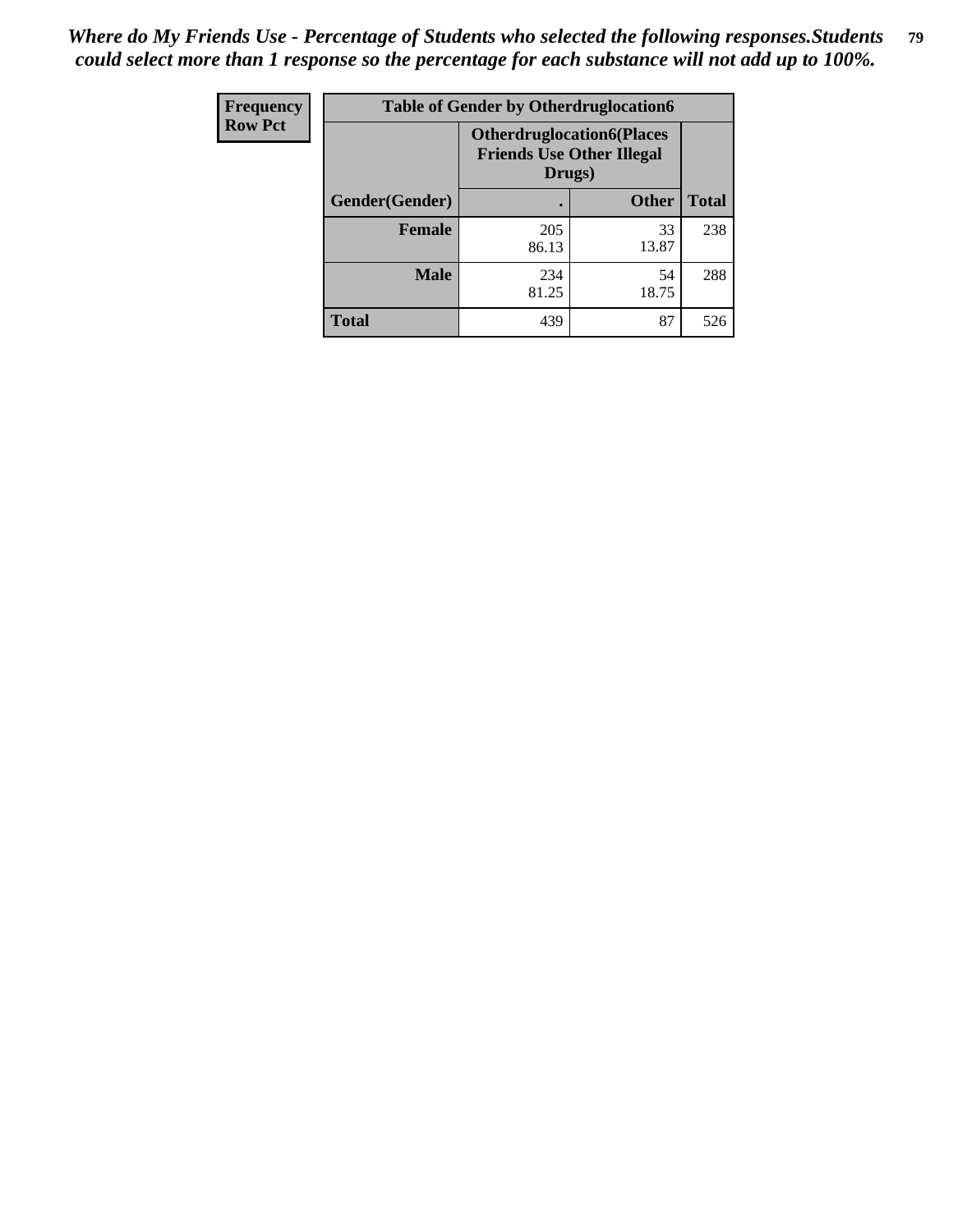*Where do My Friends Use - Percentage of Students who selected the following responses.Students could select more than 1 response so the percentage for each substance will not add up to 100%.*

| Frequency Row Pct | Table of Gender by Otherdruglocation6 | | |
|---|---|---|---|
| | Otherdruglocation6(Places Friends Use Other Illegal Drugs) | | |
| Gender(Gender) | . | Other | Total |
| Female | 205<br>86.13 | 33<br>13.87 | 238 |
| Male | 234<br>81.25 | 54<br>18.75 | 288 |
| Total | 439 | 87 | 526 |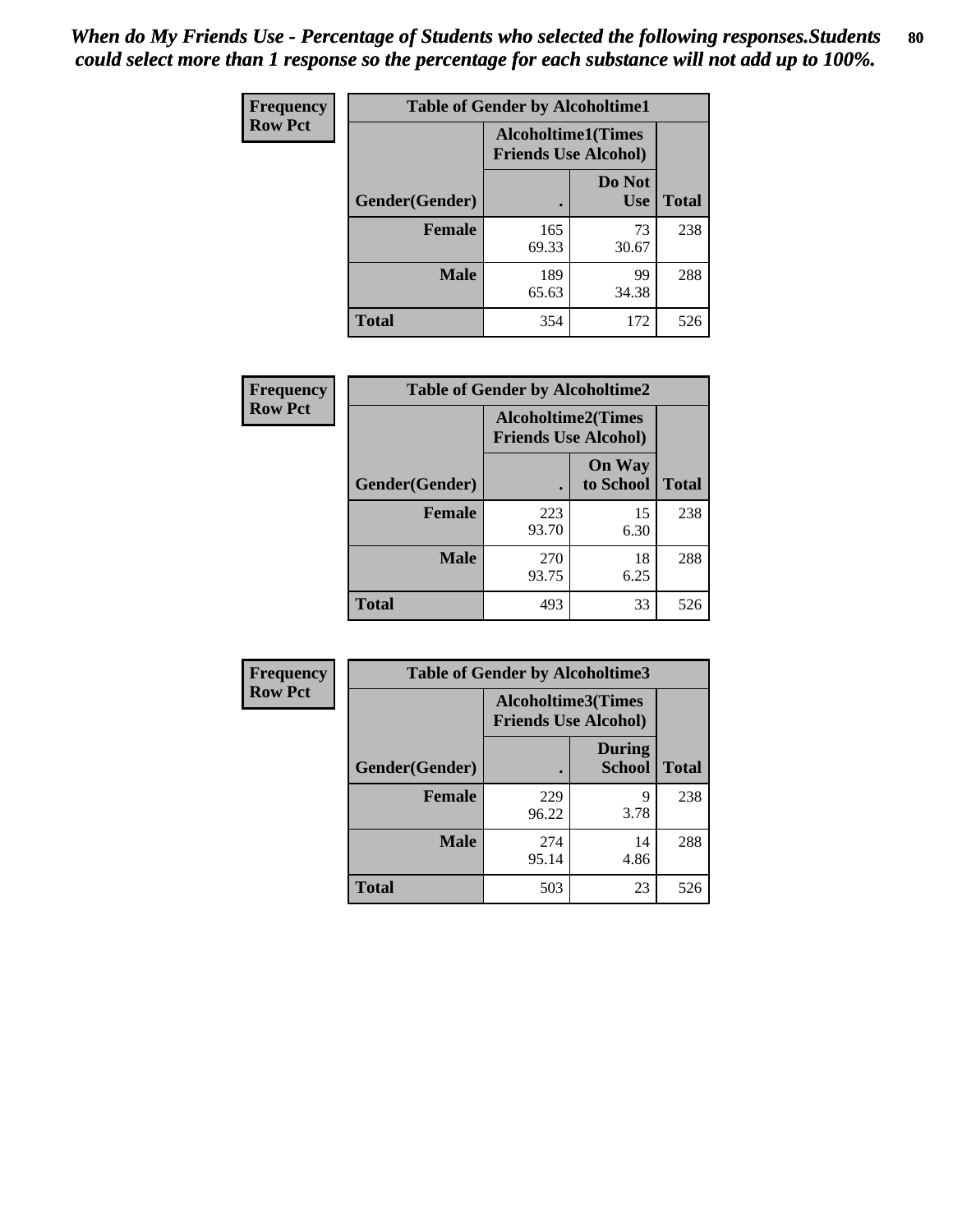*When do My Friends Use - Percentage of Students who selected the following responses.Students could select more than 1 response so the percentage for each substance will not add up to 100%.*

| Frequency Row Pct | Table of Gender by Alcoholtime1 | | |
|---|---|---|---|
| | Alcoholtime1(Times Friends Use Alcohol) | | |
| Gender(Gender) | . | Do Not Use | Total |
| **Female** | 165<br>69.33 | 73<br>30.67 | 238 |
| **Male** | 189<br>65.63 | 99<br>34.38 | 288 |
| **Total** | 354 | 172 | 526 |

| Frequency Row Pct | Table of Gender by Alcoholtime2 | | |
|---|---|---|---|
| | Alcoholtime2(Times Friends Use Alcohol) | | |
| Gender(Gender) | . | On Way to School | Total |
| **Female** | 223<br>93.70 | 15<br>6.30 | 238 |
| **Male** | 270<br>93.75 | 18<br>6.25 | 288 |
| **Total** | 493 | 33 | 526 |

| Frequency Row Pct | Table of Gender by Alcoholtime3 | | |
|---|---|---|---|
| | Alcoholtime3(Times Friends Use Alcohol) | | |
| Gender(Gender) | . | During School | Total |
| **Female** | 229<br>96.22 | 9<br>3.78 | 238 |
| **Male** | 274<br>95.14 | 14<br>4.86 | 288 |
| **Total** | 503 | 23 | 526 |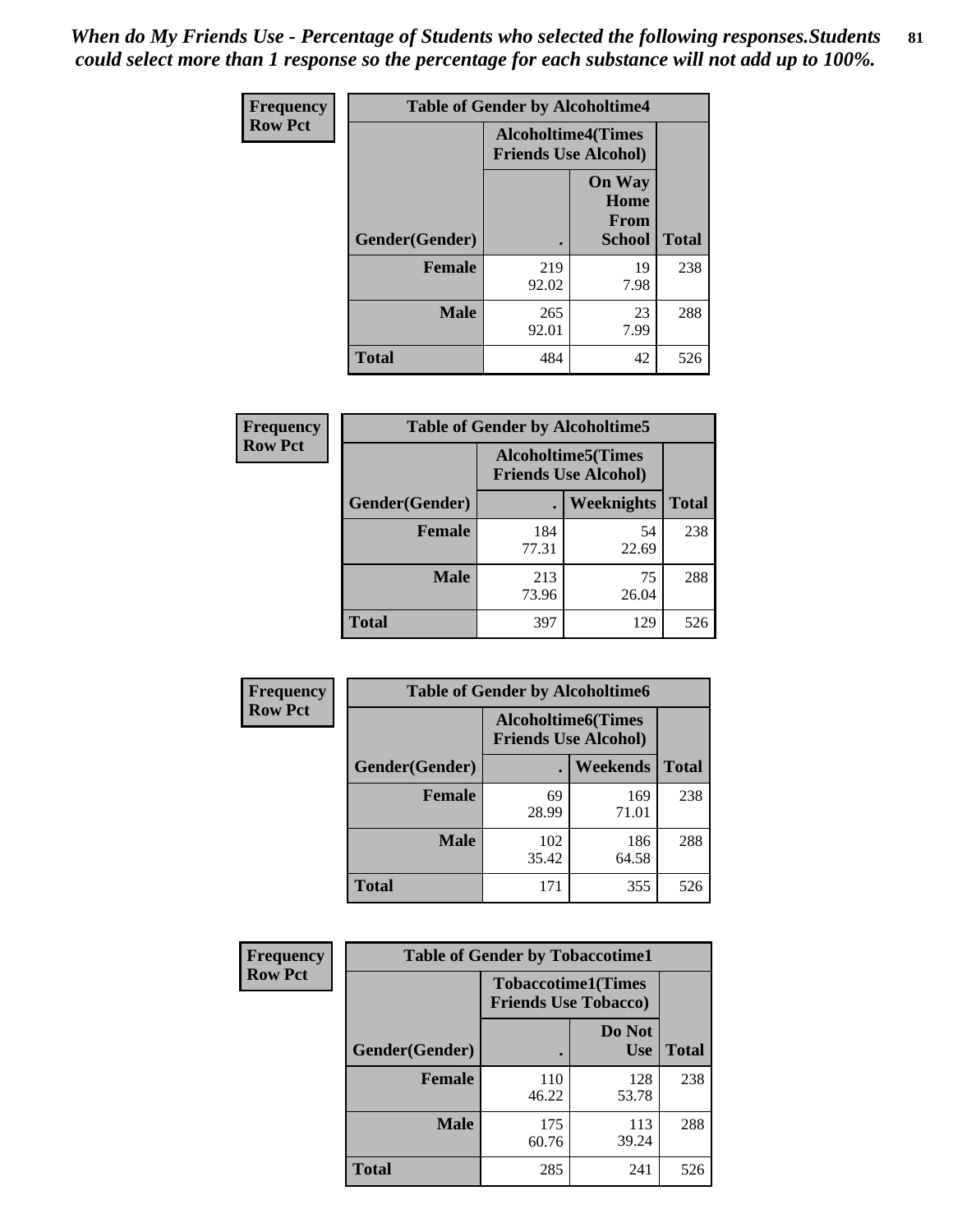*When do My Friends Use - Percentage of Students who selected the following responses.Students could select more than 1 response so the percentage for each substance will not add up to 100%.*

**Frequency**
**Row Pct**

| Table of Gender by Alcoholtime4 | | | |
|---|---|---|---|
| | Alcoholtime4(Times Friends Use Alcohol) | | |
| Gender(Gender) | . | On Way Home From School | Total |
| **Female** | 219<br>92.02 | 19<br>7.98 | 238 |
| **Male** | 265<br>92.01 | 23<br>7.99 | 288 |
| **Total** | 484 | 42 | 526 |

**Frequency**
**Row Pct**

| Table of Gender by Alcoholtime5 | | | |
|---|---|---|---|
| | Alcoholtime5(Times Friends Use Alcohol) | | |
| Gender(Gender) | . | Weeknights | Total |
| **Female** | 184<br>77.31 | 54<br>22.69 | 238 |
| **Male** | 213<br>73.96 | 75<br>26.04 | 288 |
| **Total** | 397 | 129 | 526 |

**Frequency**
**Row Pct**

| Table of Gender by Alcoholtime6 | | | |
|---|---|---|---|
| | Alcoholtime6(Times Friends Use Alcohol) | | |
| Gender(Gender) | . | Weekends | Total |
| **Female** | 69<br>28.99 | 169<br>71.01 | 238 |
| **Male** | 102<br>35.42 | 186<br>64.58 | 288 |
| **Total** | 171 | 355 | 526 |

**Frequency**
**Row Pct**

| Table of Gender by Tobaccotime1 | | | |
|---|---|---|---|
| | Tobaccotime1(Times Friends Use Tobacco) | | |
| Gender(Gender) | . | Do Not Use | Total |
| **Female** | 110<br>46.22 | 128<br>53.78 | 238 |
| **Male** | 175<br>60.76 | 113<br>39.24 | 288 |
| **Total** | 285 | 241 | 526 |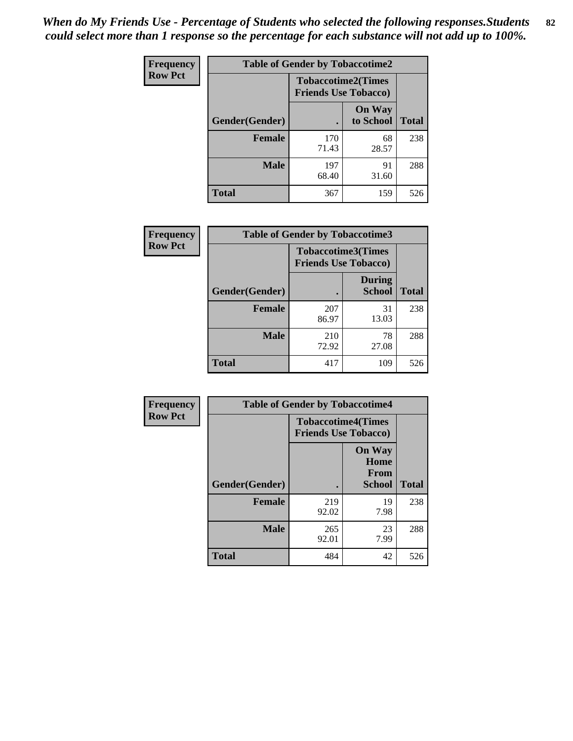*When do My Friends Use - Percentage of Students who selected the following responses.Students could select more than 1 response so the percentage for each substance will not add up to 100%.*

**Frequency**
**Row Pct**

| Table of Gender by Tobaccotime2 | | | |
|---|---|---|---|
| | Tobaccotime2(Times Friends Use Tobacco) | | |
| Gender(Gender) | . | On Way to School | Total |
| **Female** | 170<br>71.43 | 68<br>28.57 | 238 |
| **Male** | 197<br>68.40 | 91<br>31.60 | 288 |
| **Total** | 367 | 159 | 526 |

**Frequency**
**Row Pct**

| Table of Gender by Tobaccotime3 | | | |
|---|---|---|---|
| | Tobaccotime3(Times Friends Use Tobacco) | | |
| Gender(Gender) | . | During School | Total |
| **Female** | 207<br>86.97 | 31<br>13.03 | 238 |
| **Male** | 210<br>72.92 | 78<br>27.08 | 288 |
| **Total** | 417 | 109 | 526 |

**Frequency**
**Row Pct**

| Table of Gender by Tobaccotime4 | | | |
|---|---|---|---|
| | Tobaccotime4(Times Friends Use Tobacco) | | |
| Gender(Gender) | . | On Way Home From School | Total |
| **Female** | 219<br>92.02 | 19<br>7.98 | 238 |
| **Male** | 265<br>92.01 | 23<br>7.99 | 288 |
| **Total** | 484 | 42 | 526 |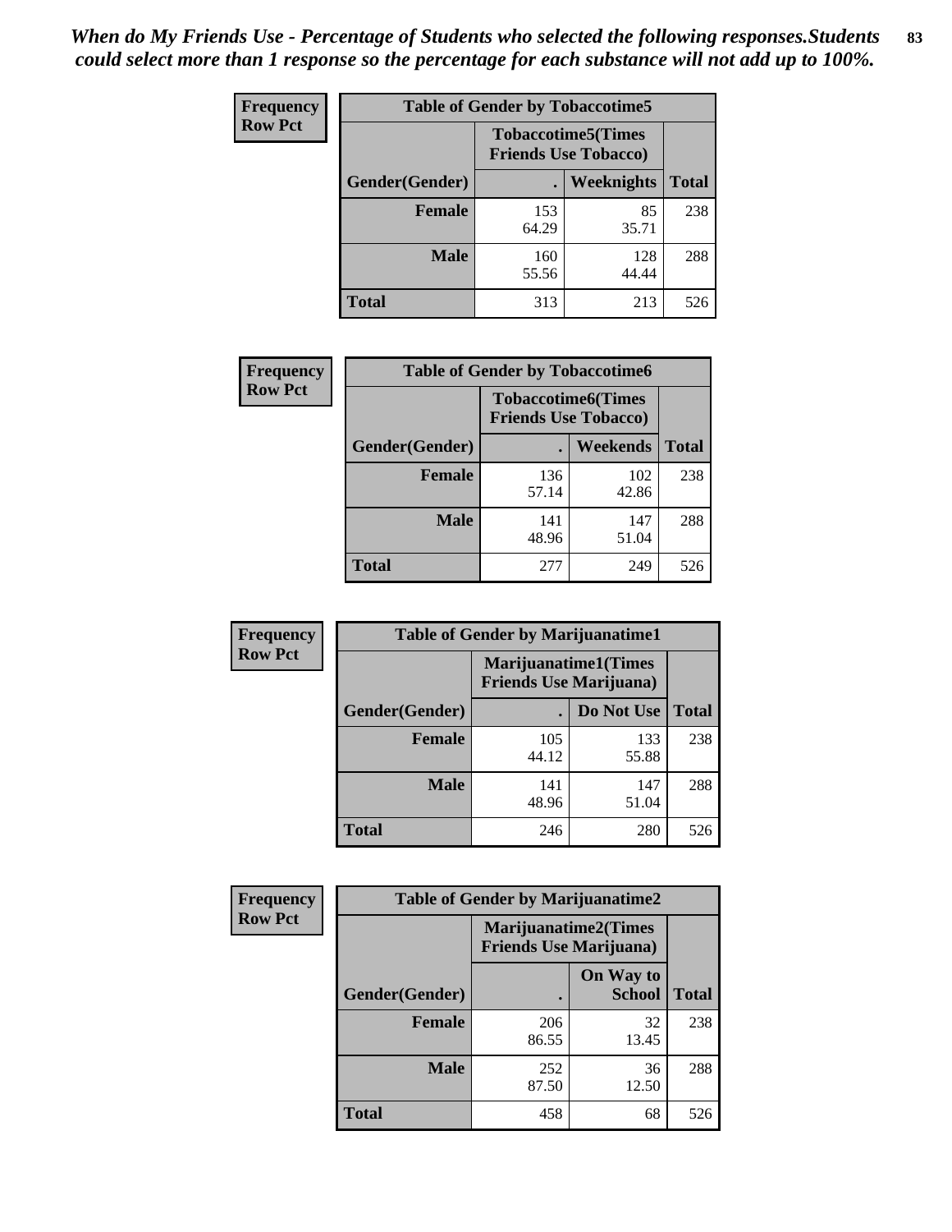*When do My Friends Use - Percentage of Students who selected the following responses.Students could select more than 1 response so the percentage for each substance will not add up to 100%.*

**Frequency**
**Row Pct**

| Table of Gender by Tobaccotime5 | | | |
|---|---|---|---|
| | Tobaccotime5(Times Friends Use Tobacco) | | |
| Gender(Gender) | . | Weeknights | Total |
| **Female** | 153<br>64.29 | 85<br>35.71 | 238 |
| **Male** | 160<br>55.56 | 128<br>44.44 | 288 |
| **Total** | 313 | 213 | 526 |

**Frequency**
**Row Pct**

| Table of Gender by Tobaccotime6 | | | |
|---|---|---|---|
| | Tobaccotime6(Times Friends Use Tobacco) | | |
| Gender(Gender) | . | Weekends | Total |
| **Female** | 136<br>57.14 | 102<br>42.86 | 238 |
| **Male** | 141<br>48.96 | 147<br>51.04 | 288 |
| **Total** | 277 | 249 | 526 |

**Frequency**
**Row Pct**

| Table of Gender by Marijuanatime1 | | | |
|---|---|---|---|
| | Marijuanatime1(Times Friends Use Marijuana) | | |
| Gender(Gender) | . | Do Not Use | Total |
| **Female** | 105<br>44.12 | 133<br>55.88 | 238 |
| **Male** | 141<br>48.96 | 147<br>51.04 | 288 |
| **Total** | 246 | 280 | 526 |

**Frequency**
**Row Pct**

| Table of Gender by Marijuanatime2 | | | |
|---|---|---|---|
| | Marijuanatime2(Times Friends Use Marijuana) | | |
| Gender(Gender) | . | On Way to School | Total |
| **Female** | 206<br>86.55 | 32<br>13.45 | 238 |
| **Male** | 252<br>87.50 | 36<br>12.50 | 288 |
| **Total** | 458 | 68 | 526 |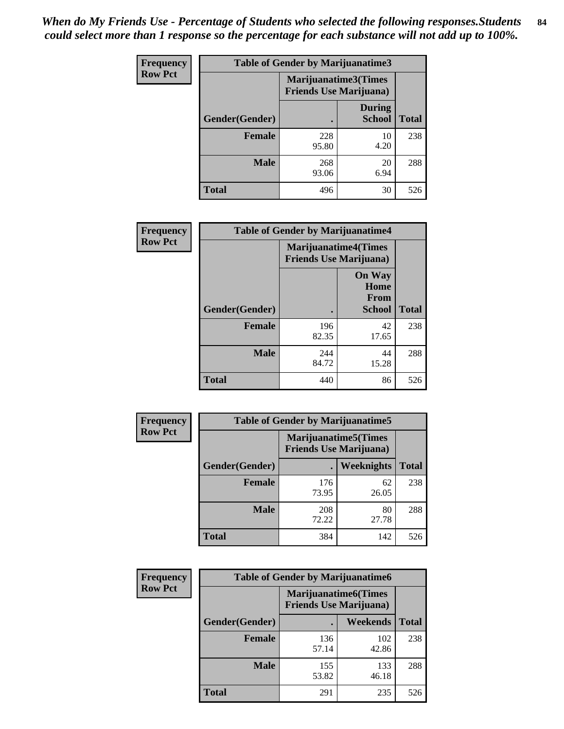*When do My Friends Use - Percentage of Students who selected the following responses.Students could select more than 1 response so the percentage for each substance will not add up to 100%.*

**Frequency Row Pct**

| Table of Gender by Marijuanatime3 | | | |
|---|---|---|---|
| | Marijuanatime3(Times Friends Use Marijuana) | | |
| Gender(Gender) | . | During School | Total |
| **Female** | 228<br>95.80 | 10<br>4.20 | 238 |
| **Male** | 268<br>93.06 | 20<br>6.94 | 288 |
| **Total** | 496 | 30 | 526 |

**Frequency Row Pct**

| Table of Gender by Marijuanatime4 | | | |
|---|---|---|---|
| | Marijuanatime4(Times Friends Use Marijuana) | | |
| Gender(Gender) | . | On Way Home From School | Total |
| **Female** | 196<br>82.35 | 42<br>17.65 | 238 |
| **Male** | 244<br>84.72 | 44<br>15.28 | 288 |
| **Total** | 440 | 86 | 526 |

**Frequency Row Pct**

| Table of Gender by Marijuanatime5 | | | |
|---|---|---|---|
| | Marijuanatime5(Times Friends Use Marijuana) | | |
| Gender(Gender) | . | Weeknights | Total |
| **Female** | 176<br>73.95 | 62<br>26.05 | 238 |
| **Male** | 208<br>72.22 | 80<br>27.78 | 288 |
| **Total** | 384 | 142 | 526 |

**Frequency Row Pct**

| Table of Gender by Marijuanatime6 | | | |
|---|---|---|---|
| | Marijuanatime6(Times Friends Use Marijuana) | | |
| Gender(Gender) | . | Weekends | Total |
| **Female** | 136<br>57.14 | 102<br>42.86 | 238 |
| **Male** | 155<br>53.82 | 133<br>46.18 | 288 |
| **Total** | 291 | 235 | 526 |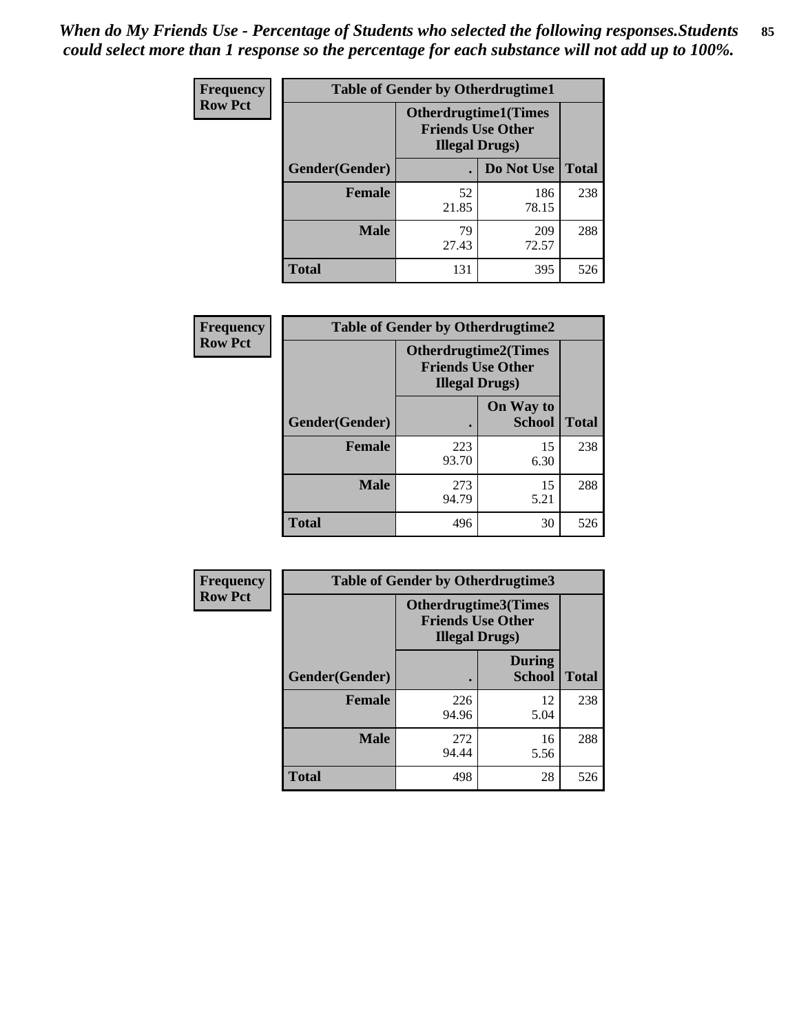*When do My Friends Use - Percentage of Students who selected the following responses.Students could select more than 1 response so the percentage for each substance will not add up to 100%.*

**Frequency**
**Row Pct**

| Table of Gender by Otherdrugtime1 | | | |
|---|---|---|---|
| | Otherdrugtime1(Times Friends Use Other Illegal Drugs) | | |
| Gender(Gender) | . | Do Not Use | Total |
| Female | 52<br>21.85 | 186<br>78.15 | 238 |
| Male | 79<br>27.43 | 209<br>72.57 | 288 |
| Total | 131 | 395 | 526 |

**Frequency**
**Row Pct**

| Table of Gender by Otherdrugtime2 | | | |
|---|---|---|---|
| | Otherdrugtime2(Times Friends Use Other Illegal Drugs) | | |
| Gender(Gender) | . | On Way to School | Total |
| Female | 223<br>93.70 | 15<br>6.30 | 238 |
| Male | 273<br>94.79 | 15<br>5.21 | 288 |
| Total | 496 | 30 | 526 |

**Frequency**
**Row Pct**

| Table of Gender by Otherdrugtime3 | | | |
|---|---|---|---|
| | Otherdrugtime3(Times Friends Use Other Illegal Drugs) | | |
| Gender(Gender) | . | During School | Total |
| Female | 226<br>94.96 | 12<br>5.04 | 238 |
| Male | 272<br>94.44 | 16<br>5.56 | 288 |
| Total | 498 | 28 | 526 |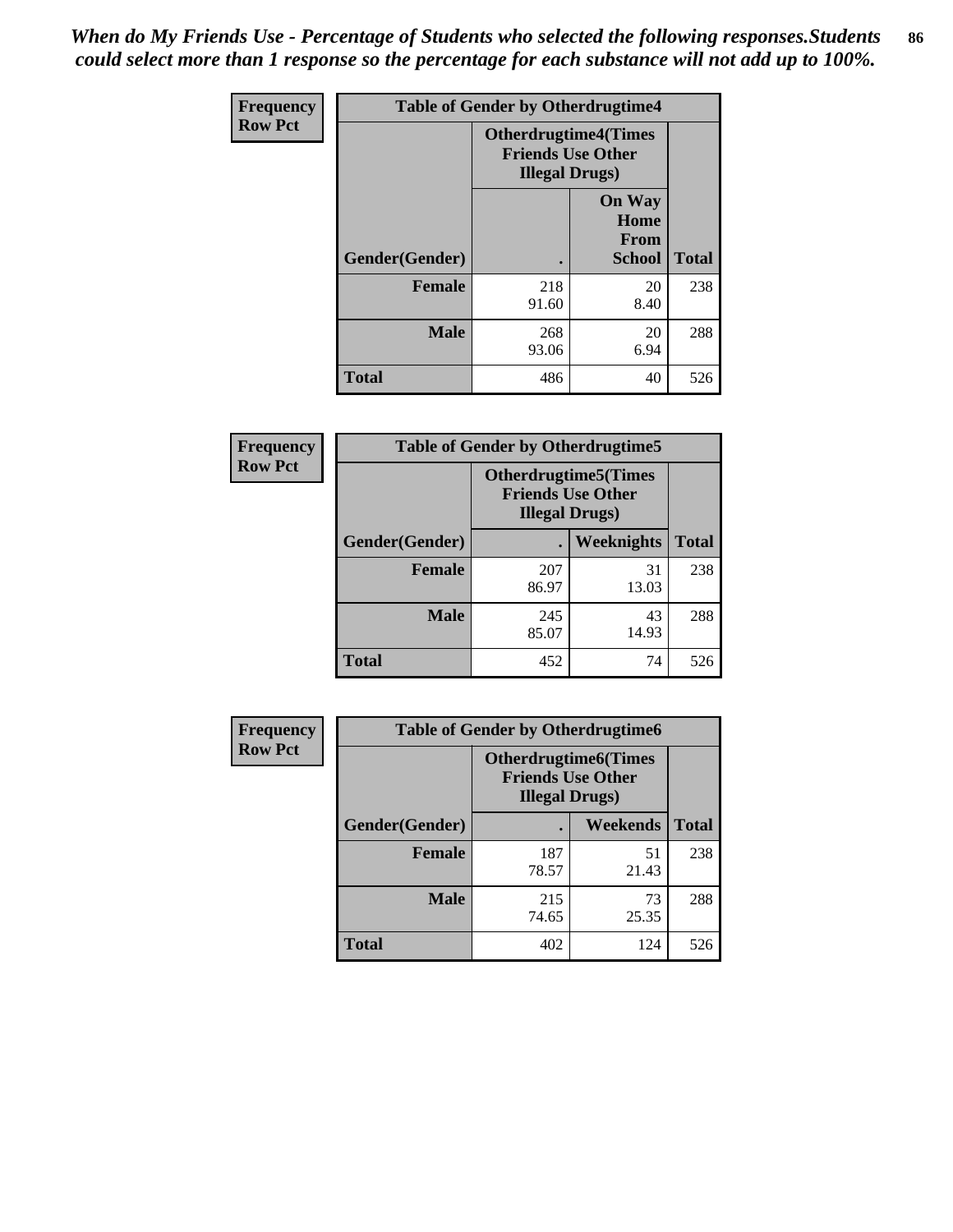*When do My Friends Use - Percentage of Students who selected the following responses.Students could select more than 1 response so the percentage for each substance will not add up to 100%.*

**Frequency**
**Row Pct**

| Table of Gender by Otherdrugtime4 | | | |
|---|---|---|---|
| | Otherdrugtime4(Times Friends Use Other Illegal Drugs) | | |
| Gender(Gender) | . | On Way Home From School | Total |
| **Female** | 218<br>91.60 | 20<br>8.40 | 238 |
| **Male** | 268<br>93.06 | 20<br>6.94 | 288 |
| **Total** | 486 | 40 | 526 |

**Frequency**
**Row Pct**

| Table of Gender by Otherdrugtime5 | | | |
|---|---|---|---|
| | Otherdrugtime5(Times Friends Use Other Illegal Drugs) | | |
| Gender(Gender) | . | Weeknights | Total |
| **Female** | 207<br>86.97 | 31<br>13.03 | 238 |
| **Male** | 245<br>85.07 | 43<br>14.93 | 288 |
| **Total** | 452 | 74 | 526 |

**Frequency**
**Row Pct**

| Table of Gender by Otherdrugtime6 | | | |
|---|---|---|---|
| | Otherdrugtime6(Times Friends Use Other Illegal Drugs) | | |
| Gender(Gender) | . | Weekends | Total |
| **Female** | 187<br>78.57 | 51<br>21.43 | 238 |
| **Male** | 215<br>74.65 | 73<br>25.35 | 288 |
| **Total** | 402 | 124 | 526 |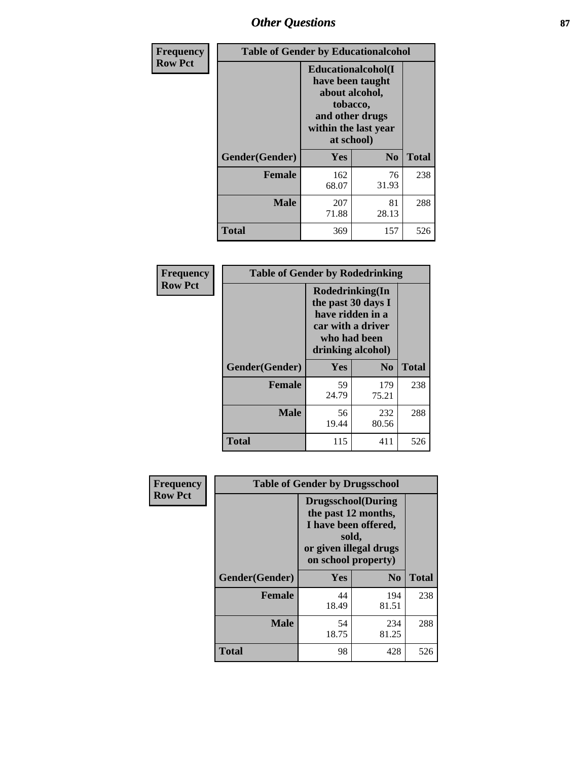## Other Questions

**Frequency**
**Row Pct**

**Table of Gender by Educationalcohol**

| Gender(Gender) | Educationalcohol(I have been taught about alcohol, tobacco, and other drugs within the last year at school) Yes | No | Total |
|---|---|---|---|
| **Female** | 162<br>68.07 | 76<br>31.93 | 238 |
| **Male** | 207<br>71.88 | 81<br>28.13 | 288 |
| **Total** | 369 | 157 | 526 |

**Frequency**
**Row Pct**

**Table of Gender by Rodedrinking**

| Gender(Gender) | Rodedrinking(In the past 30 days I have ridden in a car with a driver who had been drinking alcohol) Yes | No | Total |
|---|---|---|---|
| **Female** | 59<br>24.79 | 179<br>75.21 | 238 |
| **Male** | 56<br>19.44 | 232<br>80.56 | 288 |
| **Total** | 115 | 411 | 526 |

**Frequency**
**Row Pct**

**Table of Gender by Drugsschool**

| Gender(Gender) | Drugsschool(During the past 12 months, I have been offered, sold, or given illegal drugs on school property) Yes | No | Total |
|---|---|---|---|
| **Female** | 44<br>18.49 | 194<br>81.51 | 238 |
| **Male** | 54<br>18.75 | 234<br>81.25 | 288 |
| **Total** | 98 | 428 | 526 |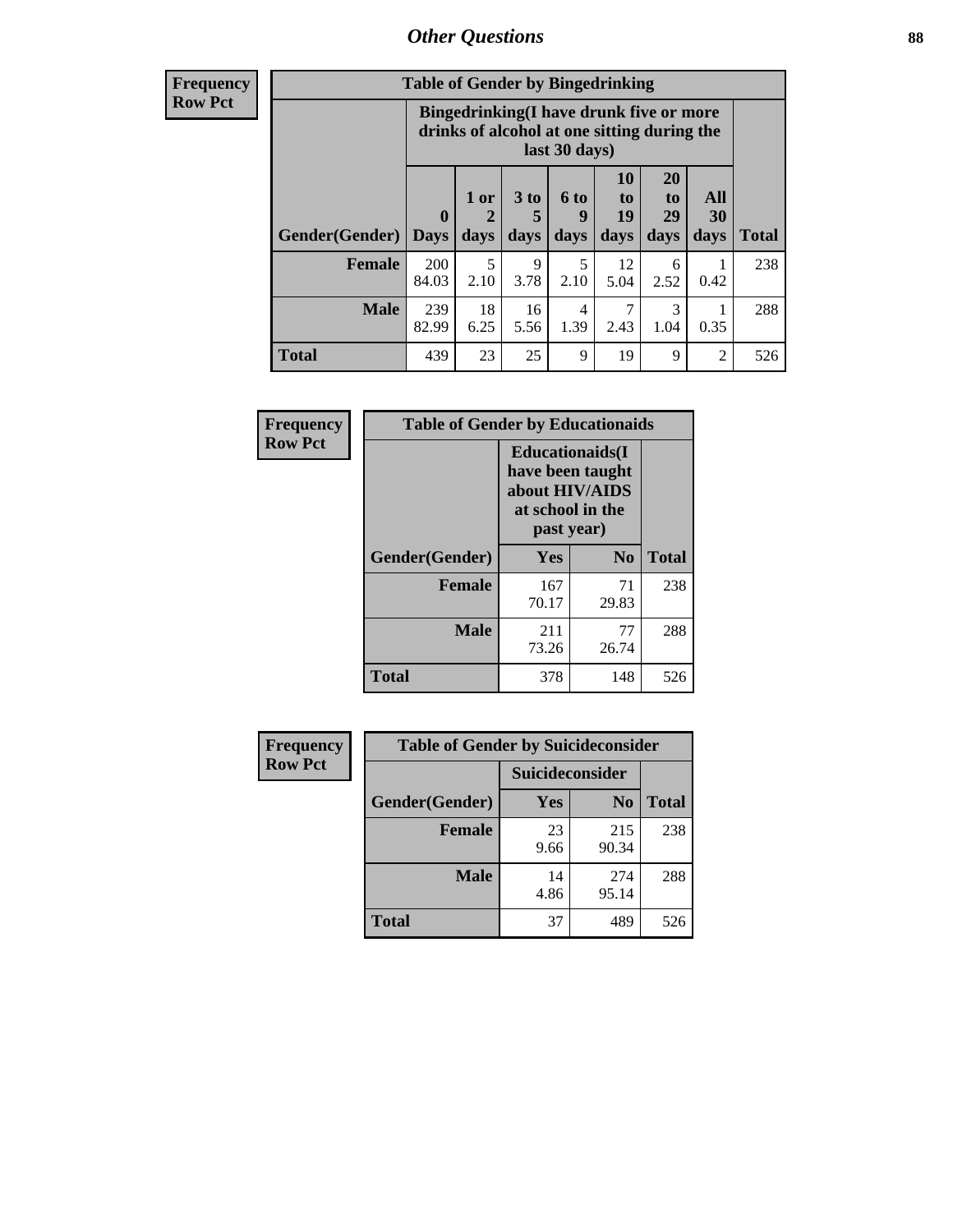## Other Questions

**Frequency / Row Pct**

**Table of Gender by Bingedrinking**

| Gender(Gender) | Bingedrinking(I have drunk five or more drinks of alcohol at one sitting during the last 30 days) | | | | | | | Total |
|---|---|---|---|---|---|---|---|---|
| | 0 Days | 1 or 2 days | 3 to 5 days | 6 to 9 days | 10 to 19 days | 20 to 29 days | All 30 days | |
| **Female** | 200<br>84.03 | 5<br>2.10 | 9<br>3.78 | 5<br>2.10 | 12<br>5.04 | 6<br>2.52 | 1<br>0.42 | 238 |
| **Male** | 239<br>82.99 | 18<br>6.25 | 16<br>5.56 | 4<br>1.39 | 7<br>2.43 | 3<br>1.04 | 1<br>0.35 | 288 |
| **Total** | 439 | 23 | 25 | 9 | 19 | 9 | 2 | 526 |

**Frequency / Row Pct**

**Table of Gender by Educationaids**

| Gender(Gender) | Educationaids(I have been taught about HIV/AIDS at school in the past year) | | Total |
|---|---|---|---|
| | Yes | No | |
| **Female** | 167<br>70.17 | 71<br>29.83 | 238 |
| **Male** | 211<br>73.26 | 77<br>26.74 | 288 |
| **Total** | 378 | 148 | 526 |

**Frequency / Row Pct**

**Table of Gender by Suicideconsider**

| Gender(Gender) | Suicideconsider | | Total |
|---|---|---|---|
| | Yes | No | |
| **Female** | 23<br>9.66 | 215<br>90.34 | 238 |
| **Male** | 14<br>4.86 | 274<br>95.14 | 288 |
| **Total** | 37 | 489 | 526 |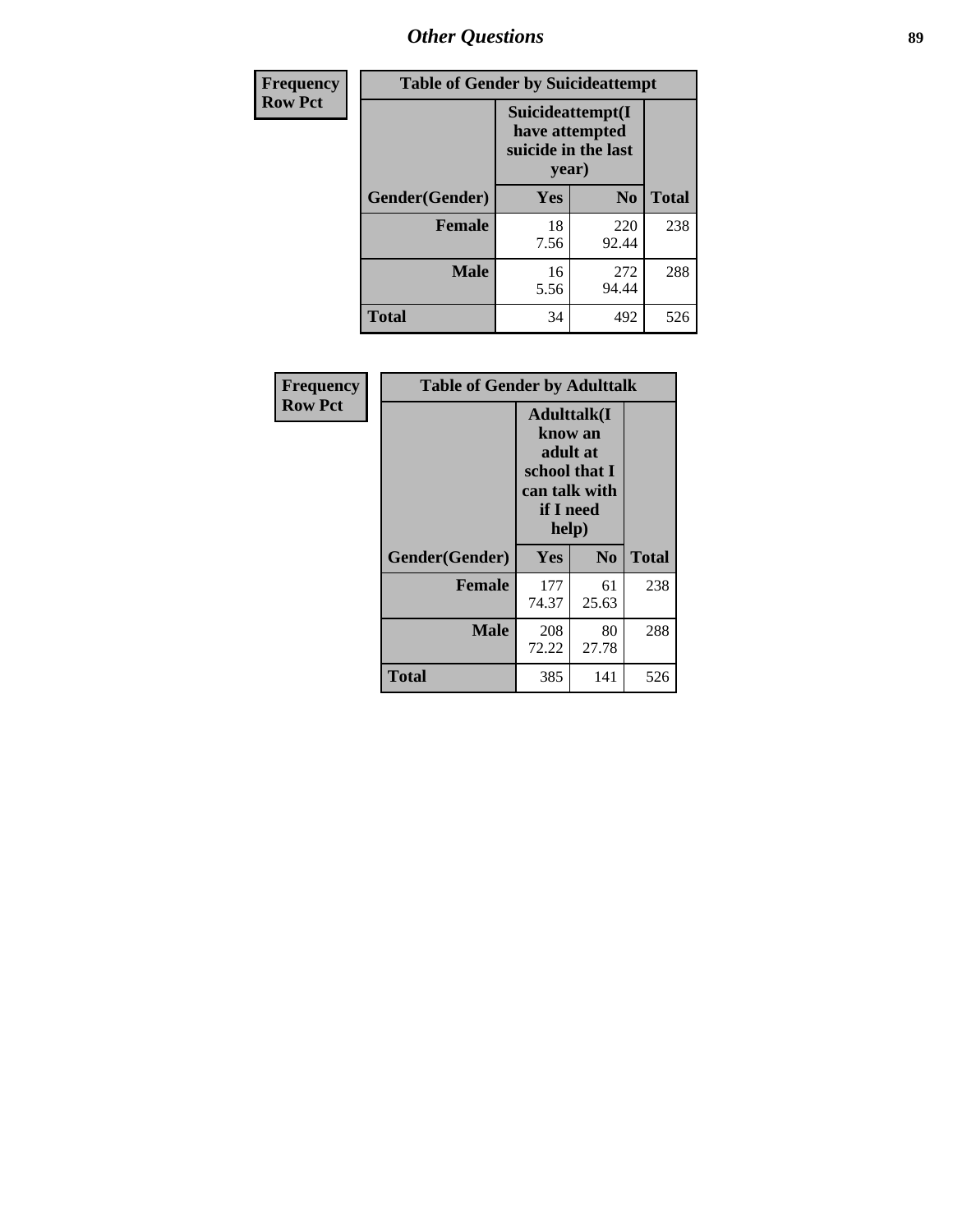# Other Questions

| Frequency<br>Row Pct | Table of Gender by Suicideattempt | | |
|---|---|---|---|
| | Suicideattempt(I have attempted suicide in the last year) | | |
| Gender(Gender) | Yes | No | Total |
| Female | 18<br>7.56 | 220<br>92.44 | 238 |
| Male | 16<br>5.56 | 272<br>94.44 | 288 |
| Total | 34 | 492 | 526 |

| Frequency<br>Row Pct | Table of Gender by Adulttalk | | |
|---|---|---|---|
| | Adulttalk(I know an adult at school that I can talk with if I need help) | | |
| Gender(Gender) | Yes | No | Total |
| Female | 177<br>74.37 | 61<br>25.63 | 238 |
| Male | 208<br>72.22 | 80<br>27.78 | 288 |
| Total | 385 | 141 | 526 |